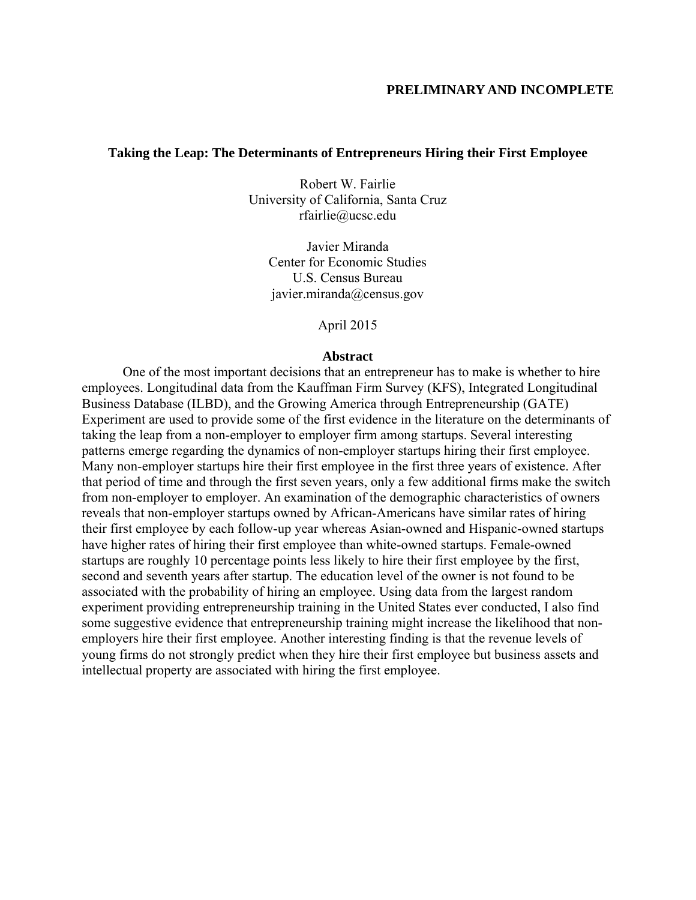**PRELIMINARY AND INCOMPLETE**

# Taking the Leap: The Determinants of Entrepreneurs Hiring their First Employee

Robert W. Fairlie
University of California, Santa Cruz
rfairlie@ucsc.edu

Javier Miranda
Center for Economic Studies
U.S. Census Bureau
javier.miranda@census.gov

April 2015

## Abstract

One of the most important decisions that an entrepreneur has to make is whether to hire employees. Longitudinal data from the Kauffman Firm Survey (KFS), Integrated Longitudinal Business Database (ILBD), and the Growing America through Entrepreneurship (GATE) Experiment are used to provide some of the first evidence in the literature on the determinants of taking the leap from a non-employer to employer firm among startups. Several interesting patterns emerge regarding the dynamics of non-employer startups hiring their first employee. Many non-employer startups hire their first employee in the first three years of existence. After that period of time and through the first seven years, only a few additional firms make the switch from non-employer to employer. An examination of the demographic characteristics of owners reveals that non-employer startups owned by African-Americans have similar rates of hiring their first employee by each follow-up year whereas Asian-owned and Hispanic-owned startups have higher rates of hiring their first employee than white-owned startups. Female-owned startups are roughly 10 percentage points less likely to hire their first employee by the first, second and seventh years after startup. The education level of the owner is not found to be associated with the probability of hiring an employee. Using data from the largest random experiment providing entrepreneurship training in the United States ever conducted, I also find some suggestive evidence that entrepreneurship training might increase the likelihood that non-employers hire their first employee. Another interesting finding is that the revenue levels of young firms do not strongly predict when they hire their first employee but business assets and intellectual property are associated with hiring the first employee.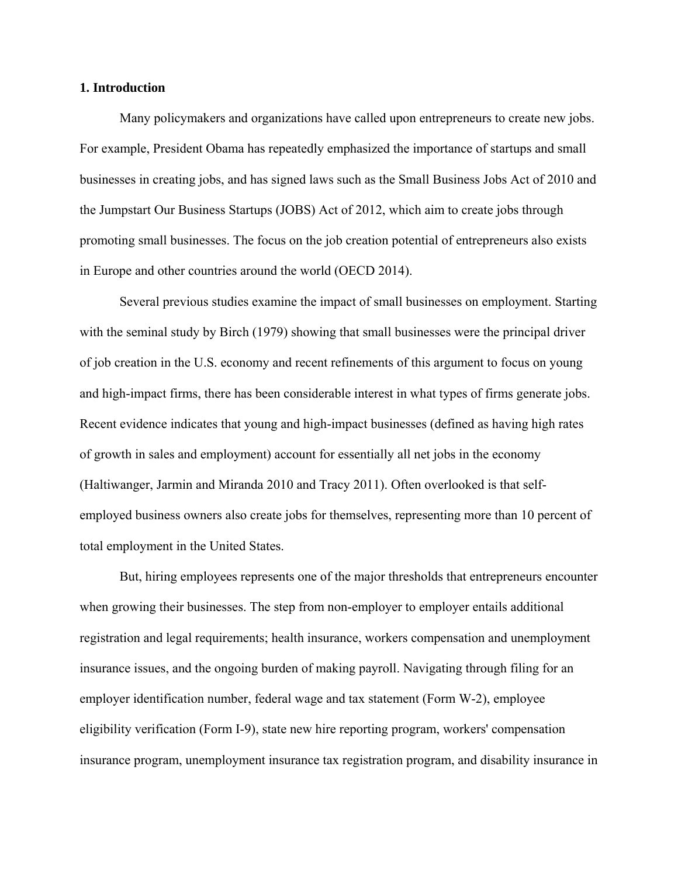## 1. Introduction

Many policymakers and organizations have called upon entrepreneurs to create new jobs. For example, President Obama has repeatedly emphasized the importance of startups and small businesses in creating jobs, and has signed laws such as the Small Business Jobs Act of 2010 and the Jumpstart Our Business Startups (JOBS) Act of 2012, which aim to create jobs through promoting small businesses. The focus on the job creation potential of entrepreneurs also exists in Europe and other countries around the world (OECD 2014).

Several previous studies examine the impact of small businesses on employment. Starting with the seminal study by Birch (1979) showing that small businesses were the principal driver of job creation in the U.S. economy and recent refinements of this argument to focus on young and high-impact firms, there has been considerable interest in what types of firms generate jobs. Recent evidence indicates that young and high-impact businesses (defined as having high rates of growth in sales and employment) account for essentially all net jobs in the economy (Haltiwanger, Jarmin and Miranda 2010 and Tracy 2011). Often overlooked is that self-employed business owners also create jobs for themselves, representing more than 10 percent of total employment in the United States.

But, hiring employees represents one of the major thresholds that entrepreneurs encounter when growing their businesses. The step from non-employer to employer entails additional registration and legal requirements; health insurance, workers compensation and unemployment insurance issues, and the ongoing burden of making payroll. Navigating through filing for an employer identification number, federal wage and tax statement (Form W-2), employee eligibility verification (Form I-9), state new hire reporting program, workers' compensation insurance program, unemployment insurance tax registration program, and disability insurance in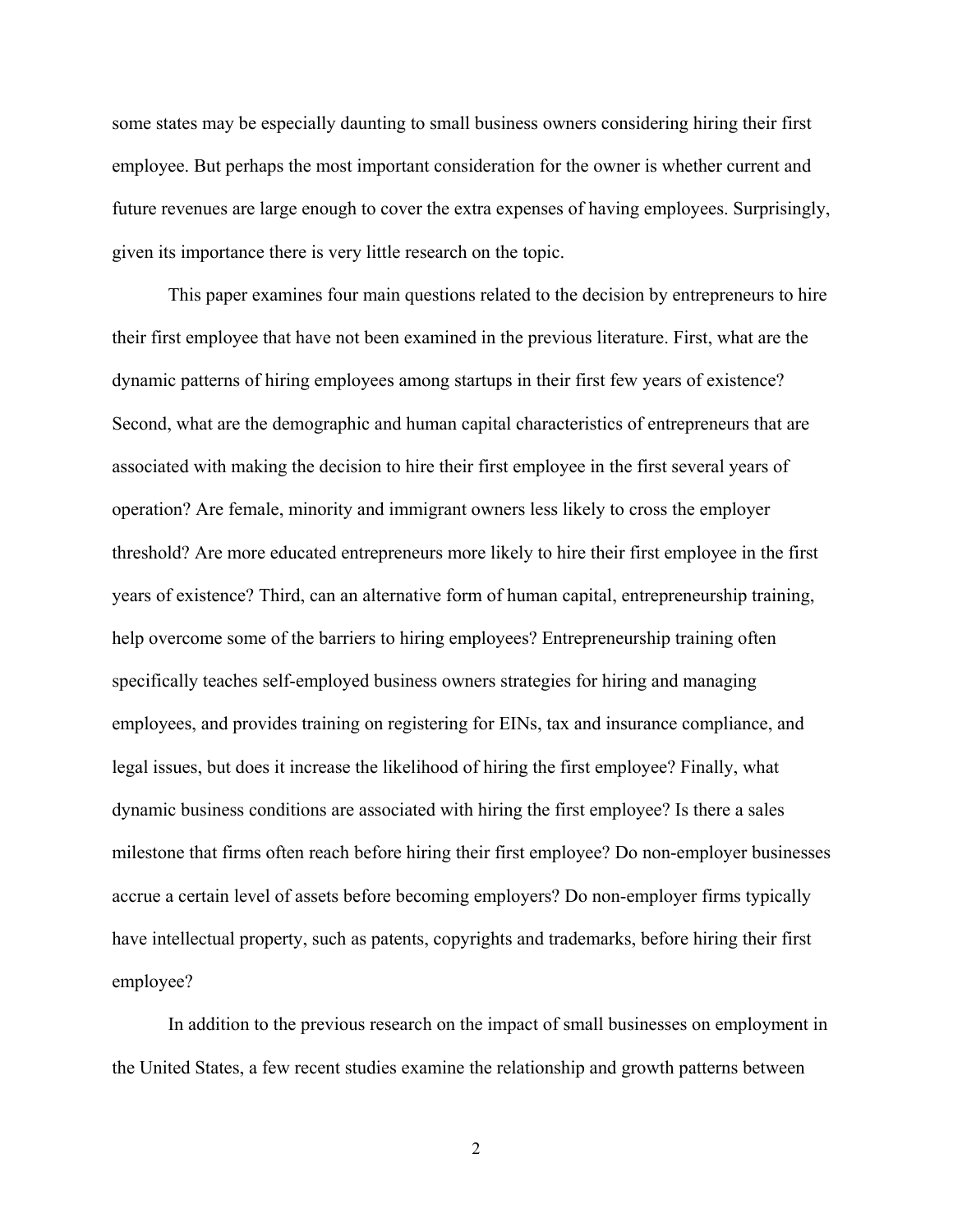some states may be especially daunting to small business owners considering hiring their first employee. But perhaps the most important consideration for the owner is whether current and future revenues are large enough to cover the extra expenses of having employees. Surprisingly, given its importance there is very little research on the topic.

This paper examines four main questions related to the decision by entrepreneurs to hire their first employee that have not been examined in the previous literature. First, what are the dynamic patterns of hiring employees among startups in their first few years of existence? Second, what are the demographic and human capital characteristics of entrepreneurs that are associated with making the decision to hire their first employee in the first several years of operation? Are female, minority and immigrant owners less likely to cross the employer threshold? Are more educated entrepreneurs more likely to hire their first employee in the first years of existence? Third, can an alternative form of human capital, entrepreneurship training, help overcome some of the barriers to hiring employees? Entrepreneurship training often specifically teaches self-employed business owners strategies for hiring and managing employees, and provides training on registering for EINs, tax and insurance compliance, and legal issues, but does it increase the likelihood of hiring the first employee? Finally, what dynamic business conditions are associated with hiring the first employee? Is there a sales milestone that firms often reach before hiring their first employee? Do non-employer businesses accrue a certain level of assets before becoming employers? Do non-employer firms typically have intellectual property, such as patents, copyrights and trademarks, before hiring their first employee?

In addition to the previous research on the impact of small businesses on employment in the United States, a few recent studies examine the relationship and growth patterns between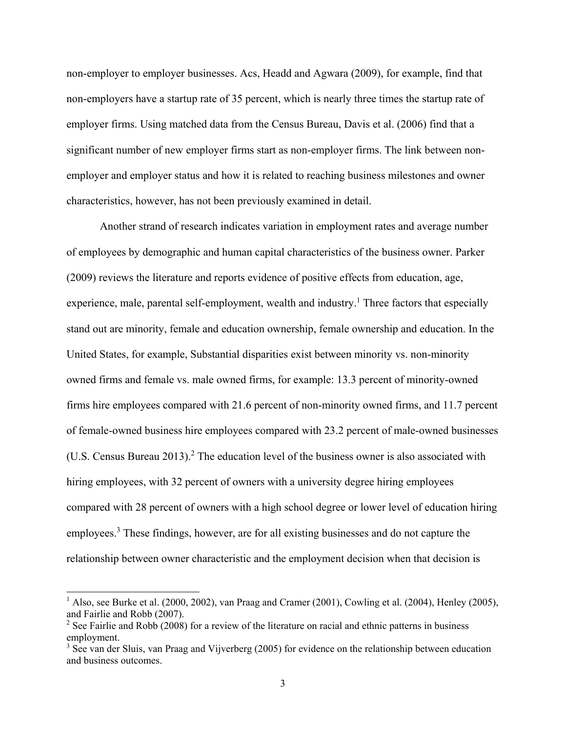non-employer to employer businesses. Acs, Headd and Agwara (2009), for example, find that non-employers have a startup rate of 35 percent, which is nearly three times the startup rate of employer firms. Using matched data from the Census Bureau, Davis et al. (2006) find that a significant number of new employer firms start as non-employer firms. The link between non-employer and employer status and how it is related to reaching business milestones and owner characteristics, however, has not been previously examined in detail.

Another strand of research indicates variation in employment rates and average number of employees by demographic and human capital characteristics of the business owner. Parker (2009) reviews the literature and reports evidence of positive effects from education, age, experience, male, parental self-employment, wealth and industry.[1] Three factors that especially stand out are minority, female and education ownership, female ownership and education. In the United States, for example, Substantial disparities exist between minority vs. non-minority owned firms and female vs. male owned firms, for example: 13.3 percent of minority-owned firms hire employees compared with 21.6 percent of non-minority owned firms, and 11.7 percent of female-owned business hire employees compared with 23.2 percent of male-owned businesses (U.S. Census Bureau 2013).[2] The education level of the business owner is also associated with hiring employees, with 32 percent of owners with a university degree hiring employees compared with 28 percent of owners with a high school degree or lower level of education hiring employees.[3] These findings, however, are for all existing businesses and do not capture the relationship between owner characteristic and the employment decision when that decision is

[1] Also, see Burke et al. (2000, 2002), van Praag and Cramer (2001), Cowling et al. (2004), Henley (2005), and Fairlie and Robb (2007).

[2] See Fairlie and Robb (2008) for a review of the literature on racial and ethnic patterns in business employment.

[3] See van der Sluis, van Praag and Vijverberg (2005) for evidence on the relationship between education and business outcomes.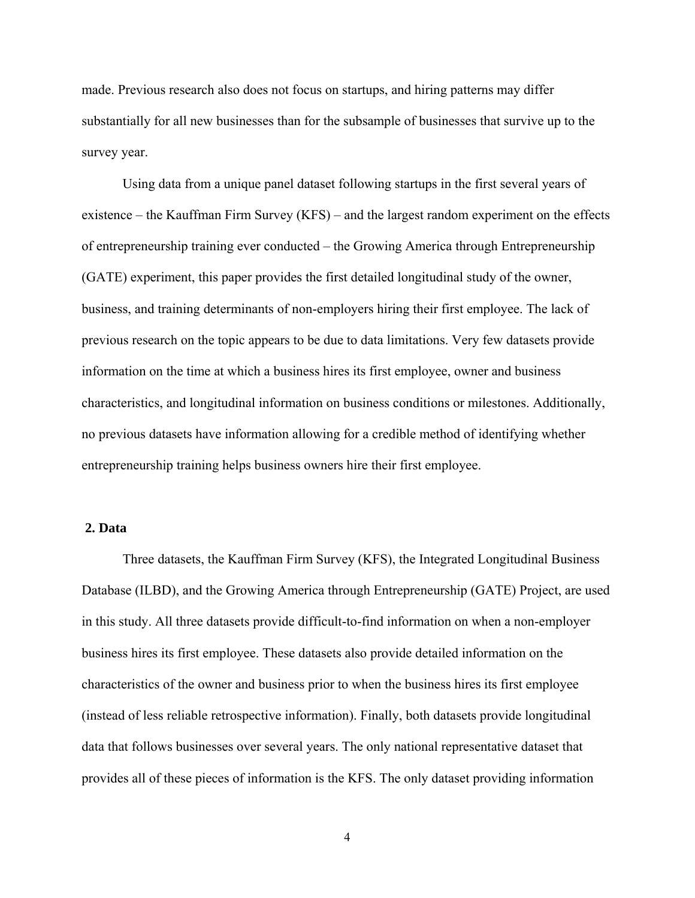made. Previous research also does not focus on startups, and hiring patterns may differ substantially for all new businesses than for the subsample of businesses that survive up to the survey year.

Using data from a unique panel dataset following startups in the first several years of existence – the Kauffman Firm Survey (KFS) – and the largest random experiment on the effects of entrepreneurship training ever conducted – the Growing America through Entrepreneurship (GATE) experiment, this paper provides the first detailed longitudinal study of the owner, business, and training determinants of non-employers hiring their first employee. The lack of previous research on the topic appears to be due to data limitations. Very few datasets provide information on the time at which a business hires its first employee, owner and business characteristics, and longitudinal information on business conditions or milestones. Additionally, no previous datasets have information allowing for a credible method of identifying whether entrepreneurship training helps business owners hire their first employee.

## 2. Data

Three datasets, the Kauffman Firm Survey (KFS), the Integrated Longitudinal Business Database (ILBD), and the Growing America through Entrepreneurship (GATE) Project, are used in this study. All three datasets provide difficult-to-find information on when a non-employer business hires its first employee. These datasets also provide detailed information on the characteristics of the owner and business prior to when the business hires its first employee (instead of less reliable retrospective information). Finally, both datasets provide longitudinal data that follows businesses over several years. The only national representative dataset that provides all of these pieces of information is the KFS. The only dataset providing information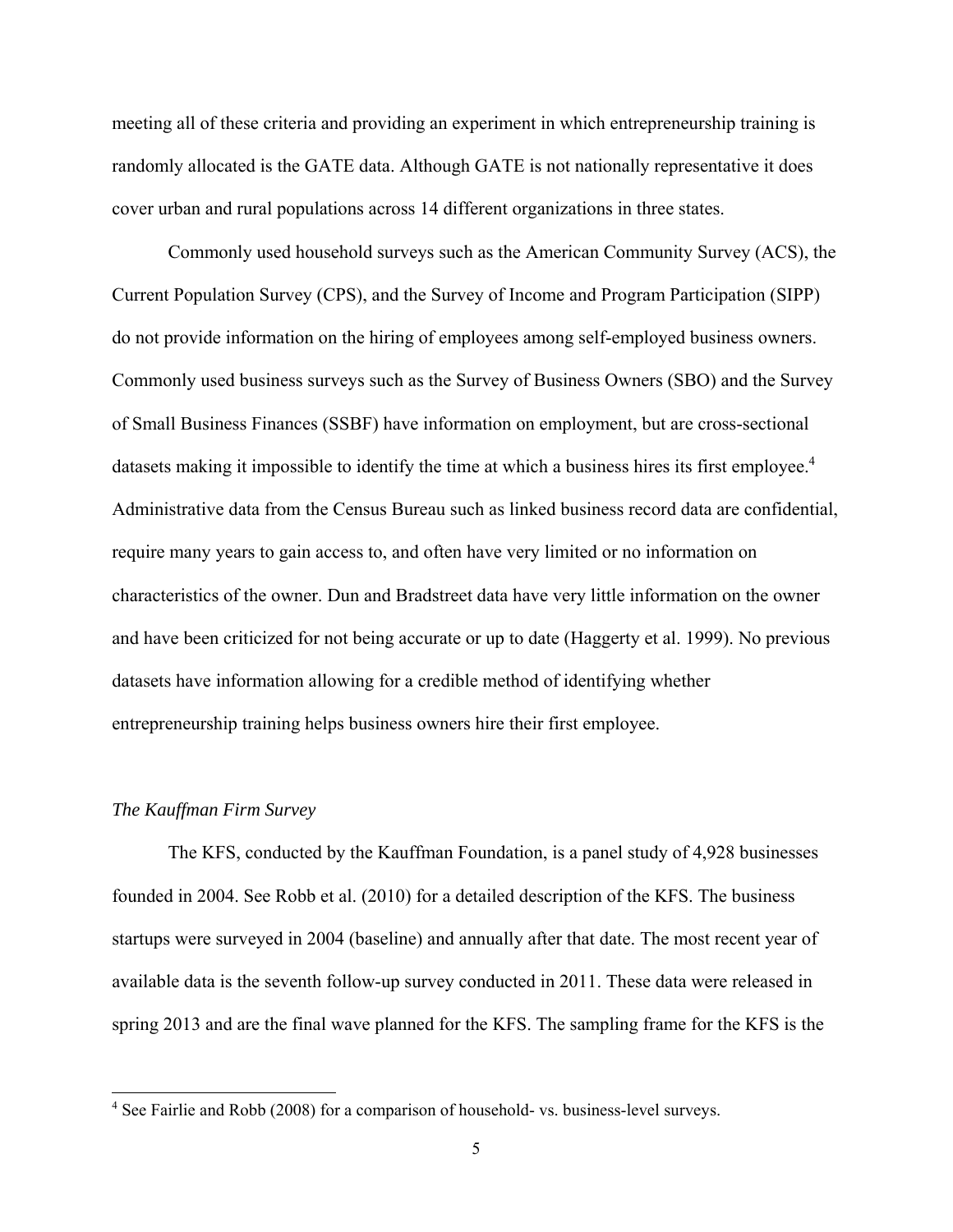meeting all of these criteria and providing an experiment in which entrepreneurship training is randomly allocated is the GATE data. Although GATE is not nationally representative it does cover urban and rural populations across 14 different organizations in three states.

Commonly used household surveys such as the American Community Survey (ACS), the Current Population Survey (CPS), and the Survey of Income and Program Participation (SIPP) do not provide information on the hiring of employees among self-employed business owners. Commonly used business surveys such as the Survey of Business Owners (SBO) and the Survey of Small Business Finances (SSBF) have information on employment, but are cross-sectional datasets making it impossible to identify the time at which a business hires its first employee.[4] Administrative data from the Census Bureau such as linked business record data are confidential, require many years to gain access to, and often have very limited or no information on characteristics of the owner. Dun and Bradstreet data have very little information on the owner and have been criticized for not being accurate or up to date (Haggerty et al. 1999). No previous datasets have information allowing for a credible method of identifying whether entrepreneurship training helps business owners hire their first employee.

### *The Kauffman Firm Survey*

The KFS, conducted by the Kauffman Foundation, is a panel study of 4,928 businesses founded in 2004. See Robb et al. (2010) for a detailed description of the KFS. The business startups were surveyed in 2004 (baseline) and annually after that date. The most recent year of available data is the seventh follow-up survey conducted in 2011. These data were released in spring 2013 and are the final wave planned for the KFS. The sampling frame for the KFS is the

[4] See Fairlie and Robb (2008) for a comparison of household- vs. business-level surveys.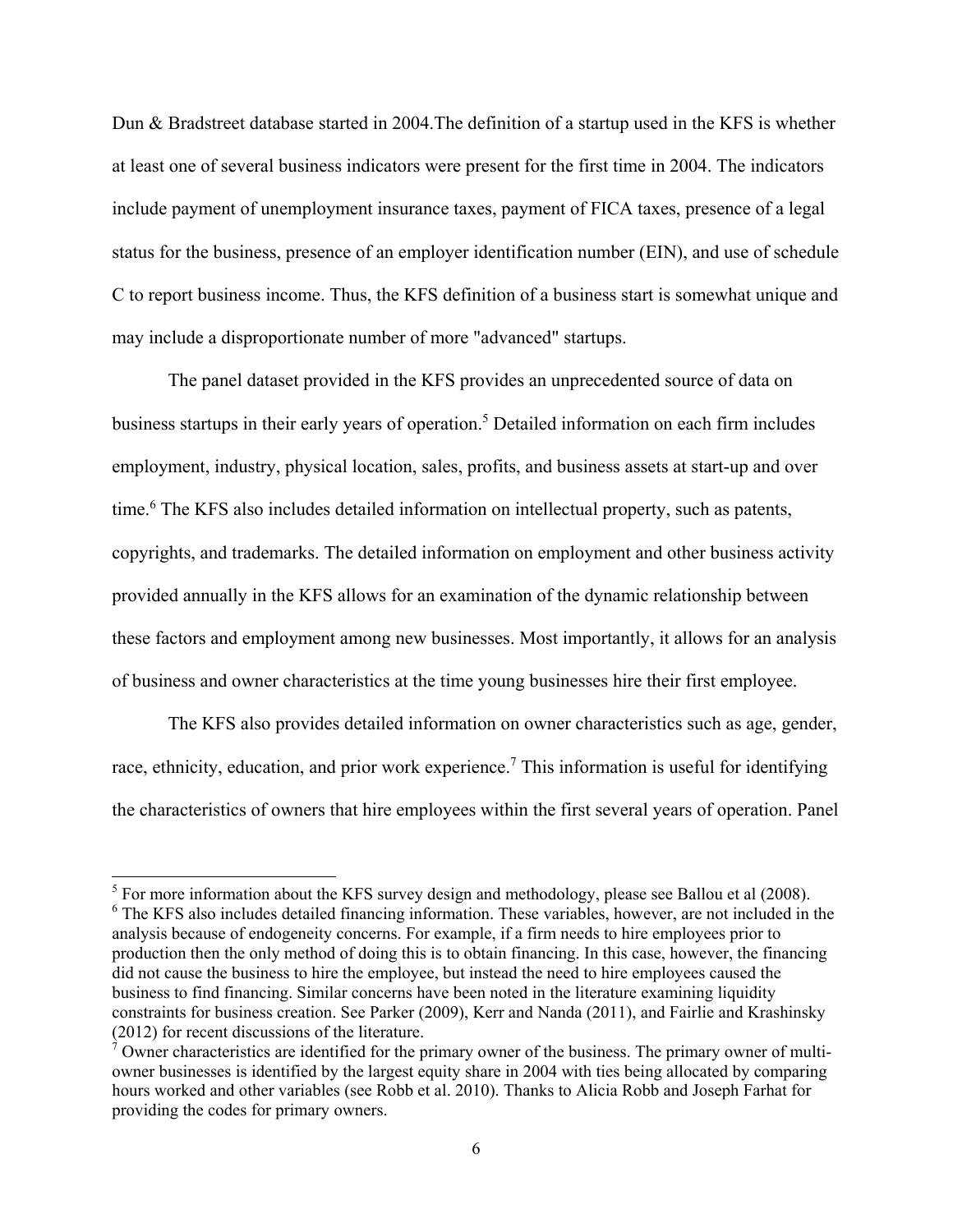Dun & Bradstreet database started in 2004.The definition of a startup used in the KFS is whether at least one of several business indicators were present for the first time in 2004. The indicators include payment of unemployment insurance taxes, payment of FICA taxes, presence of a legal status for the business, presence of an employer identification number (EIN), and use of schedule C to report business income. Thus, the KFS definition of a business start is somewhat unique and may include a disproportionate number of more "advanced" startups.

The panel dataset provided in the KFS provides an unprecedented source of data on business startups in their early years of operation.[5] Detailed information on each firm includes employment, industry, physical location, sales, profits, and business assets at start-up and over time.[6] The KFS also includes detailed information on intellectual property, such as patents, copyrights, and trademarks. The detailed information on employment and other business activity provided annually in the KFS allows for an examination of the dynamic relationship between these factors and employment among new businesses. Most importantly, it allows for an analysis of business and owner characteristics at the time young businesses hire their first employee.

The KFS also provides detailed information on owner characteristics such as age, gender, race, ethnicity, education, and prior work experience.[7] This information is useful for identifying the characteristics of owners that hire employees within the first several years of operation. Panel

[5] For more information about the KFS survey design and methodology, please see Ballou et al (2008).

[6] The KFS also includes detailed financing information. These variables, however, are not included in the analysis because of endogeneity concerns. For example, if a firm needs to hire employees prior to production then the only method of doing this is to obtain financing. In this case, however, the financing did not cause the business to hire the employee, but instead the need to hire employees caused the business to find financing. Similar concerns have been noted in the literature examining liquidity constraints for business creation. See Parker (2009), Kerr and Nanda (2011), and Fairlie and Krashinsky (2012) for recent discussions of the literature.

[7] Owner characteristics are identified for the primary owner of the business. The primary owner of multi-owner businesses is identified by the largest equity share in 2004 with ties being allocated by comparing hours worked and other variables (see Robb et al. 2010). Thanks to Alicia Robb and Joseph Farhat for providing the codes for primary owners.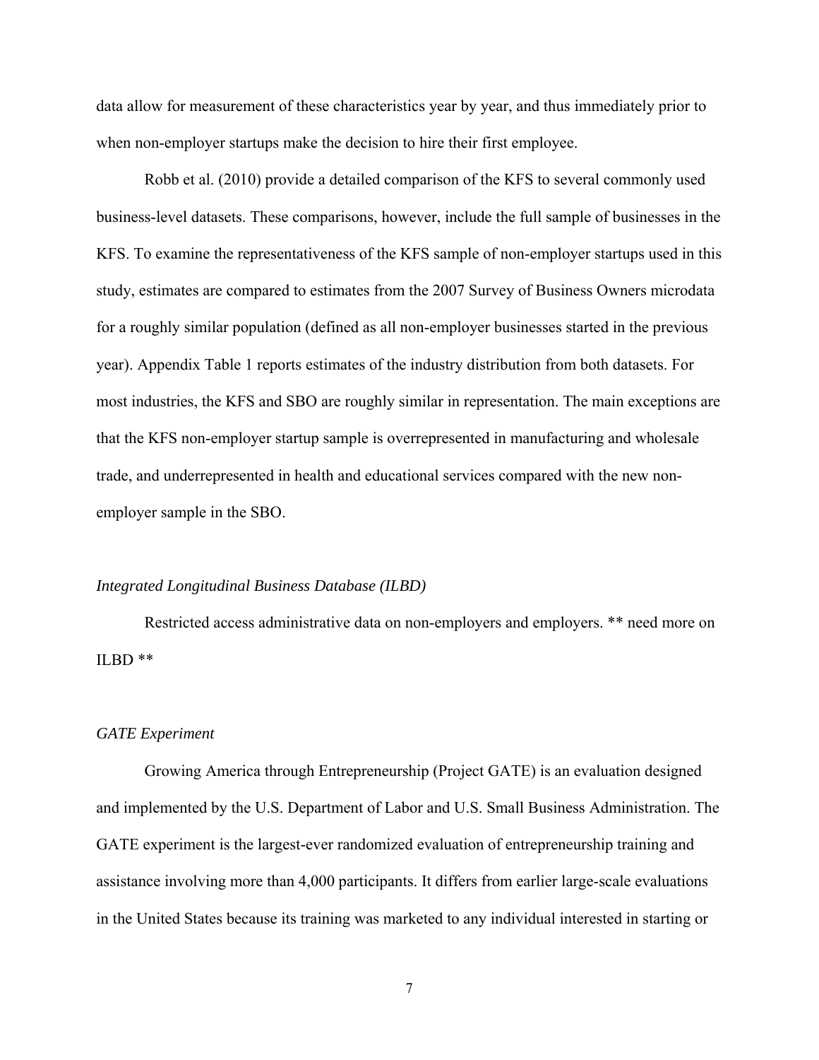data allow for measurement of these characteristics year by year, and thus immediately prior to when non-employer startups make the decision to hire their first employee.

Robb et al. (2010) provide a detailed comparison of the KFS to several commonly used business-level datasets. These comparisons, however, include the full sample of businesses in the KFS. To examine the representativeness of the KFS sample of non-employer startups used in this study, estimates are compared to estimates from the 2007 Survey of Business Owners microdata for a roughly similar population (defined as all non-employer businesses started in the previous year). Appendix Table 1 reports estimates of the industry distribution from both datasets. For most industries, the KFS and SBO are roughly similar in representation. The main exceptions are that the KFS non-employer startup sample is overrepresented in manufacturing and wholesale trade, and underrepresented in health and educational services compared with the new non-employer sample in the SBO.

*Integrated Longitudinal Business Database (ILBD)*

Restricted access administrative data on non-employers and employers. ** need more on ILBD **

*GATE Experiment*

Growing America through Entrepreneurship (Project GATE) is an evaluation designed and implemented by the U.S. Department of Labor and U.S. Small Business Administration. The GATE experiment is the largest-ever randomized evaluation of entrepreneurship training and assistance involving more than 4,000 participants. It differs from earlier large-scale evaluations in the United States because its training was marketed to any individual interested in starting or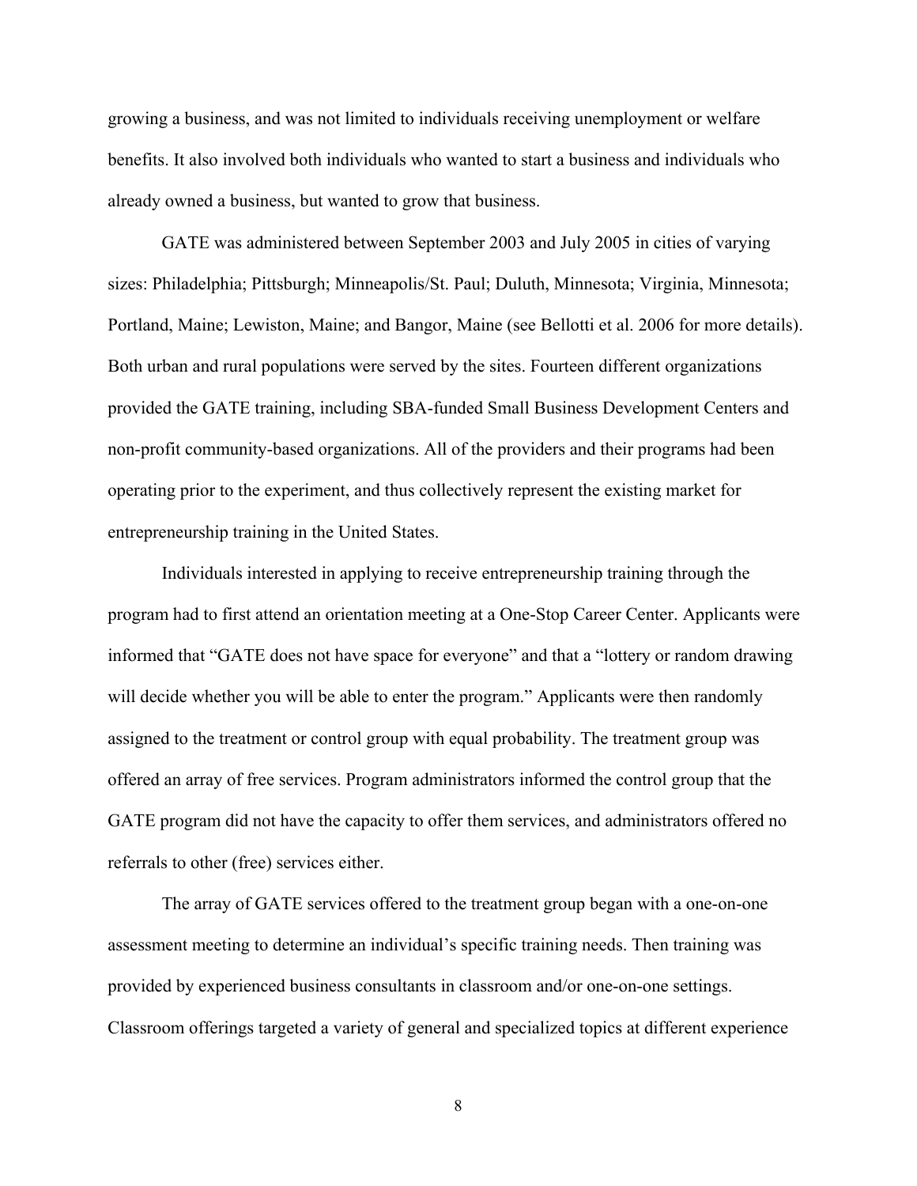growing a business, and was not limited to individuals receiving unemployment or welfare benefits. It also involved both individuals who wanted to start a business and individuals who already owned a business, but wanted to grow that business.

GATE was administered between September 2003 and July 2005 in cities of varying sizes: Philadelphia; Pittsburgh; Minneapolis/St. Paul; Duluth, Minnesota; Virginia, Minnesota; Portland, Maine; Lewiston, Maine; and Bangor, Maine (see Bellotti et al. 2006 for more details). Both urban and rural populations were served by the sites. Fourteen different organizations provided the GATE training, including SBA-funded Small Business Development Centers and non-profit community-based organizations. All of the providers and their programs had been operating prior to the experiment, and thus collectively represent the existing market for entrepreneurship training in the United States.

Individuals interested in applying to receive entrepreneurship training through the program had to first attend an orientation meeting at a One-Stop Career Center. Applicants were informed that "GATE does not have space for everyone" and that a "lottery or random drawing will decide whether you will be able to enter the program." Applicants were then randomly assigned to the treatment or control group with equal probability. The treatment group was offered an array of free services. Program administrators informed the control group that the GATE program did not have the capacity to offer them services, and administrators offered no referrals to other (free) services either.

The array of GATE services offered to the treatment group began with a one-on-one assessment meeting to determine an individual's specific training needs. Then training was provided by experienced business consultants in classroom and/or one-on-one settings. Classroom offerings targeted a variety of general and specialized topics at different experience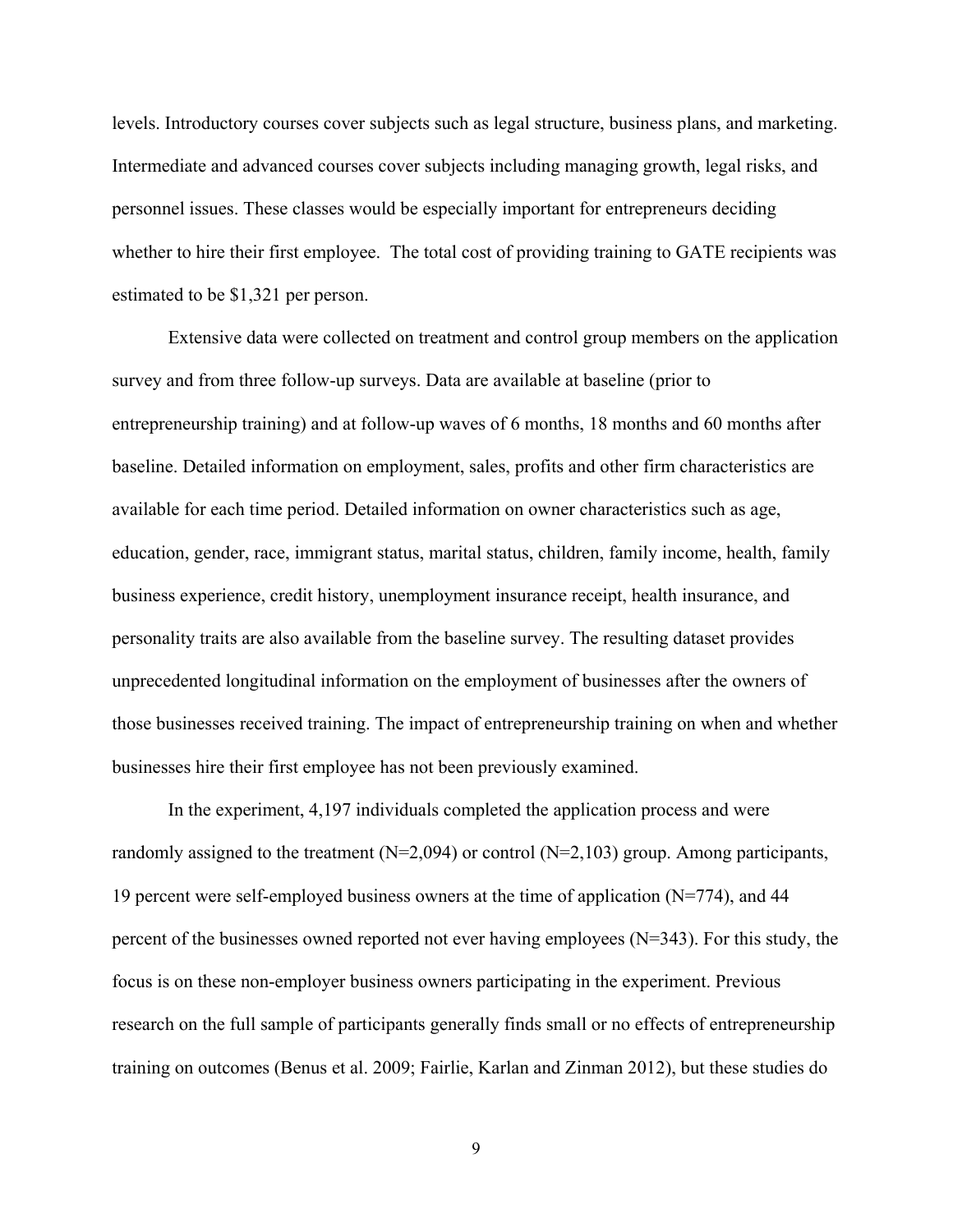levels. Introductory courses cover subjects such as legal structure, business plans, and marketing. Intermediate and advanced courses cover subjects including managing growth, legal risks, and personnel issues. These classes would be especially important for entrepreneurs deciding whether to hire their first employee. The total cost of providing training to GATE recipients was estimated to be $1,321 per person.

Extensive data were collected on treatment and control group members on the application survey and from three follow-up surveys. Data are available at baseline (prior to entrepreneurship training) and at follow-up waves of 6 months, 18 months and 60 months after baseline. Detailed information on employment, sales, profits and other firm characteristics are available for each time period. Detailed information on owner characteristics such as age, education, gender, race, immigrant status, marital status, children, family income, health, family business experience, credit history, unemployment insurance receipt, health insurance, and personality traits are also available from the baseline survey. The resulting dataset provides unprecedented longitudinal information on the employment of businesses after the owners of those businesses received training. The impact of entrepreneurship training on when and whether businesses hire their first employee has not been previously examined.

In the experiment, 4,197 individuals completed the application process and were randomly assigned to the treatment (N=2,094) or control (N=2,103) group. Among participants, 19 percent were self-employed business owners at the time of application (N=774), and 44 percent of the businesses owned reported not ever having employees (N=343). For this study, the focus is on these non-employer business owners participating in the experiment. Previous research on the full sample of participants generally finds small or no effects of entrepreneurship training on outcomes (Benus et al. 2009; Fairlie, Karlan and Zinman 2012), but these studies do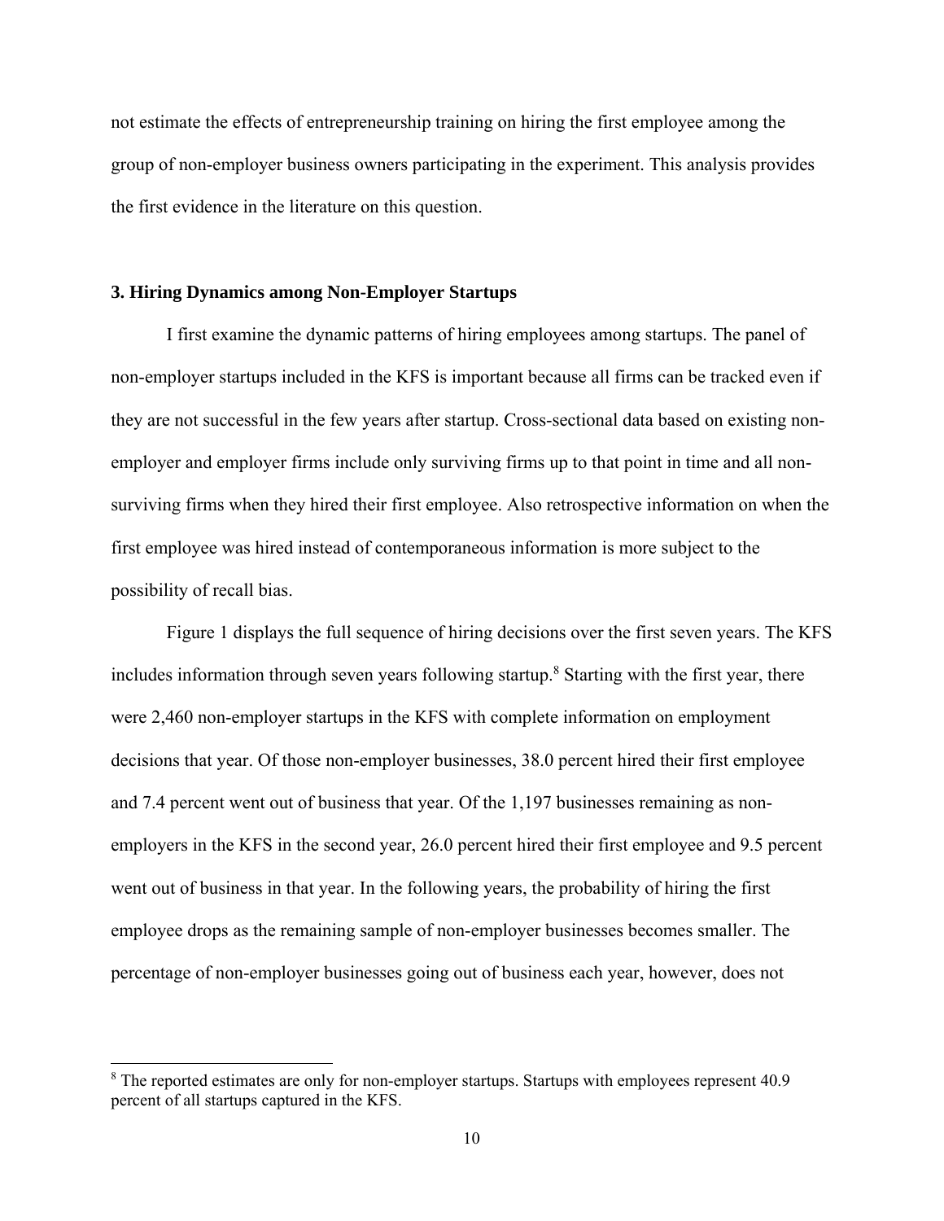not estimate the effects of entrepreneurship training on hiring the first employee among the group of non-employer business owners participating in the experiment. This analysis provides the first evidence in the literature on this question.

### 3. Hiring Dynamics among Non-Employer Startups

I first examine the dynamic patterns of hiring employees among startups. The panel of non-employer startups included in the KFS is important because all firms can be tracked even if they are not successful in the few years after startup. Cross-sectional data based on existing non-employer and employer firms include only surviving firms up to that point in time and all non-surviving firms when they hired their first employee. Also retrospective information on when the first employee was hired instead of contemporaneous information is more subject to the possibility of recall bias.

Figure 1 displays the full sequence of hiring decisions over the first seven years. The KFS includes information through seven years following startup.[8] Starting with the first year, there were 2,460 non-employer startups in the KFS with complete information on employment decisions that year. Of those non-employer businesses, 38.0 percent hired their first employee and 7.4 percent went out of business that year. Of the 1,197 businesses remaining as non-employers in the KFS in the second year, 26.0 percent hired their first employee and 9.5 percent went out of business in that year. In the following years, the probability of hiring the first employee drops as the remaining sample of non-employer businesses becomes smaller. The percentage of non-employer businesses going out of business each year, however, does not

[8] The reported estimates are only for non-employer startups. Startups with employees represent 40.9 percent of all startups captured in the KFS.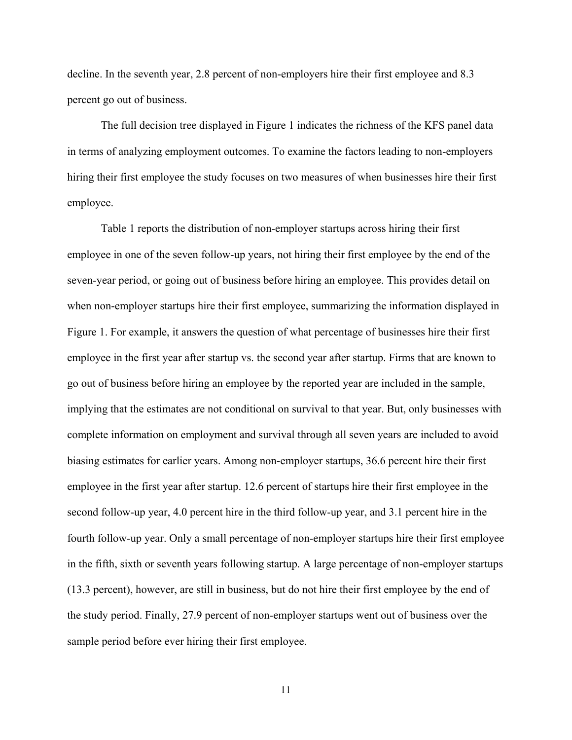decline. In the seventh year, 2.8 percent of non-employers hire their first employee and 8.3 percent go out of business.

The full decision tree displayed in Figure 1 indicates the richness of the KFS panel data in terms of analyzing employment outcomes. To examine the factors leading to non-employers hiring their first employee the study focuses on two measures of when businesses hire their first employee.

Table 1 reports the distribution of non-employer startups across hiring their first employee in one of the seven follow-up years, not hiring their first employee by the end of the seven-year period, or going out of business before hiring an employee. This provides detail on when non-employer startups hire their first employee, summarizing the information displayed in Figure 1. For example, it answers the question of what percentage of businesses hire their first employee in the first year after startup vs. the second year after startup. Firms that are known to go out of business before hiring an employee by the reported year are included in the sample, implying that the estimates are not conditional on survival to that year. But, only businesses with complete information on employment and survival through all seven years are included to avoid biasing estimates for earlier years. Among non-employer startups, 36.6 percent hire their first employee in the first year after startup. 12.6 percent of startups hire their first employee in the second follow-up year, 4.0 percent hire in the third follow-up year, and 3.1 percent hire in the fourth follow-up year. Only a small percentage of non-employer startups hire their first employee in the fifth, sixth or seventh years following startup. A large percentage of non-employer startups (13.3 percent), however, are still in business, but do not hire their first employee by the end of the study period. Finally, 27.9 percent of non-employer startups went out of business over the sample period before ever hiring their first employee.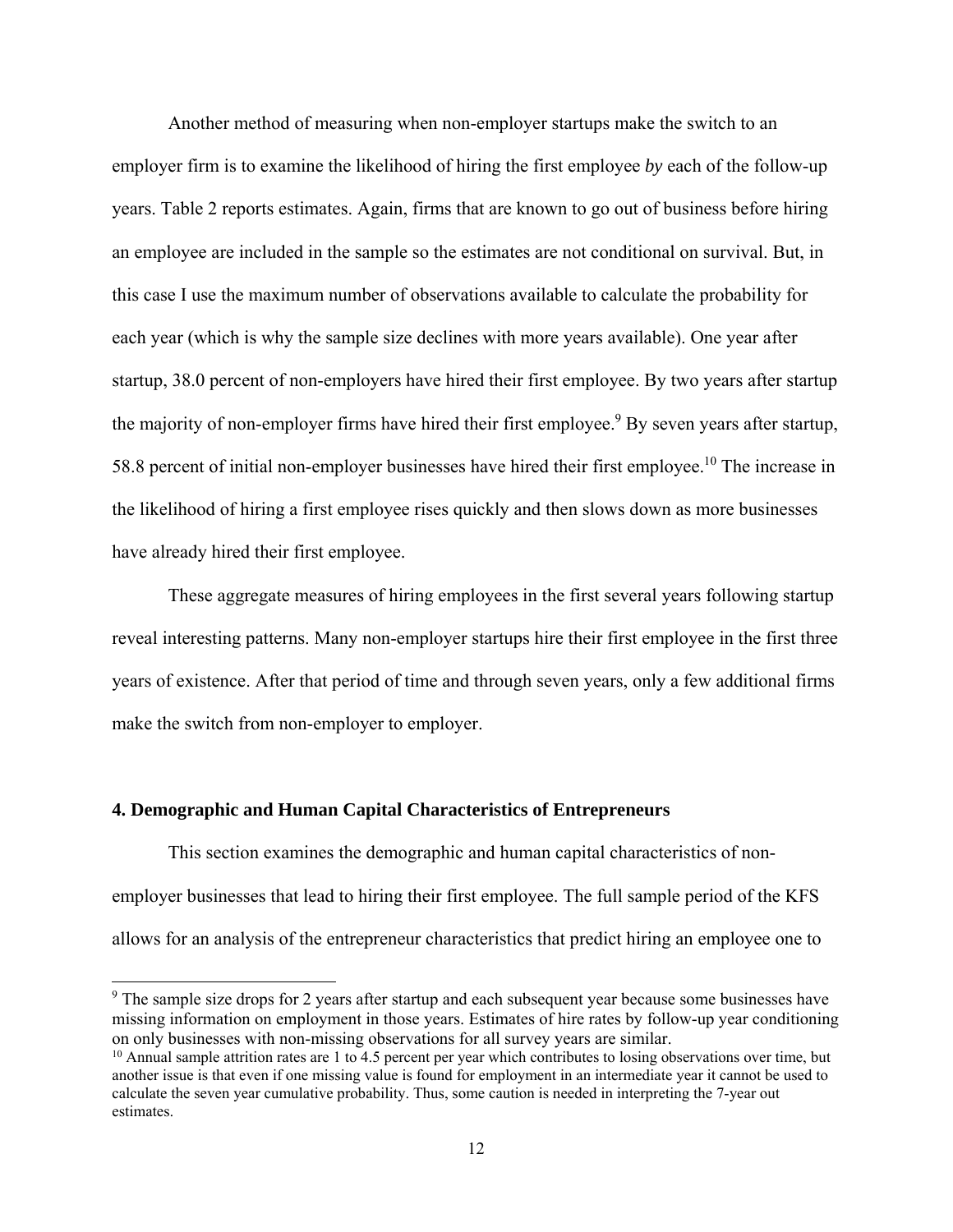Another method of measuring when non-employer startups make the switch to an employer firm is to examine the likelihood of hiring the first employee *by* each of the follow-up years. Table 2 reports estimates. Again, firms that are known to go out of business before hiring an employee are included in the sample so the estimates are not conditional on survival. But, in this case I use the maximum number of observations available to calculate the probability for each year (which is why the sample size declines with more years available). One year after startup, 38.0 percent of non-employers have hired their first employee. By two years after startup the majority of non-employer firms have hired their first employee.[9] By seven years after startup, 58.8 percent of initial non-employer businesses have hired their first employee.[10] The increase in the likelihood of hiring a first employee rises quickly and then slows down as more businesses have already hired their first employee.

These aggregate measures of hiring employees in the first several years following startup reveal interesting patterns. Many non-employer startups hire their first employee in the first three years of existence. After that period of time and through seven years, only a few additional firms make the switch from non-employer to employer.

## 4. Demographic and Human Capital Characteristics of Entrepreneurs

This section examines the demographic and human capital characteristics of non-employer businesses that lead to hiring their first employee. The full sample period of the KFS allows for an analysis of the entrepreneur characteristics that predict hiring an employee one to

---

[9] The sample size drops for 2 years after startup and each subsequent year because some businesses have missing information on employment in those years. Estimates of hire rates by follow-up year conditioning on only businesses with non-missing observations for all survey years are similar.

[10] Annual sample attrition rates are 1 to 4.5 percent per year which contributes to losing observations over time, but another issue is that even if one missing value is found for employment in an intermediate year it cannot be used to calculate the seven year cumulative probability. Thus, some caution is needed in interpreting the 7-year out estimates.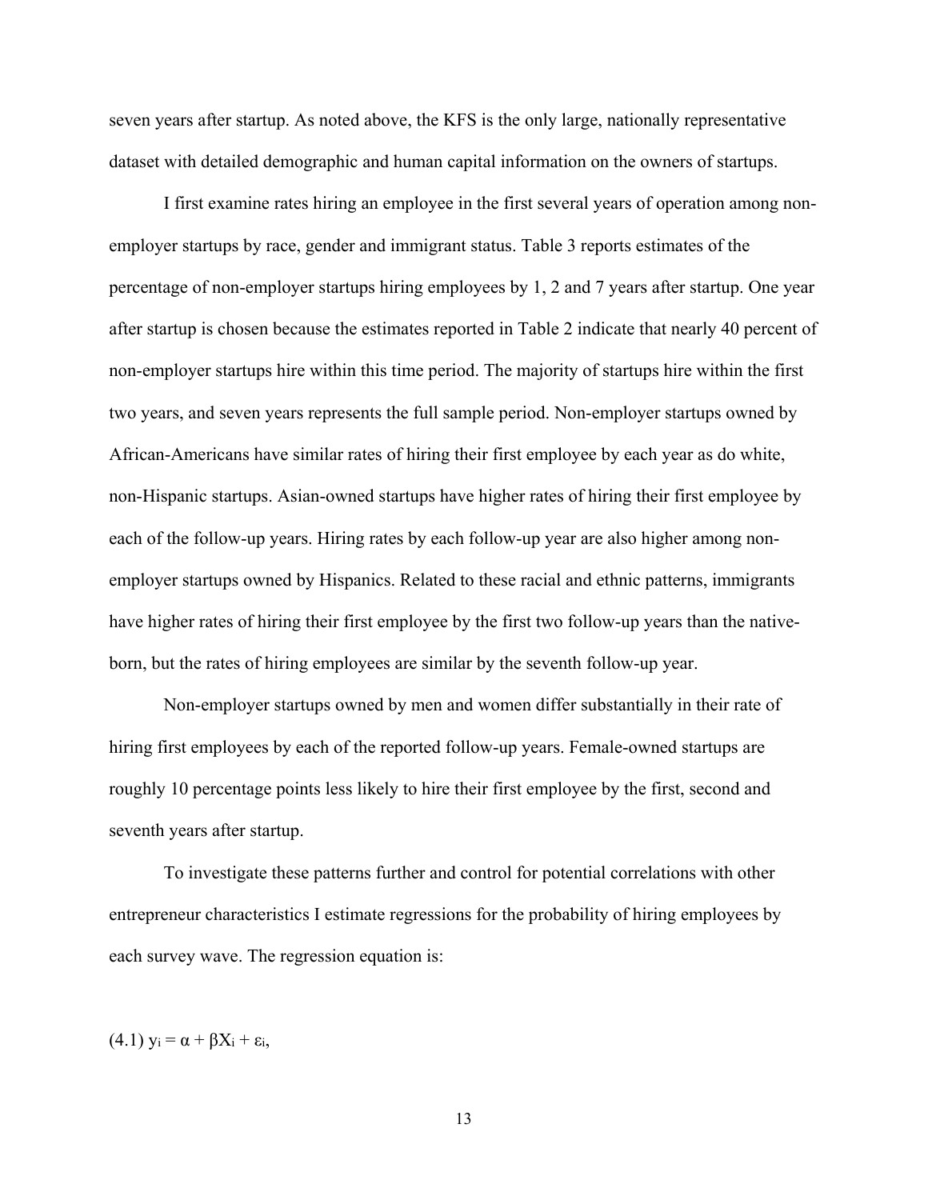seven years after startup. As noted above, the KFS is the only large, nationally representative dataset with detailed demographic and human capital information on the owners of startups.

I first examine rates hiring an employee in the first several years of operation among non-employer startups by race, gender and immigrant status. Table 3 reports estimates of the percentage of non-employer startups hiring employees by 1, 2 and 7 years after startup. One year after startup is chosen because the estimates reported in Table 2 indicate that nearly 40 percent of non-employer startups hire within this time period. The majority of startups hire within the first two years, and seven years represents the full sample period. Non-employer startups owned by African-Americans have similar rates of hiring their first employee by each year as do white, non-Hispanic startups. Asian-owned startups have higher rates of hiring their first employee by each of the follow-up years. Hiring rates by each follow-up year are also higher among non-employer startups owned by Hispanics. Related to these racial and ethnic patterns, immigrants have higher rates of hiring their first employee by the first two follow-up years than the native-born, but the rates of hiring employees are similar by the seventh follow-up year.

Non-employer startups owned by men and women differ substantially in their rate of hiring first employees by each of the reported follow-up years. Female-owned startups are roughly 10 percentage points less likely to hire their first employee by the first, second and seventh years after startup.

To investigate these patterns further and control for potential correlations with other entrepreneur characteristics I estimate regressions for the probability of hiring employees by each survey wave. The regression equation is:

(4.1) $y_i = \alpha + \beta X_i + \varepsilon_i$,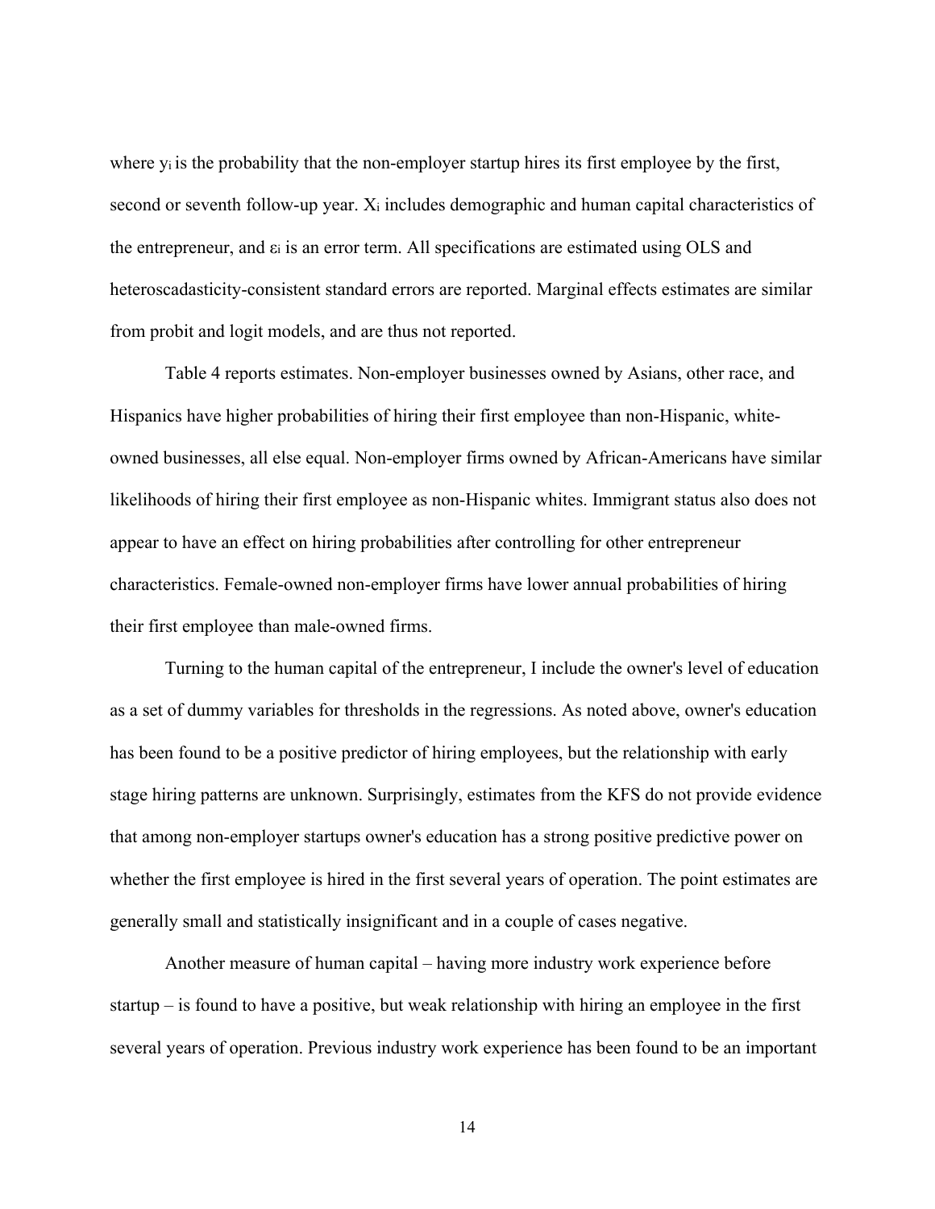where $y_i$ is the probability that the non-employer startup hires its first employee by the first, second or seventh follow-up year. $X_i$ includes demographic and human capital characteristics of the entrepreneur, and $\varepsilon_i$ is an error term. All specifications are estimated using OLS and heteroscadasticity-consistent standard errors are reported. Marginal effects estimates are similar from probit and logit models, and are thus not reported.

Table 4 reports estimates. Non-employer businesses owned by Asians, other race, and Hispanics have higher probabilities of hiring their first employee than non-Hispanic, white-owned businesses, all else equal. Non-employer firms owned by African-Americans have similar likelihoods of hiring their first employee as non-Hispanic whites. Immigrant status also does not appear to have an effect on hiring probabilities after controlling for other entrepreneur characteristics. Female-owned non-employer firms have lower annual probabilities of hiring their first employee than male-owned firms.

Turning to the human capital of the entrepreneur, I include the owner's level of education as a set of dummy variables for thresholds in the regressions. As noted above, owner's education has been found to be a positive predictor of hiring employees, but the relationship with early stage hiring patterns are unknown. Surprisingly, estimates from the KFS do not provide evidence that among non-employer startups owner's education has a strong positive predictive power on whether the first employee is hired in the first several years of operation. The point estimates are generally small and statistically insignificant and in a couple of cases negative.

Another measure of human capital – having more industry work experience before startup – is found to have a positive, but weak relationship with hiring an employee in the first several years of operation. Previous industry work experience has been found to be an important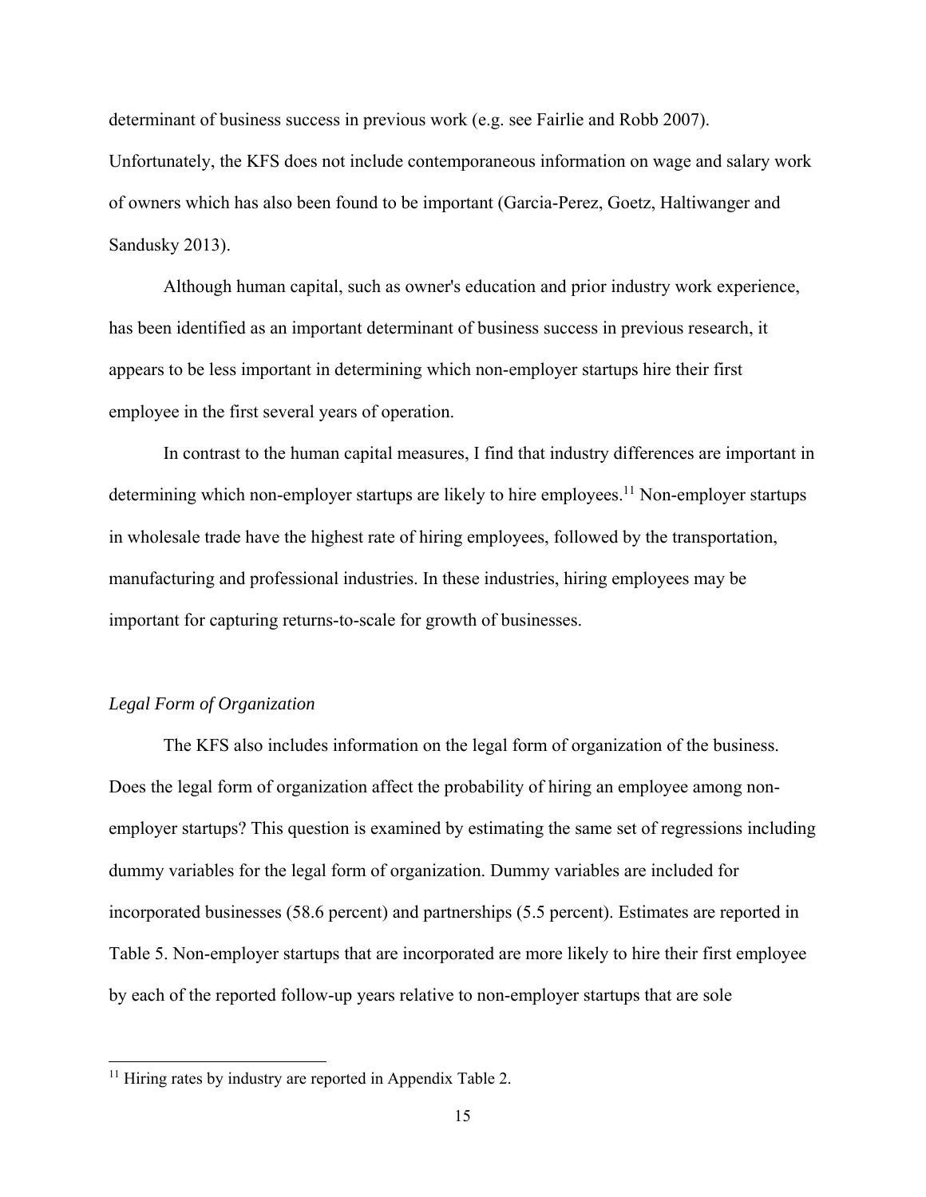determinant of business success in previous work (e.g. see Fairlie and Robb 2007). Unfortunately, the KFS does not include contemporaneous information on wage and salary work of owners which has also been found to be important (Garcia-Perez, Goetz, Haltiwanger and Sandusky 2013).

Although human capital, such as owner's education and prior industry work experience, has been identified as an important determinant of business success in previous research, it appears to be less important in determining which non-employer startups hire their first employee in the first several years of operation.

In contrast to the human capital measures, I find that industry differences are important in determining which non-employer startups are likely to hire employees.[11] Non-employer startups in wholesale trade have the highest rate of hiring employees, followed by the transportation, manufacturing and professional industries. In these industries, hiring employees may be important for capturing returns-to-scale for growth of businesses.

*Legal Form of Organization*

The KFS also includes information on the legal form of organization of the business. Does the legal form of organization affect the probability of hiring an employee among non-employer startups? This question is examined by estimating the same set of regressions including dummy variables for the legal form of organization. Dummy variables are included for incorporated businesses (58.6 percent) and partnerships (5.5 percent). Estimates are reported in Table 5. Non-employer startups that are incorporated are more likely to hire their first employee by each of the reported follow-up years relative to non-employer startups that are sole

[11] Hiring rates by industry are reported in Appendix Table 2.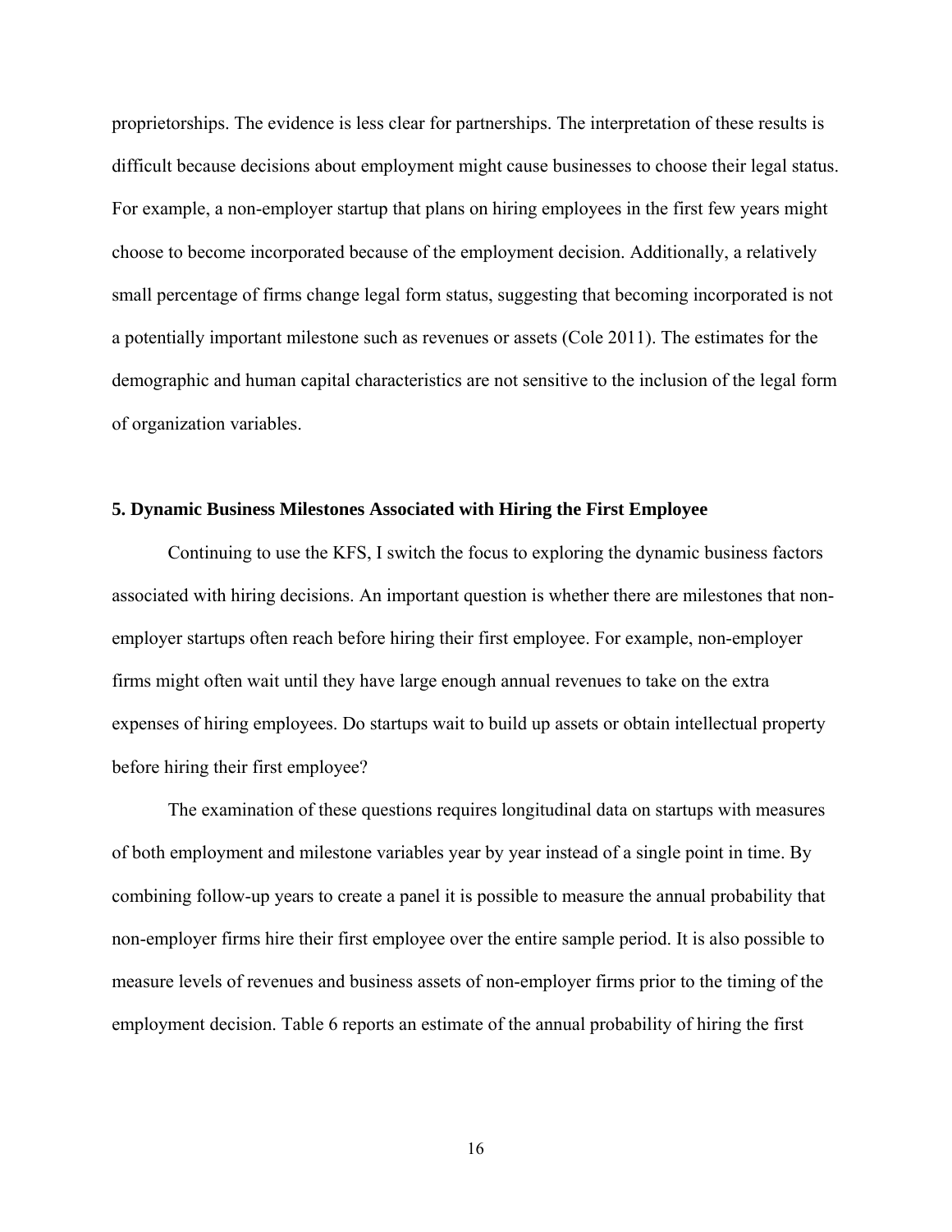proprietorships. The evidence is less clear for partnerships. The interpretation of these results is difficult because decisions about employment might cause businesses to choose their legal status. For example, a non-employer startup that plans on hiring employees in the first few years might choose to become incorporated because of the employment decision. Additionally, a relatively small percentage of firms change legal form status, suggesting that becoming incorporated is not a potentially important milestone such as revenues or assets (Cole 2011). The estimates for the demographic and human capital characteristics are not sensitive to the inclusion of the legal form of organization variables.

## 5. Dynamic Business Milestones Associated with Hiring the First Employee

Continuing to use the KFS, I switch the focus to exploring the dynamic business factors associated with hiring decisions. An important question is whether there are milestones that non-employer startups often reach before hiring their first employee. For example, non-employer firms might often wait until they have large enough annual revenues to take on the extra expenses of hiring employees. Do startups wait to build up assets or obtain intellectual property before hiring their first employee?

The examination of these questions requires longitudinal data on startups with measures of both employment and milestone variables year by year instead of a single point in time. By combining follow-up years to create a panel it is possible to measure the annual probability that non-employer firms hire their first employee over the entire sample period. It is also possible to measure levels of revenues and business assets of non-employer firms prior to the timing of the employment decision. Table 6 reports an estimate of the annual probability of hiring the first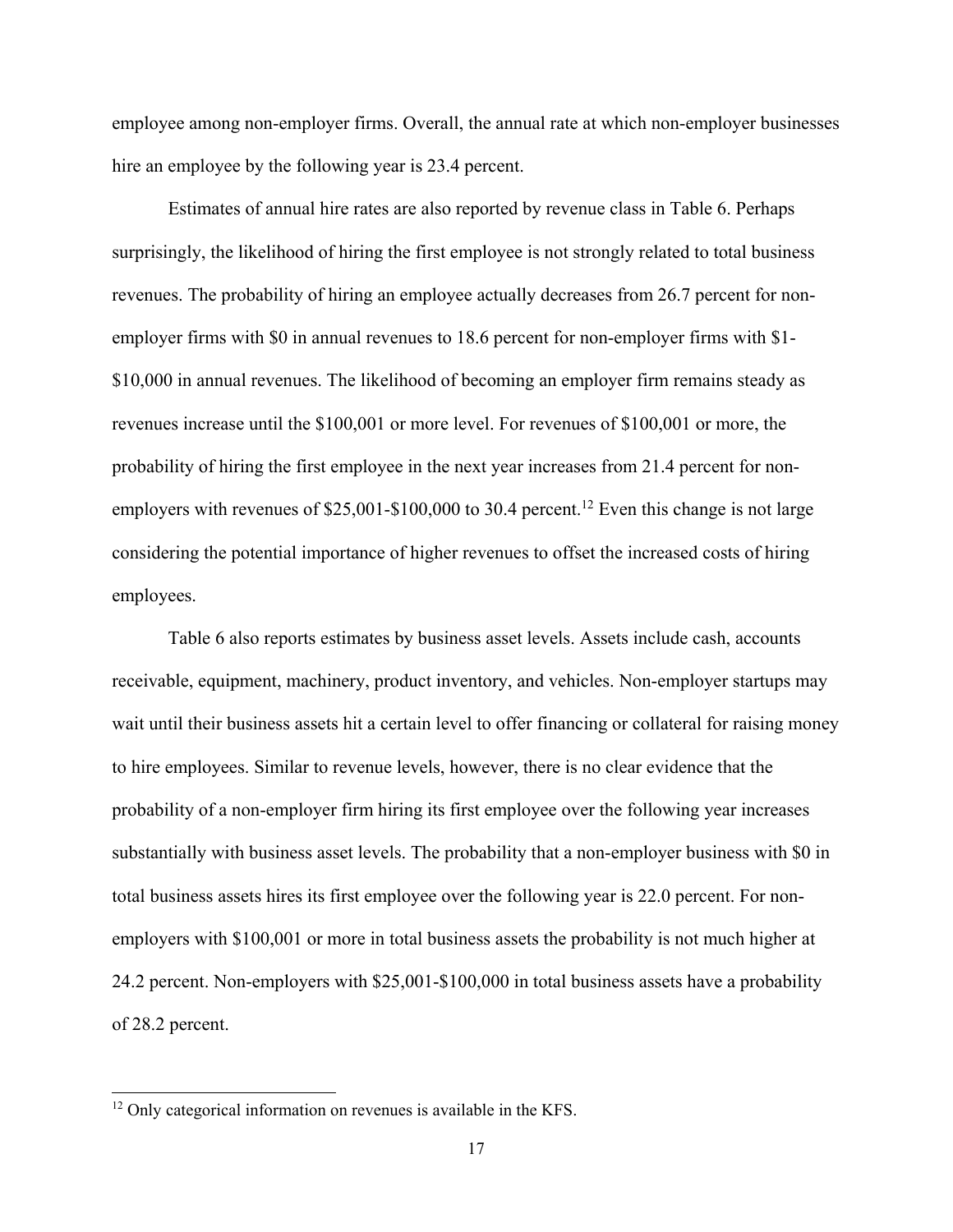employee among non-employer firms. Overall, the annual rate at which non-employer businesses hire an employee by the following year is 23.4 percent.

Estimates of annual hire rates are also reported by revenue class in Table 6. Perhaps surprisingly, the likelihood of hiring the first employee is not strongly related to total business revenues. The probability of hiring an employee actually decreases from 26.7 percent for non-employer firms with $0 in annual revenues to 18.6 percent for non-employer firms with $1-$10,000 in annual revenues. The likelihood of becoming an employer firm remains steady as revenues increase until the $100,001 or more level. For revenues of $100,001 or more, the probability of hiring the first employee in the next year increases from 21.4 percent for non-employers with revenues of $25,001-$100,000 to 30.4 percent.[12] Even this change is not large considering the potential importance of higher revenues to offset the increased costs of hiring employees.

Table 6 also reports estimates by business asset levels. Assets include cash, accounts receivable, equipment, machinery, product inventory, and vehicles. Non-employer startups may wait until their business assets hit a certain level to offer financing or collateral for raising money to hire employees. Similar to revenue levels, however, there is no clear evidence that the probability of a non-employer firm hiring its first employee over the following year increases substantially with business asset levels. The probability that a non-employer business with $0 in total business assets hires its first employee over the following year is 22.0 percent. For non-employers with $100,001 or more in total business assets the probability is not much higher at 24.2 percent. Non-employers with $25,001-$100,000 in total business assets have a probability of 28.2 percent.

---

[12] Only categorical information on revenues is available in the KFS.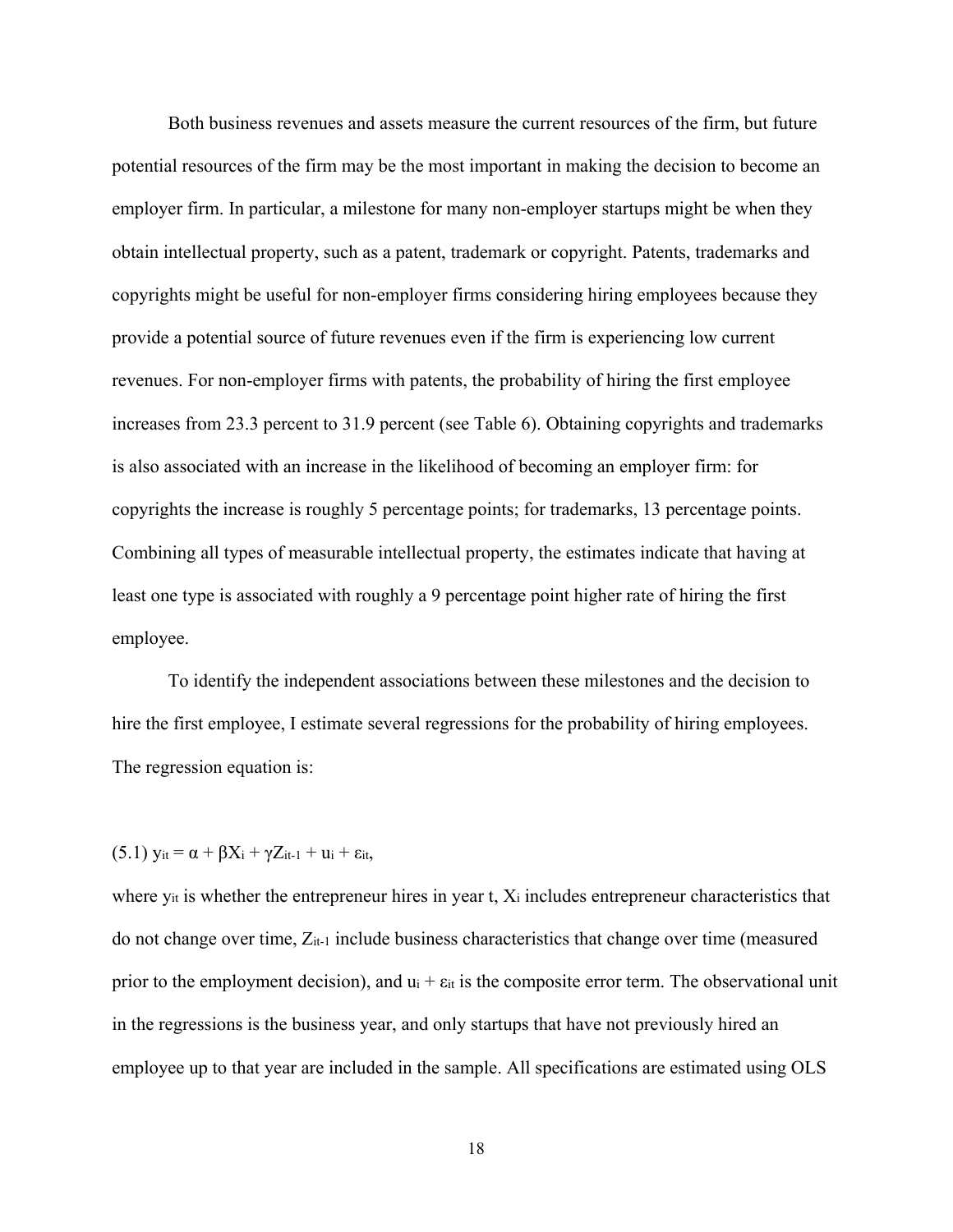Both business revenues and assets measure the current resources of the firm, but future potential resources of the firm may be the most important in making the decision to become an employer firm. In particular, a milestone for many non-employer startups might be when they obtain intellectual property, such as a patent, trademark or copyright. Patents, trademarks and copyrights might be useful for non-employer firms considering hiring employees because they provide a potential source of future revenues even if the firm is experiencing low current revenues. For non-employer firms with patents, the probability of hiring the first employee increases from 23.3 percent to 31.9 percent (see Table 6). Obtaining copyrights and trademarks is also associated with an increase in the likelihood of becoming an employer firm: for copyrights the increase is roughly 5 percentage points; for trademarks, 13 percentage points. Combining all types of measurable intellectual property, the estimates indicate that having at least one type is associated with roughly a 9 percentage point higher rate of hiring the first employee.

To identify the independent associations between these milestones and the decision to hire the first employee, I estimate several regressions for the probability of hiring employees. The regression equation is:

(5.1) $y_{it} = \alpha + \beta X_i + \gamma Z_{it-1} + u_i + \varepsilon_{it}$,

where $y_{it}$ is whether the entrepreneur hires in year t, $X_i$ includes entrepreneur characteristics that do not change over time, $Z_{it-1}$ include business characteristics that change over time (measured prior to the employment decision), and $u_i + \varepsilon_{it}$ is the composite error term. The observational unit in the regressions is the business year, and only startups that have not previously hired an employee up to that year are included in the sample. All specifications are estimated using OLS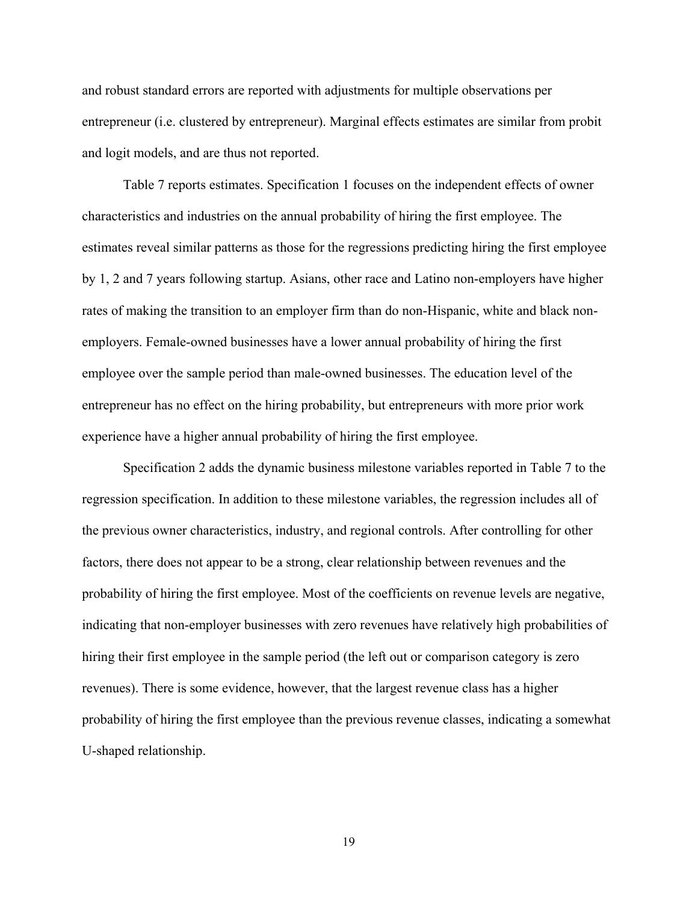and robust standard errors are reported with adjustments for multiple observations per entrepreneur (i.e. clustered by entrepreneur). Marginal effects estimates are similar from probit and logit models, and are thus not reported.

Table 7 reports estimates. Specification 1 focuses on the independent effects of owner characteristics and industries on the annual probability of hiring the first employee. The estimates reveal similar patterns as those for the regressions predicting hiring the first employee by 1, 2 and 7 years following startup. Asians, other race and Latino non-employers have higher rates of making the transition to an employer firm than do non-Hispanic, white and black non-employers. Female-owned businesses have a lower annual probability of hiring the first employee over the sample period than male-owned businesses. The education level of the entrepreneur has no effect on the hiring probability, but entrepreneurs with more prior work experience have a higher annual probability of hiring the first employee.

Specification 2 adds the dynamic business milestone variables reported in Table 7 to the regression specification. In addition to these milestone variables, the regression includes all of the previous owner characteristics, industry, and regional controls. After controlling for other factors, there does not appear to be a strong, clear relationship between revenues and the probability of hiring the first employee. Most of the coefficients on revenue levels are negative, indicating that non-employer businesses with zero revenues have relatively high probabilities of hiring their first employee in the sample period (the left out or comparison category is zero revenues). There is some evidence, however, that the largest revenue class has a higher probability of hiring the first employee than the previous revenue classes, indicating a somewhat U-shaped relationship.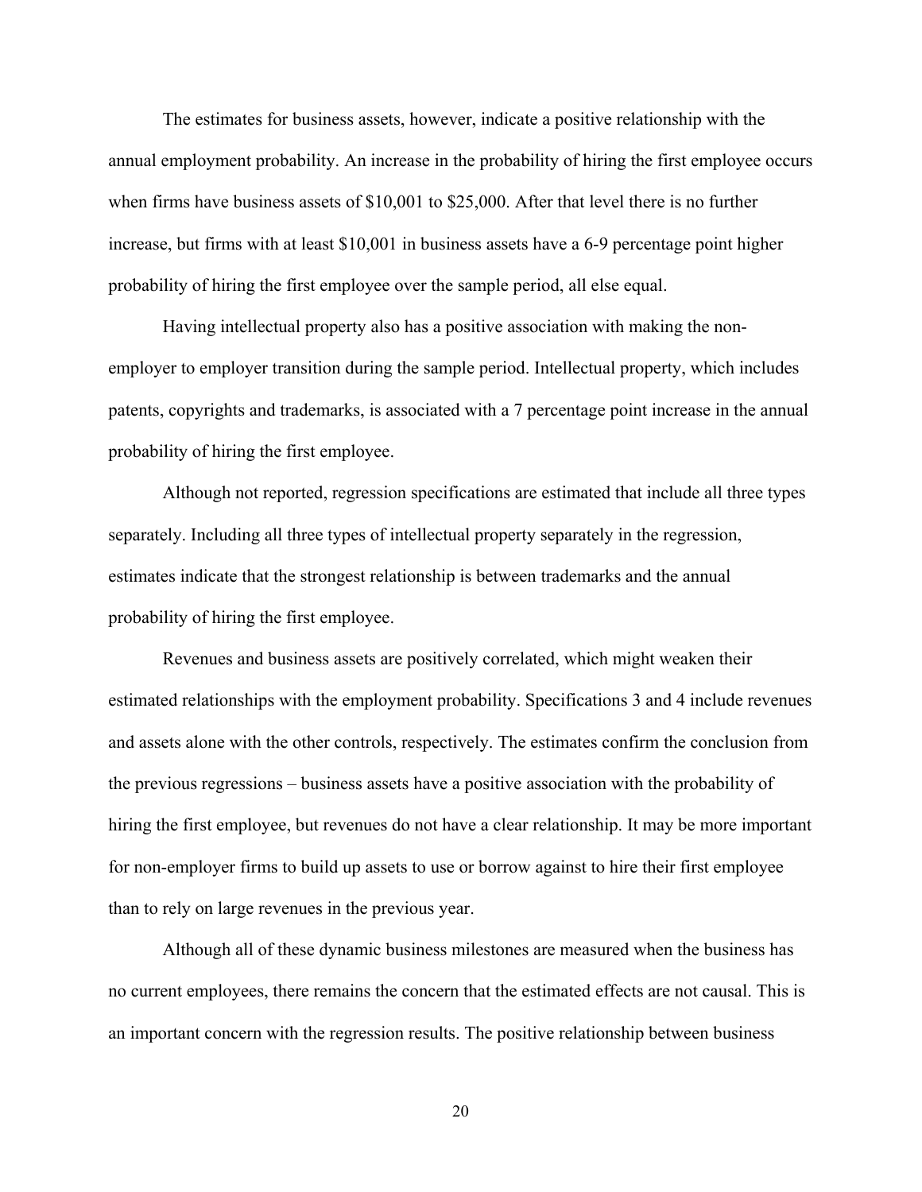The estimates for business assets, however, indicate a positive relationship with the annual employment probability. An increase in the probability of hiring the first employee occurs when firms have business assets of $10,001 to $25,000. After that level there is no further increase, but firms with at least $10,001 in business assets have a 6-9 percentage point higher probability of hiring the first employee over the sample period, all else equal.

Having intellectual property also has a positive association with making the non-employer to employer transition during the sample period. Intellectual property, which includes patents, copyrights and trademarks, is associated with a 7 percentage point increase in the annual probability of hiring the first employee.

Although not reported, regression specifications are estimated that include all three types separately. Including all three types of intellectual property separately in the regression, estimates indicate that the strongest relationship is between trademarks and the annual probability of hiring the first employee.

Revenues and business assets are positively correlated, which might weaken their estimated relationships with the employment probability. Specifications 3 and 4 include revenues and assets alone with the other controls, respectively. The estimates confirm the conclusion from the previous regressions – business assets have a positive association with the probability of hiring the first employee, but revenues do not have a clear relationship. It may be more important for non-employer firms to build up assets to use or borrow against to hire their first employee than to rely on large revenues in the previous year.

Although all of these dynamic business milestones are measured when the business has no current employees, there remains the concern that the estimated effects are not causal. This is an important concern with the regression results. The positive relationship between business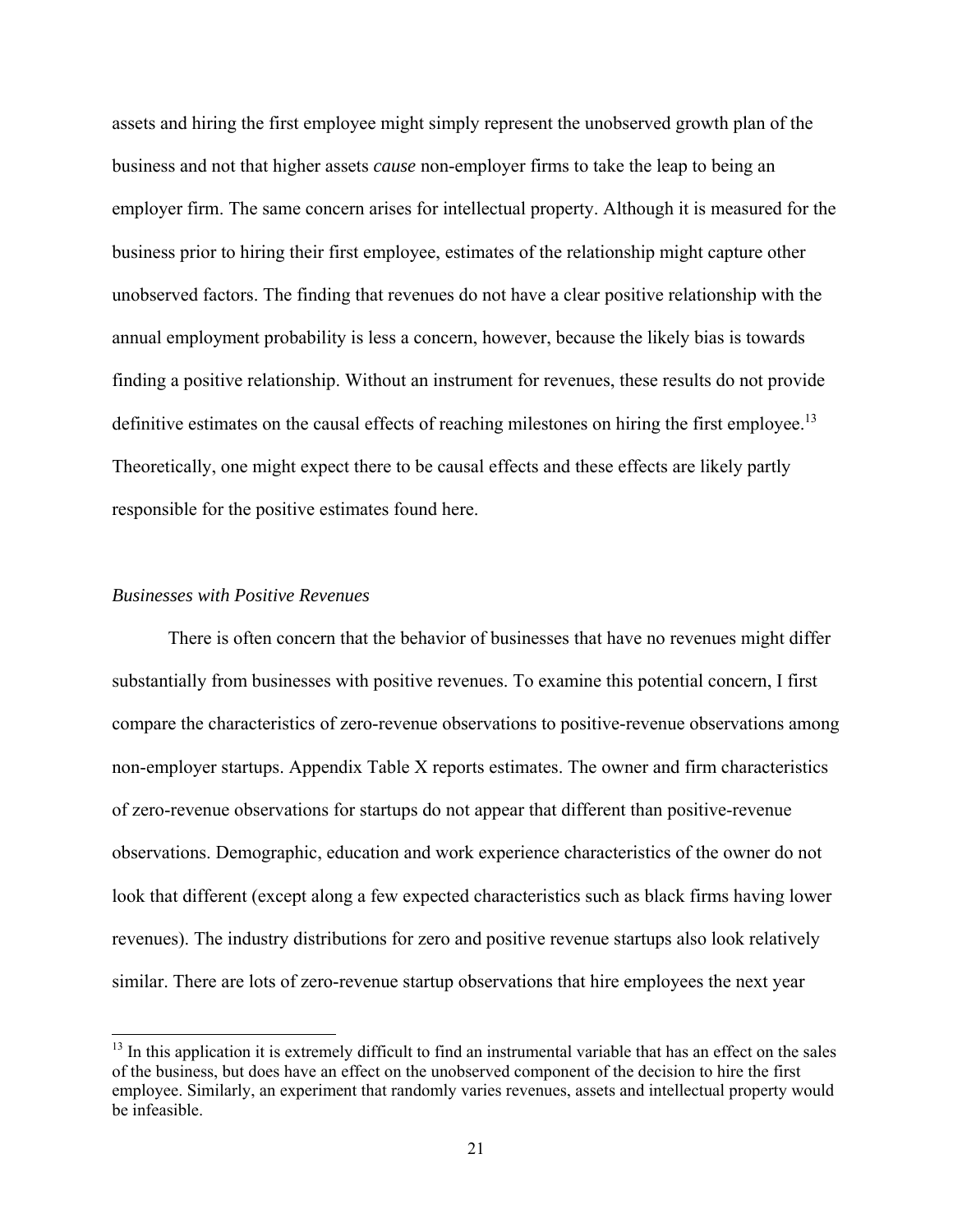assets and hiring the first employee might simply represent the unobserved growth plan of the business and not that higher assets *cause* non-employer firms to take the leap to being an employer firm. The same concern arises for intellectual property. Although it is measured for the business prior to hiring their first employee, estimates of the relationship might capture other unobserved factors. The finding that revenues do not have a clear positive relationship with the annual employment probability is less a concern, however, because the likely bias is towards finding a positive relationship. Without an instrument for revenues, these results do not provide definitive estimates on the causal effects of reaching milestones on hiring the first employee.[13] Theoretically, one might expect there to be causal effects and these effects are likely partly responsible for the positive estimates found here.

### *Businesses with Positive Revenues*

There is often concern that the behavior of businesses that have no revenues might differ substantially from businesses with positive revenues. To examine this potential concern, I first compare the characteristics of zero-revenue observations to positive-revenue observations among non-employer startups. Appendix Table X reports estimates. The owner and firm characteristics of zero-revenue observations for startups do not appear that different than positive-revenue observations. Demographic, education and work experience characteristics of the owner do not look that different (except along a few expected characteristics such as black firms having lower revenues). The industry distributions for zero and positive revenue startups also look relatively similar. There are lots of zero-revenue startup observations that hire employees the next year

[13] In this application it is extremely difficult to find an instrumental variable that has an effect on the sales of the business, but does have an effect on the unobserved component of the decision to hire the first employee. Similarly, an experiment that randomly varies revenues, assets and intellectual property would be infeasible.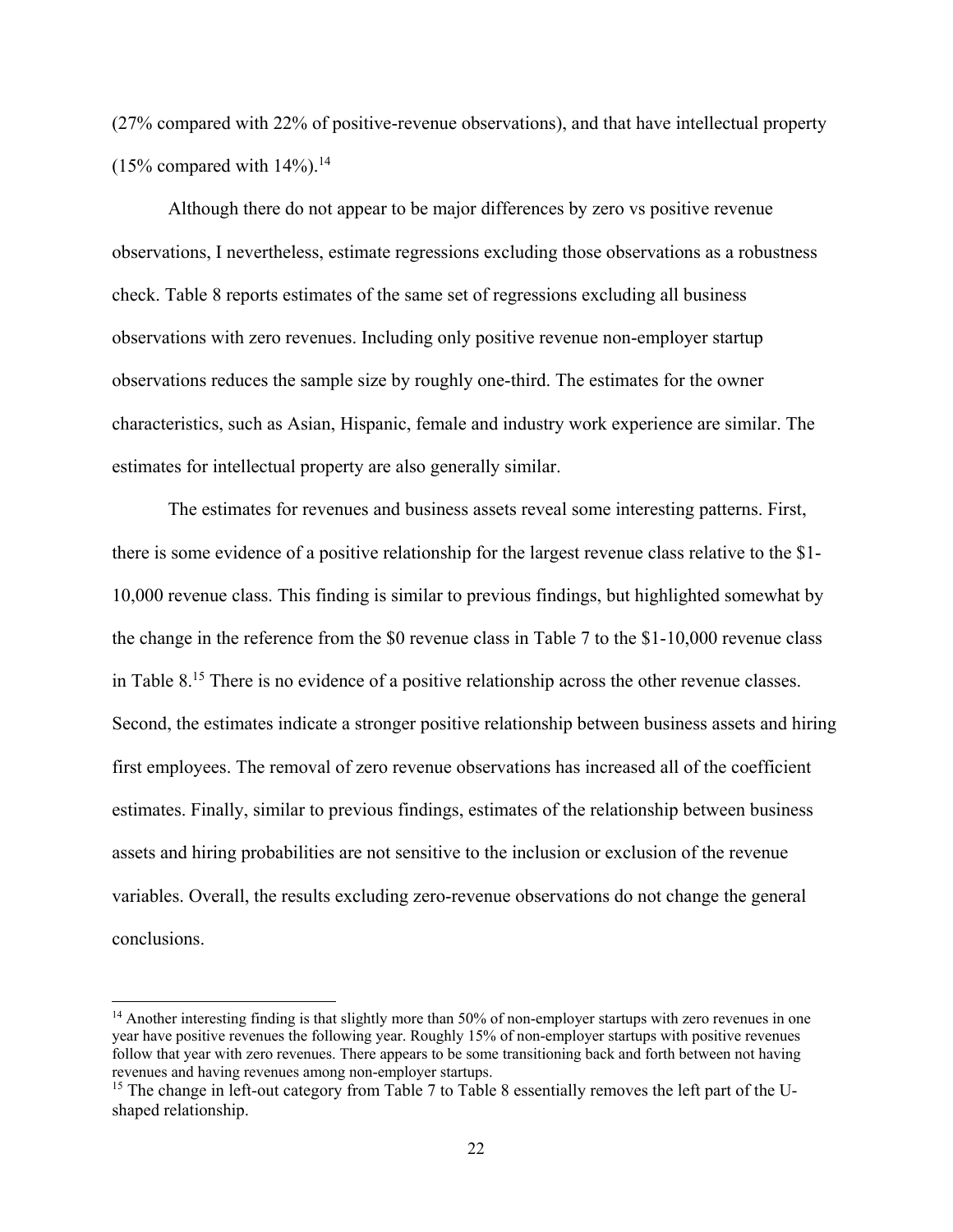(27% compared with 22% of positive-revenue observations), and that have intellectual property (15% compared with 14%).[14]

Although there do not appear to be major differences by zero vs positive revenue observations, I nevertheless, estimate regressions excluding those observations as a robustness check. Table 8 reports estimates of the same set of regressions excluding all business observations with zero revenues. Including only positive revenue non-employer startup observations reduces the sample size by roughly one-third. The estimates for the owner characteristics, such as Asian, Hispanic, female and industry work experience are similar. The estimates for intellectual property are also generally similar.

The estimates for revenues and business assets reveal some interesting patterns. First, there is some evidence of a positive relationship for the largest revenue class relative to the $1-10,000 revenue class. This finding is similar to previous findings, but highlighted somewhat by the change in the reference from the $0 revenue class in Table 7 to the $1-10,000 revenue class in Table 8.[15] There is no evidence of a positive relationship across the other revenue classes. Second, the estimates indicate a stronger positive relationship between business assets and hiring first employees. The removal of zero revenue observations has increased all of the coefficient estimates. Finally, similar to previous findings, estimates of the relationship between business assets and hiring probabilities are not sensitive to the inclusion or exclusion of the revenue variables. Overall, the results excluding zero-revenue observations do not change the general conclusions.

---

[14] Another interesting finding is that slightly more than 50% of non-employer startups with zero revenues in one year have positive revenues the following year. Roughly 15% of non-employer startups with positive revenues follow that year with zero revenues. There appears to be some transitioning back and forth between not having revenues and having revenues among non-employer startups.

[15] The change in left-out category from Table 7 to Table 8 essentially removes the left part of the U-shaped relationship.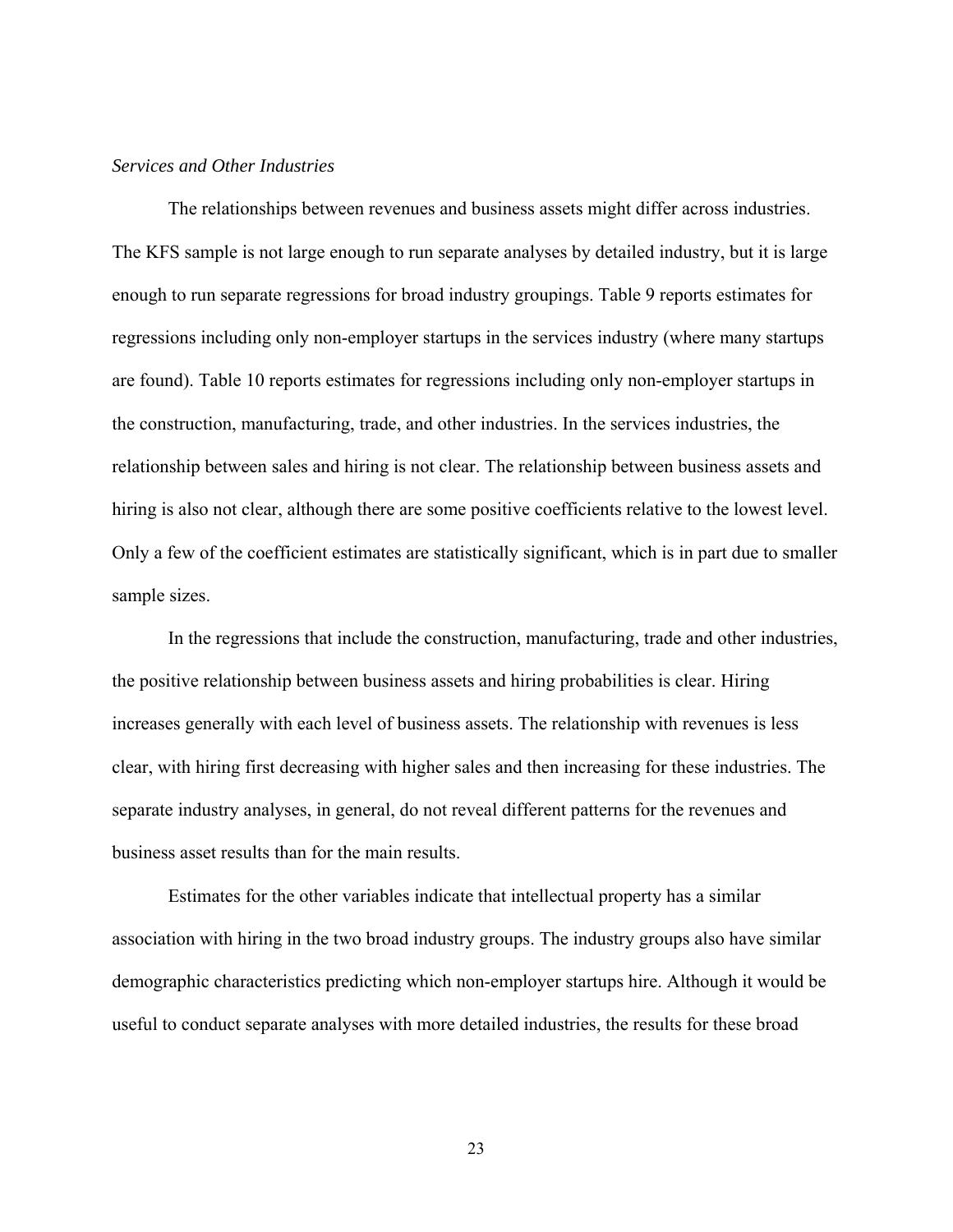*Services and Other Industries*

The relationships between revenues and business assets might differ across industries. The KFS sample is not large enough to run separate analyses by detailed industry, but it is large enough to run separate regressions for broad industry groupings. Table 9 reports estimates for regressions including only non-employer startups in the services industry (where many startups are found). Table 10 reports estimates for regressions including only non-employer startups in the construction, manufacturing, trade, and other industries. In the services industries, the relationship between sales and hiring is not clear. The relationship between business assets and hiring is also not clear, although there are some positive coefficients relative to the lowest level. Only a few of the coefficient estimates are statistically significant, which is in part due to smaller sample sizes.

In the regressions that include the construction, manufacturing, trade and other industries, the positive relationship between business assets and hiring probabilities is clear. Hiring increases generally with each level of business assets. The relationship with revenues is less clear, with hiring first decreasing with higher sales and then increasing for these industries. The separate industry analyses, in general, do not reveal different patterns for the revenues and business asset results than for the main results.

Estimates for the other variables indicate that intellectual property has a similar association with hiring in the two broad industry groups. The industry groups also have similar demographic characteristics predicting which non-employer startups hire. Although it would be useful to conduct separate analyses with more detailed industries, the results for these broad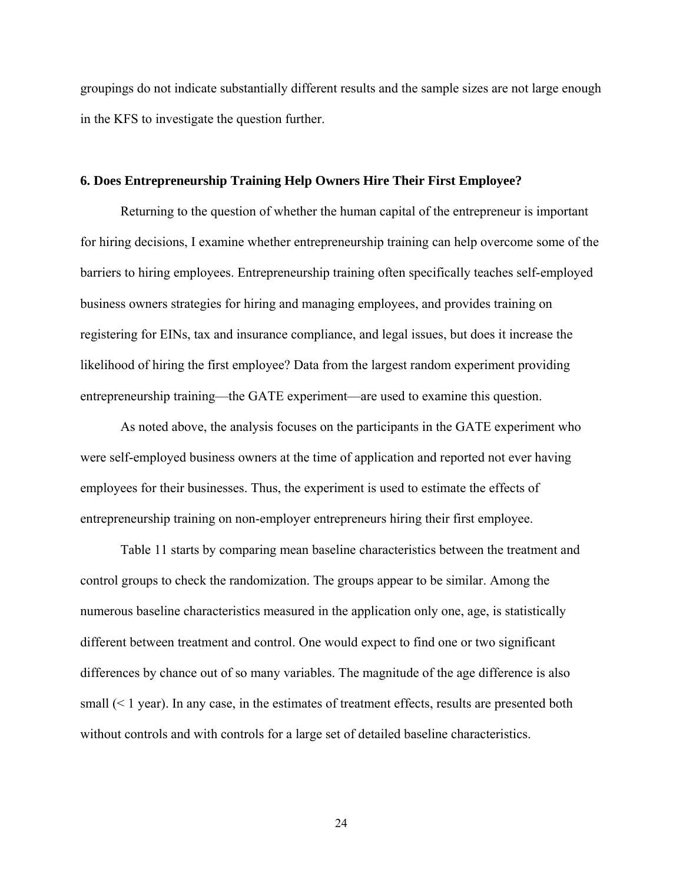groupings do not indicate substantially different results and the sample sizes are not large enough in the KFS to investigate the question further.

## 6. Does Entrepreneurship Training Help Owners Hire Their First Employee?

Returning to the question of whether the human capital of the entrepreneur is important for hiring decisions, I examine whether entrepreneurship training can help overcome some of the barriers to hiring employees. Entrepreneurship training often specifically teaches self-employed business owners strategies for hiring and managing employees, and provides training on registering for EINs, tax and insurance compliance, and legal issues, but does it increase the likelihood of hiring the first employee? Data from the largest random experiment providing entrepreneurship training—the GATE experiment—are used to examine this question.

As noted above, the analysis focuses on the participants in the GATE experiment who were self-employed business owners at the time of application and reported not ever having employees for their businesses. Thus, the experiment is used to estimate the effects of entrepreneurship training on non-employer entrepreneurs hiring their first employee.

Table 11 starts by comparing mean baseline characteristics between the treatment and control groups to check the randomization. The groups appear to be similar. Among the numerous baseline characteristics measured in the application only one, age, is statistically different between treatment and control. One would expect to find one or two significant differences by chance out of so many variables. The magnitude of the age difference is also small (< 1 year). In any case, in the estimates of treatment effects, results are presented both without controls and with controls for a large set of detailed baseline characteristics.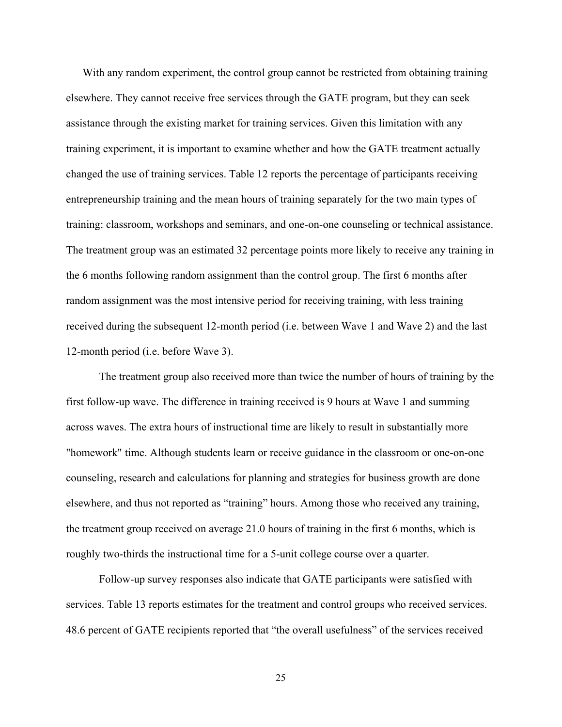With any random experiment, the control group cannot be restricted from obtaining training elsewhere. They cannot receive free services through the GATE program, but they can seek assistance through the existing market for training services. Given this limitation with any training experiment, it is important to examine whether and how the GATE treatment actually changed the use of training services. Table 12 reports the percentage of participants receiving entrepreneurship training and the mean hours of training separately for the two main types of training: classroom, workshops and seminars, and one-on-one counseling or technical assistance. The treatment group was an estimated 32 percentage points more likely to receive any training in the 6 months following random assignment than the control group. The first 6 months after random assignment was the most intensive period for receiving training, with less training received during the subsequent 12-month period (i.e. between Wave 1 and Wave 2) and the last 12-month period (i.e. before Wave 3).

The treatment group also received more than twice the number of hours of training by the first follow-up wave. The difference in training received is 9 hours at Wave 1 and summing across waves. The extra hours of instructional time are likely to result in substantially more "homework" time. Although students learn or receive guidance in the classroom or one-on-one counseling, research and calculations for planning and strategies for business growth are done elsewhere, and thus not reported as "training" hours. Among those who received any training, the treatment group received on average 21.0 hours of training in the first 6 months, which is roughly two-thirds the instructional time for a 5-unit college course over a quarter.

Follow-up survey responses also indicate that GATE participants were satisfied with services. Table 13 reports estimates for the treatment and control groups who received services. 48.6 percent of GATE recipients reported that "the overall usefulness" of the services received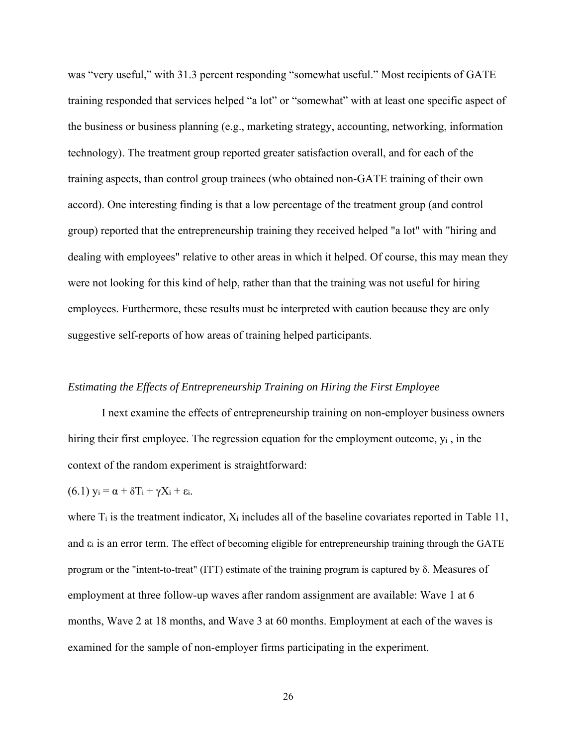was "very useful," with 31.3 percent responding "somewhat useful." Most recipients of GATE training responded that services helped "a lot" or "somewhat" with at least one specific aspect of the business or business planning (e.g., marketing strategy, accounting, networking, information technology). The treatment group reported greater satisfaction overall, and for each of the training aspects, than control group trainees (who obtained non-GATE training of their own accord). One interesting finding is that a low percentage of the treatment group (and control group) reported that the entrepreneurship training they received helped "a lot" with "hiring and dealing with employees" relative to other areas in which it helped. Of course, this may mean they were not looking for this kind of help, rather than that the training was not useful for hiring employees. Furthermore, these results must be interpreted with caution because they are only suggestive self-reports of how areas of training helped participants.

*Estimating the Effects of Entrepreneurship Training on Hiring the First Employee*

I next examine the effects of entrepreneurship training on non-employer business owners hiring their first employee. The regression equation for the employment outcome, $y_i$ , in the context of the random experiment is straightforward:

(6.1) $y_i = \alpha + \delta T_i + \gamma X_i + \varepsilon_i$.

where $T_i$ is the treatment indicator, $X_i$ includes all of the baseline covariates reported in Table 11, and $\varepsilon_i$ is an error term. The effect of becoming eligible for entrepreneurship training through the GATE program or the "intent-to-treat" (ITT) estimate of the training program is captured by $\delta$. Measures of employment at three follow-up waves after random assignment are available: Wave 1 at 6 months, Wave 2 at 18 months, and Wave 3 at 60 months. Employment at each of the waves is examined for the sample of non-employer firms participating in the experiment.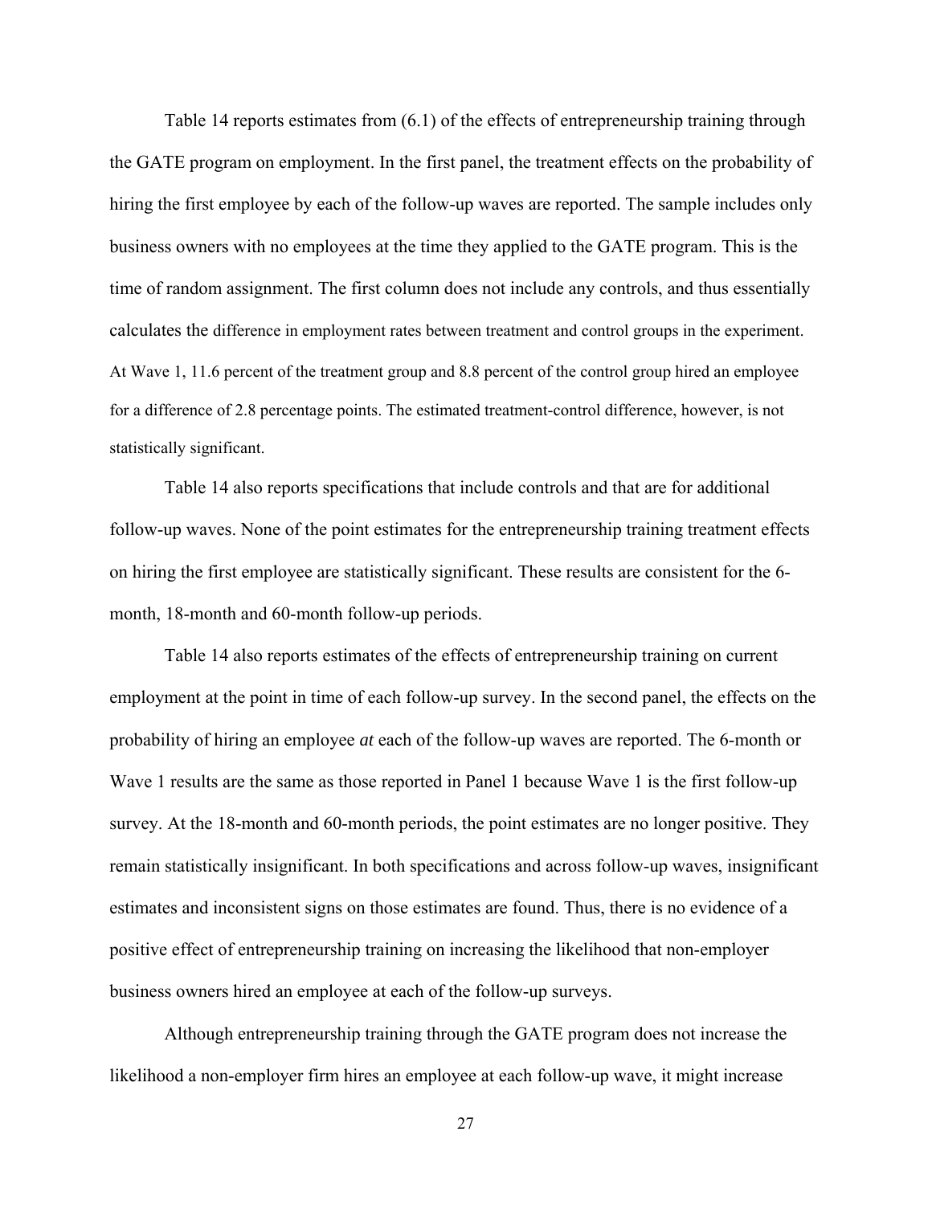Table 14 reports estimates from (6.1) of the effects of entrepreneurship training through the GATE program on employment. In the first panel, the treatment effects on the probability of hiring the first employee by each of the follow-up waves are reported. The sample includes only business owners with no employees at the time they applied to the GATE program. This is the time of random assignment. The first column does not include any controls, and thus essentially calculates the difference in employment rates between treatment and control groups in the experiment. At Wave 1, 11.6 percent of the treatment group and 8.8 percent of the control group hired an employee for a difference of 2.8 percentage points. The estimated treatment-control difference, however, is not statistically significant.

Table 14 also reports specifications that include controls and that are for additional follow-up waves. None of the point estimates for the entrepreneurship training treatment effects on hiring the first employee are statistically significant. These results are consistent for the 6-month, 18-month and 60-month follow-up periods.

Table 14 also reports estimates of the effects of entrepreneurship training on current employment at the point in time of each follow-up survey. In the second panel, the effects on the probability of hiring an employee *at* each of the follow-up waves are reported. The 6-month or Wave 1 results are the same as those reported in Panel 1 because Wave 1 is the first follow-up survey. At the 18-month and 60-month periods, the point estimates are no longer positive. They remain statistically insignificant. In both specifications and across follow-up waves, insignificant estimates and inconsistent signs on those estimates are found. Thus, there is no evidence of a positive effect of entrepreneurship training on increasing the likelihood that non-employer business owners hired an employee at each of the follow-up surveys.

Although entrepreneurship training through the GATE program does not increase the likelihood a non-employer firm hires an employee at each follow-up wave, it might increase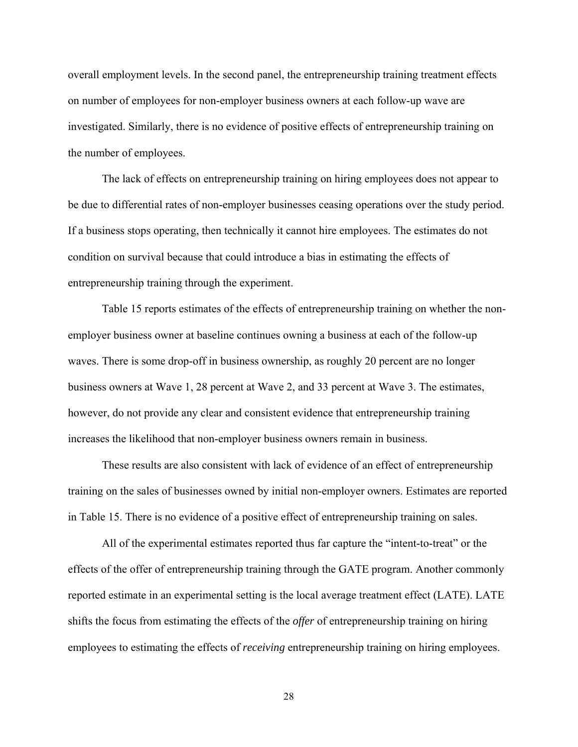overall employment levels. In the second panel, the entrepreneurship training treatment effects on number of employees for non-employer business owners at each follow-up wave are investigated. Similarly, there is no evidence of positive effects of entrepreneurship training on the number of employees.

The lack of effects on entrepreneurship training on hiring employees does not appear to be due to differential rates of non-employer businesses ceasing operations over the study period. If a business stops operating, then technically it cannot hire employees. The estimates do not condition on survival because that could introduce a bias in estimating the effects of entrepreneurship training through the experiment.

Table 15 reports estimates of the effects of entrepreneurship training on whether the non-employer business owner at baseline continues owning a business at each of the follow-up waves. There is some drop-off in business ownership, as roughly 20 percent are no longer business owners at Wave 1, 28 percent at Wave 2, and 33 percent at Wave 3. The estimates, however, do not provide any clear and consistent evidence that entrepreneurship training increases the likelihood that non-employer business owners remain in business.

These results are also consistent with lack of evidence of an effect of entrepreneurship training on the sales of businesses owned by initial non-employer owners. Estimates are reported in Table 15. There is no evidence of a positive effect of entrepreneurship training on sales.

All of the experimental estimates reported thus far capture the "intent-to-treat" or the effects of the offer of entrepreneurship training through the GATE program. Another commonly reported estimate in an experimental setting is the local average treatment effect (LATE). LATE shifts the focus from estimating the effects of the *offer* of entrepreneurship training on hiring employees to estimating the effects of *receiving* entrepreneurship training on hiring employees.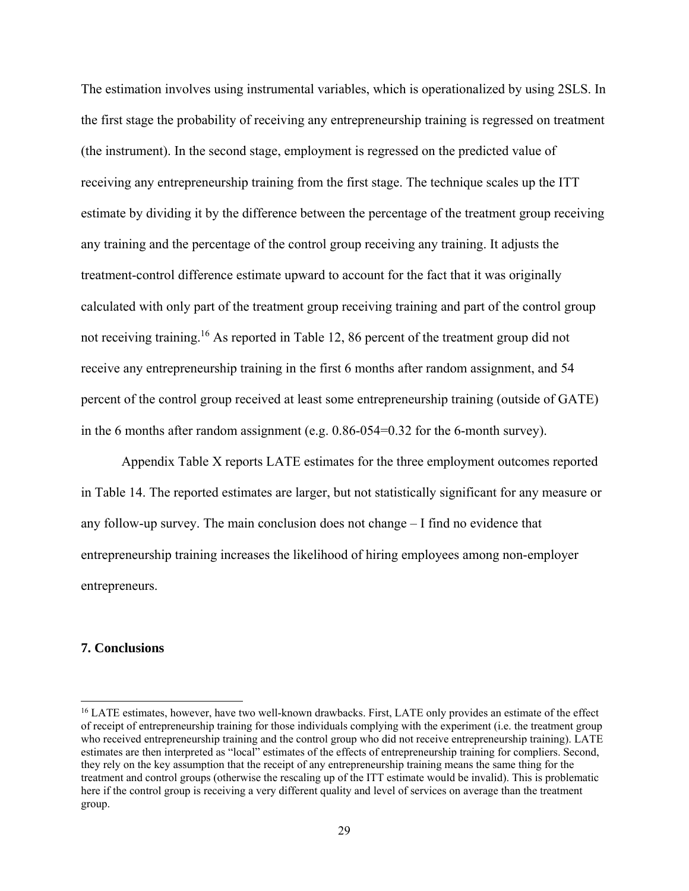The estimation involves using instrumental variables, which is operationalized by using 2SLS. In the first stage the probability of receiving any entrepreneurship training is regressed on treatment (the instrument). In the second stage, employment is regressed on the predicted value of receiving any entrepreneurship training from the first stage. The technique scales up the ITT estimate by dividing it by the difference between the percentage of the treatment group receiving any training and the percentage of the control group receiving any training. It adjusts the treatment-control difference estimate upward to account for the fact that it was originally calculated with only part of the treatment group receiving training and part of the control group not receiving training.[16] As reported in Table 12, 86 percent of the treatment group did not receive any entrepreneurship training in the first 6 months after random assignment, and 54 percent of the control group received at least some entrepreneurship training (outside of GATE) in the 6 months after random assignment (e.g. 0.86-054=0.32 for the 6-month survey).

Appendix Table X reports LATE estimates for the three employment outcomes reported in Table 14. The reported estimates are larger, but not statistically significant for any measure or any follow-up survey. The main conclusion does not change – I find no evidence that entrepreneurship training increases the likelihood of hiring employees among non-employer entrepreneurs.

## 7. Conclusions

[16] LATE estimates, however, have two well-known drawbacks. First, LATE only provides an estimate of the effect of receipt of entrepreneurship training for those individuals complying with the experiment (i.e. the treatment group who received entrepreneurship training and the control group who did not receive entrepreneurship training). LATE estimates are then interpreted as "local" estimates of the effects of entrepreneurship training for compliers. Second, they rely on the key assumption that the receipt of any entrepreneurship training means the same thing for the treatment and control groups (otherwise the rescaling up of the ITT estimate would be invalid). This is problematic here if the control group is receiving a very different quality and level of services on average than the treatment group.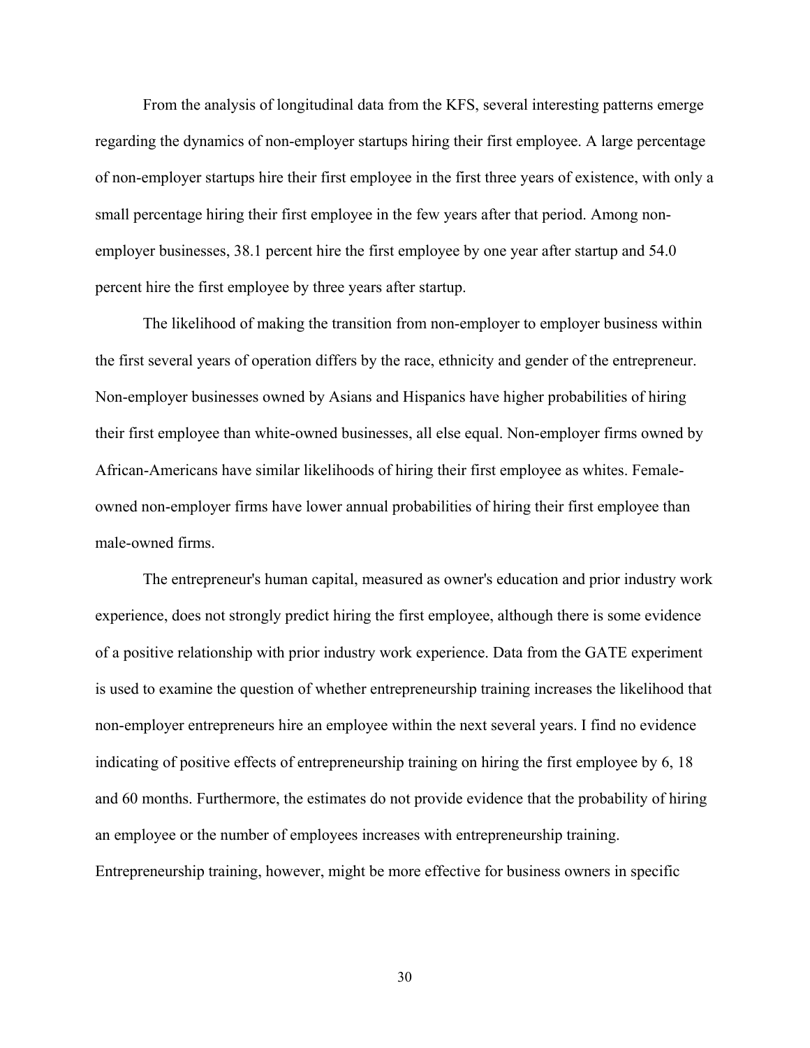From the analysis of longitudinal data from the KFS, several interesting patterns emerge regarding the dynamics of non-employer startups hiring their first employee. A large percentage of non-employer startups hire their first employee in the first three years of existence, with only a small percentage hiring their first employee in the few years after that period. Among non-employer businesses, 38.1 percent hire the first employee by one year after startup and 54.0 percent hire the first employee by three years after startup.

The likelihood of making the transition from non-employer to employer business within the first several years of operation differs by the race, ethnicity and gender of the entrepreneur. Non-employer businesses owned by Asians and Hispanics have higher probabilities of hiring their first employee than white-owned businesses, all else equal. Non-employer firms owned by African-Americans have similar likelihoods of hiring their first employee as whites. Female-owned non-employer firms have lower annual probabilities of hiring their first employee than male-owned firms.

The entrepreneur's human capital, measured as owner's education and prior industry work experience, does not strongly predict hiring the first employee, although there is some evidence of a positive relationship with prior industry work experience. Data from the GATE experiment is used to examine the question of whether entrepreneurship training increases the likelihood that non-employer entrepreneurs hire an employee within the next several years. I find no evidence indicating of positive effects of entrepreneurship training on hiring the first employee by 6, 18 and 60 months. Furthermore, the estimates do not provide evidence that the probability of hiring an employee or the number of employees increases with entrepreneurship training. Entrepreneurship training, however, might be more effective for business owners in specific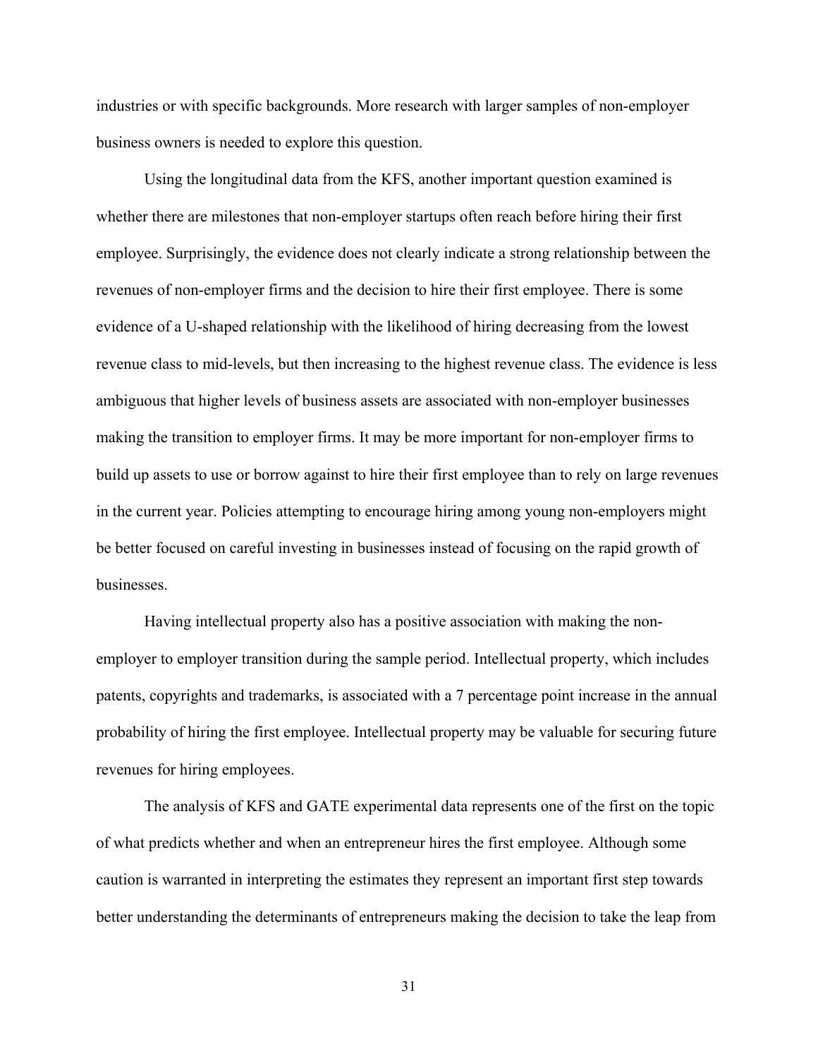industries or with specific backgrounds. More research with larger samples of non-employer business owners is needed to explore this question.

Using the longitudinal data from the KFS, another important question examined is whether there are milestones that non-employer startups often reach before hiring their first employee. Surprisingly, the evidence does not clearly indicate a strong relationship between the revenues of non-employer firms and the decision to hire their first employee. There is some evidence of a U-shaped relationship with the likelihood of hiring decreasing from the lowest revenue class to mid-levels, but then increasing to the highest revenue class. The evidence is less ambiguous that higher levels of business assets are associated with non-employer businesses making the transition to employer firms. It may be more important for non-employer firms to build up assets to use or borrow against to hire their first employee than to rely on large revenues in the current year. Policies attempting to encourage hiring among young non-employers might be better focused on careful investing in businesses instead of focusing on the rapid growth of businesses.

Having intellectual property also has a positive association with making the non-employer to employer transition during the sample period. Intellectual property, which includes patents, copyrights and trademarks, is associated with a 7 percentage point increase in the annual probability of hiring the first employee. Intellectual property may be valuable for securing future revenues for hiring employees.

The analysis of KFS and GATE experimental data represents one of the first on the topic of what predicts whether and when an entrepreneur hires the first employee. Although some caution is warranted in interpreting the estimates they represent an important first step towards better understanding the determinants of entrepreneurs making the decision to take the leap from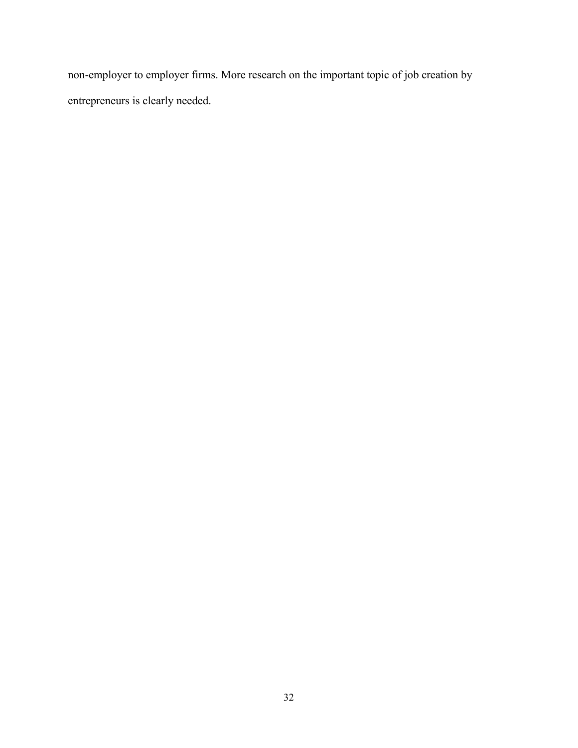non-employer to employer firms. More research on the important topic of job creation by entrepreneurs is clearly needed.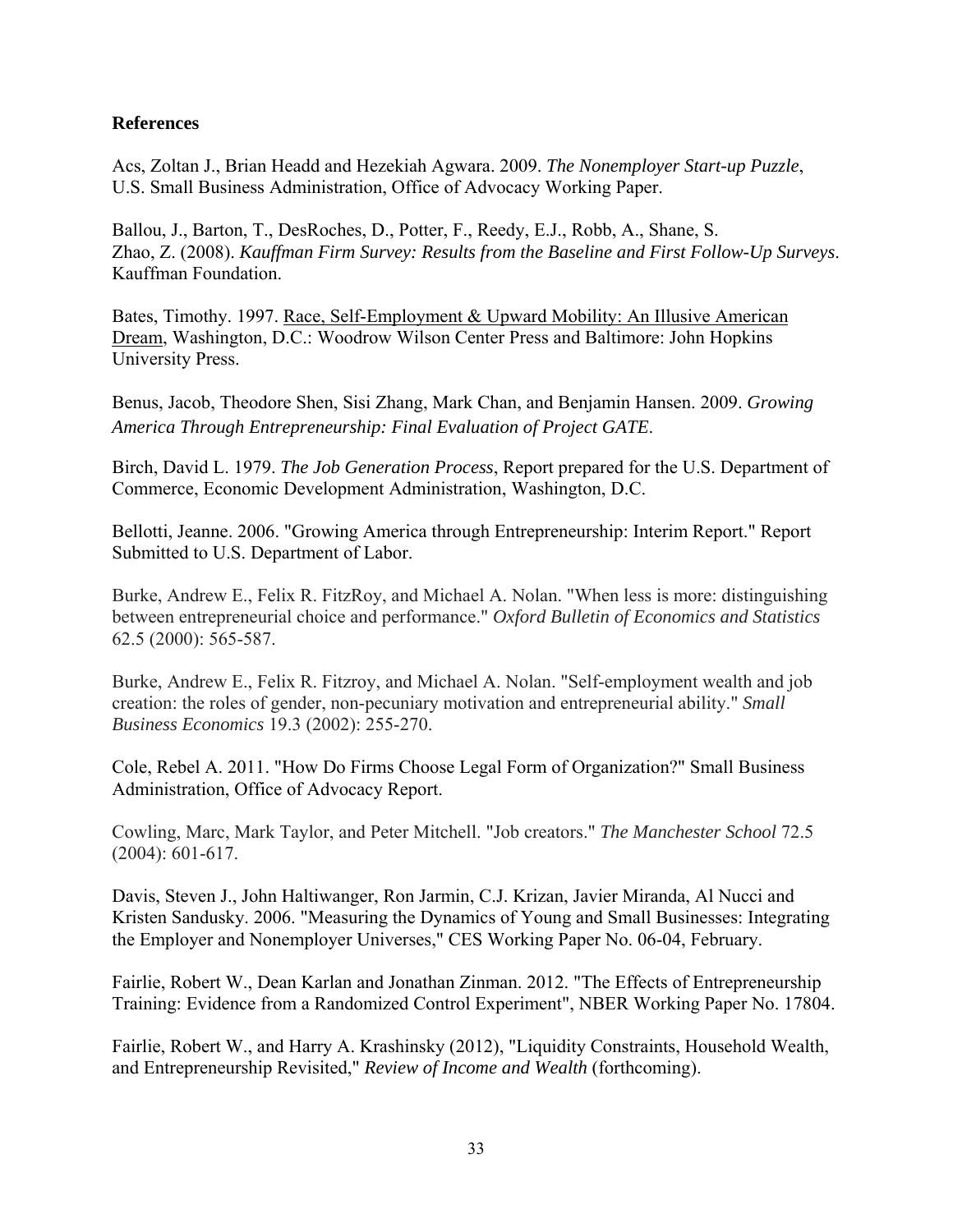**References**

Acs, Zoltan J., Brian Headd and Hezekiah Agwara. 2009. *The Nonemployer Start-up Puzzle*, U.S. Small Business Administration, Office of Advocacy Working Paper.

Ballou, J., Barton, T., DesRoches, D., Potter, F., Reedy, E.J., Robb, A., Shane, S. Zhao, Z. (2008). *Kauffman Firm Survey: Results from the Baseline and First Follow-Up Surveys*. Kauffman Foundation.

Bates, Timothy. 1997. Race, Self-Employment & Upward Mobility: An Illusive American Dream, Washington, D.C.: Woodrow Wilson Center Press and Baltimore: John Hopkins University Press.

Benus, Jacob, Theodore Shen, Sisi Zhang, Mark Chan, and Benjamin Hansen. 2009. *Growing America Through Entrepreneurship: Final Evaluation of Project GATE*.

Birch, David L. 1979. *The Job Generation Process*, Report prepared for the U.S. Department of Commerce, Economic Development Administration, Washington, D.C.

Bellotti, Jeanne. 2006. "Growing America through Entrepreneurship: Interim Report." Report Submitted to U.S. Department of Labor.

Burke, Andrew E., Felix R. FitzRoy, and Michael A. Nolan. "When less is more: distinguishing between entrepreneurial choice and performance." *Oxford Bulletin of Economics and Statistics* 62.5 (2000): 565-587.

Burke, Andrew E., Felix R. Fitzroy, and Michael A. Nolan. "Self-employment wealth and job creation: the roles of gender, non-pecuniary motivation and entrepreneurial ability." *Small Business Economics* 19.3 (2002): 255-270.

Cole, Rebel A. 2011. "How Do Firms Choose Legal Form of Organization?" Small Business Administration, Office of Advocacy Report.

Cowling, Marc, Mark Taylor, and Peter Mitchell. "Job creators." *The Manchester School* 72.5 (2004): 601-617.

Davis, Steven J., John Haltiwanger, Ron Jarmin, C.J. Krizan, Javier Miranda, Al Nucci and Kristen Sandusky. 2006. "Measuring the Dynamics of Young and Small Businesses: Integrating the Employer and Nonemployer Universes," CES Working Paper No. 06-04, February.

Fairlie, Robert W., Dean Karlan and Jonathan Zinman. 2012. "The Effects of Entrepreneurship Training: Evidence from a Randomized Control Experiment", NBER Working Paper No. 17804.

Fairlie, Robert W., and Harry A. Krashinsky (2012), "Liquidity Constraints, Household Wealth, and Entrepreneurship Revisited," *Review of Income and Wealth* (forthcoming).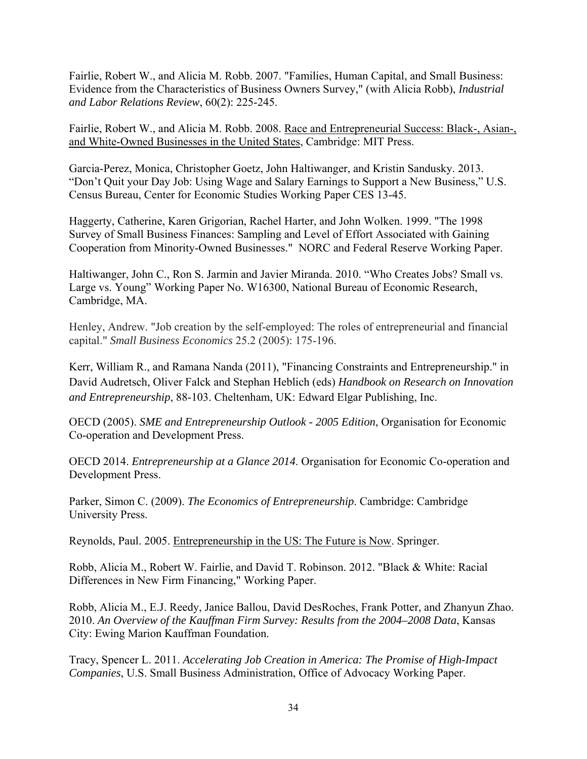Fairlie, Robert W., and Alicia M. Robb. 2007. "Families, Human Capital, and Small Business: Evidence from the Characteristics of Business Owners Survey," (with Alicia Robb), *Industrial and Labor Relations Review*, 60(2): 225-245.

Fairlie, Robert W., and Alicia M. Robb. 2008. Race and Entrepreneurial Success: Black-, Asian-, and White-Owned Businesses in the United States, Cambridge: MIT Press.

Garcia-Perez, Monica, Christopher Goetz, John Haltiwanger, and Kristin Sandusky. 2013. "Don't Quit your Day Job: Using Wage and Salary Earnings to Support a New Business," U.S. Census Bureau, Center for Economic Studies Working Paper CES 13-45.

Haggerty, Catherine, Karen Grigorian, Rachel Harter, and John Wolken. 1999. "The 1998 Survey of Small Business Finances: Sampling and Level of Effort Associated with Gaining Cooperation from Minority-Owned Businesses." NORC and Federal Reserve Working Paper.

Haltiwanger, John C., Ron S. Jarmin and Javier Miranda. 2010. "Who Creates Jobs? Small vs. Large vs. Young" Working Paper No. W16300, National Bureau of Economic Research, Cambridge, MA.

Henley, Andrew. "Job creation by the self-employed: The roles of entrepreneurial and financial capital." *Small Business Economics* 25.2 (2005): 175-196.

Kerr, William R., and Ramana Nanda (2011), "Financing Constraints and Entrepreneurship." in David Audretsch, Oliver Falck and Stephan Heblich (eds) *Handbook on Research on Innovation and Entrepreneurship*, 88-103. Cheltenham, UK: Edward Elgar Publishing, Inc.

OECD (2005). *SME and Entrepreneurship Outlook - 2005 Edition*, Organisation for Economic Co-operation and Development Press.

OECD 2014. *Entrepreneurship at a Glance 2014*. Organisation for Economic Co-operation and Development Press.

Parker, Simon C. (2009). *The Economics of Entrepreneurship*. Cambridge: Cambridge University Press.

Reynolds, Paul. 2005. Entrepreneurship in the US: The Future is Now. Springer.

Robb, Alicia M., Robert W. Fairlie, and David T. Robinson. 2012. "Black & White: Racial Differences in New Firm Financing," Working Paper.

Robb, Alicia M., E.J. Reedy, Janice Ballou, David DesRoches, Frank Potter, and Zhanyun Zhao. 2010. *An Overview of the Kauffman Firm Survey: Results from the 2004–2008 Data*, Kansas City: Ewing Marion Kauffman Foundation.

Tracy, Spencer L. 2011. *Accelerating Job Creation in America: The Promise of High-Impact Companies*, U.S. Small Business Administration, Office of Advocacy Working Paper.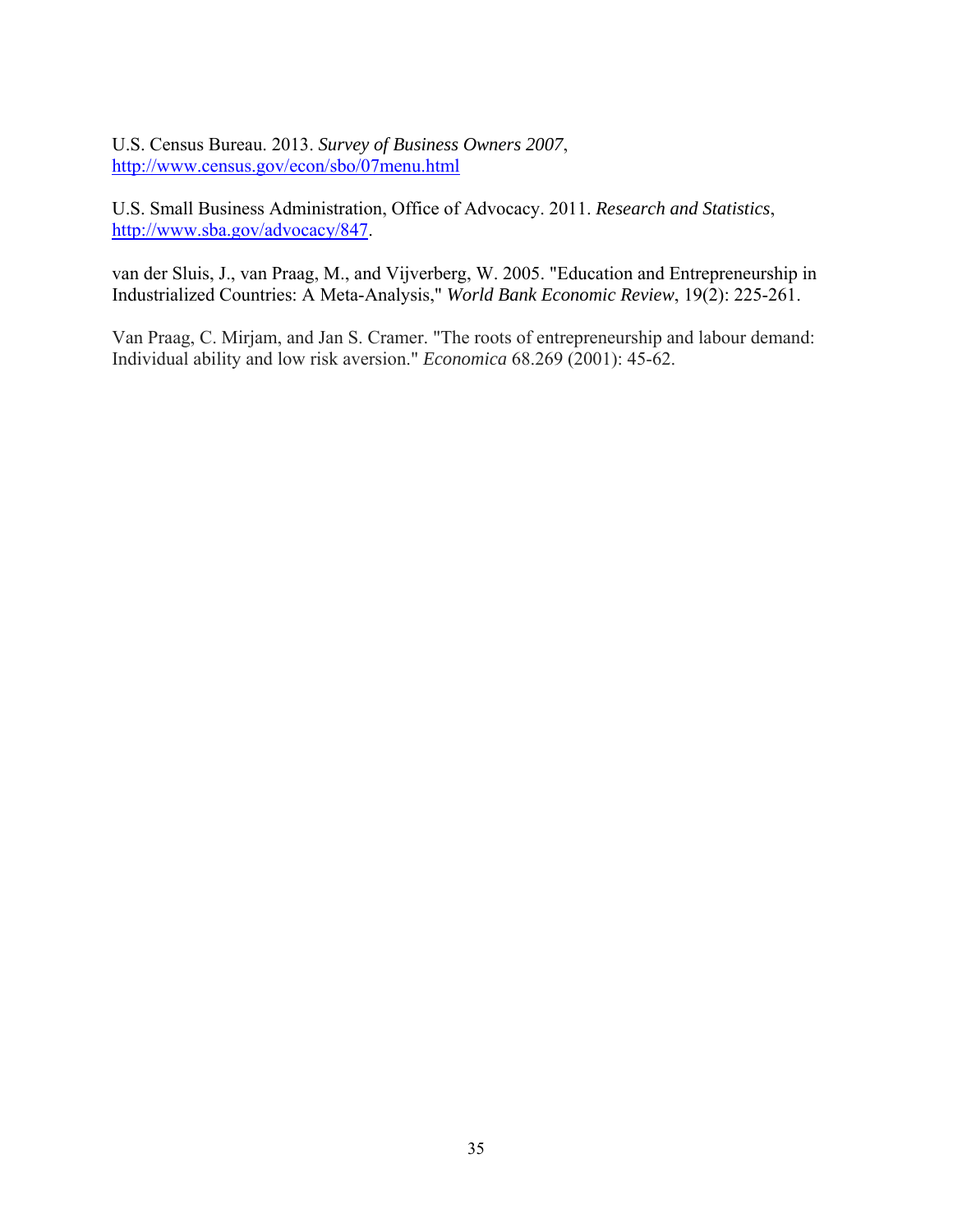U.S. Census Bureau. 2013. *Survey of Business Owners 2007*, [http://www.census.gov/econ/sbo/07menu.html](http://www.census.gov/econ/sbo/07menu.html)

U.S. Small Business Administration, Office of Advocacy. 2011. *Research and Statistics*, [http://www.sba.gov/advocacy/847](http://www.sba.gov/advocacy/847).

van der Sluis, J., van Praag, M., and Vijverberg, W. 2005. "Education and Entrepreneurship in Industrialized Countries: A Meta-Analysis," *World Bank Economic Review*, 19(2): 225-261.

Van Praag, C. Mirjam, and Jan S. Cramer. "The roots of entrepreneurship and labour demand: Individual ability and low risk aversion." *Economica* 68.269 (2001): 45-62.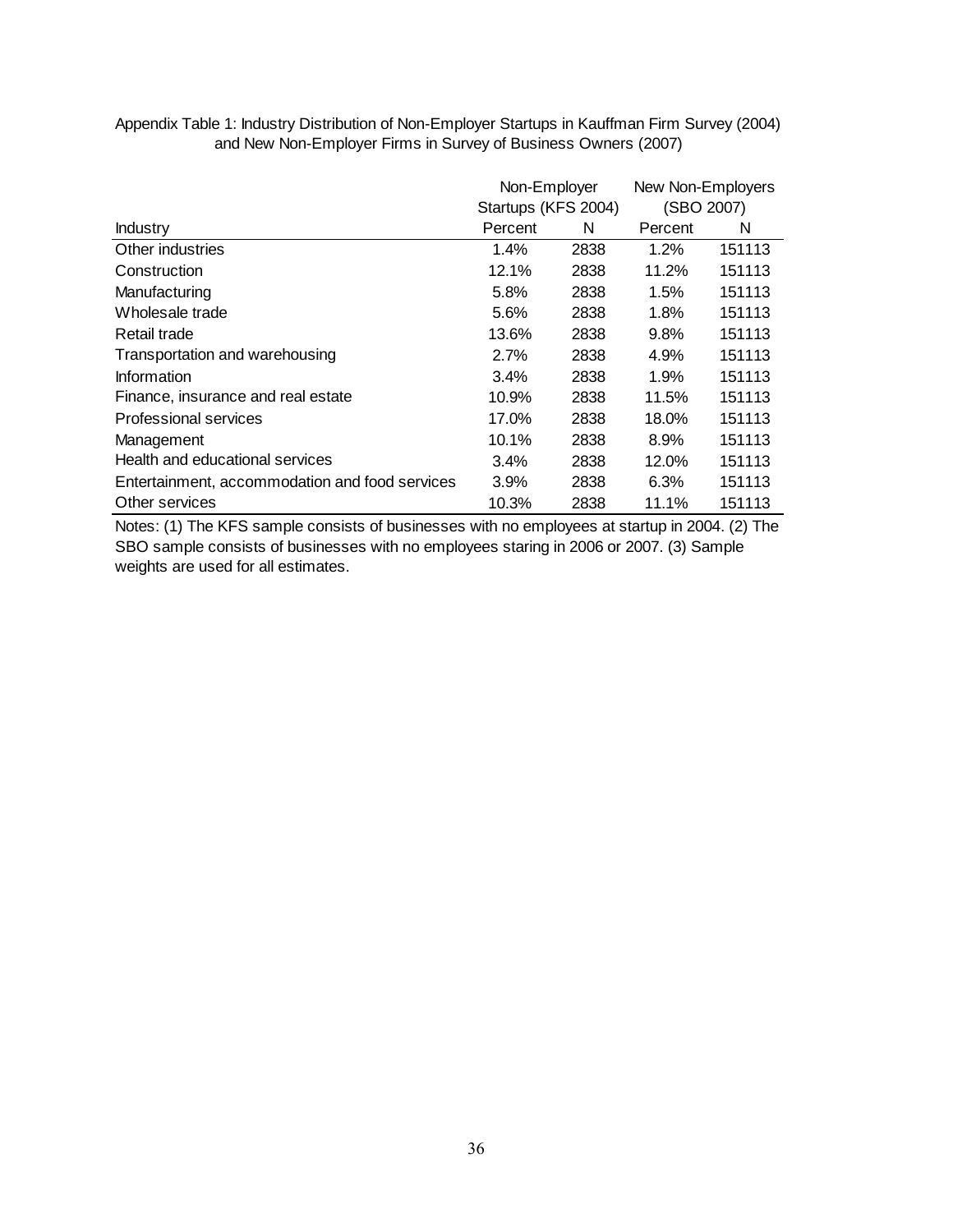Appendix Table 1: Industry Distribution of Non-Employer Startups in Kauffman Firm Survey (2004) and New Non-Employer Firms in Survey of Business Owners (2007)

| | Non-Employer Startups (KFS 2004) | | New Non-Employers (SBO 2007) | |
|---|---|---|---|---|
| Industry | Percent | N | Percent | N |
| Other industries | 1.4% | 2838 | 1.2% | 151113 |
| Construction | 12.1% | 2838 | 11.2% | 151113 |
| Manufacturing | 5.8% | 2838 | 1.5% | 151113 |
| Wholesale trade | 5.6% | 2838 | 1.8% | 151113 |
| Retail trade | 13.6% | 2838 | 9.8% | 151113 |
| Transportation and warehousing | 2.7% | 2838 | 4.9% | 151113 |
| Information | 3.4% | 2838 | 1.9% | 151113 |
| Finance, insurance and real estate | 10.9% | 2838 | 11.5% | 151113 |
| Professional services | 17.0% | 2838 | 18.0% | 151113 |
| Management | 10.1% | 2838 | 8.9% | 151113 |
| Health and educational services | 3.4% | 2838 | 12.0% | 151113 |
| Entertainment, accommodation and food services | 3.9% | 2838 | 6.3% | 151113 |
| Other services | 10.3% | 2838 | 11.1% | 151113 |

Notes: (1) The KFS sample consists of businesses with no employees at startup in 2004. (2) The SBO sample consists of businesses with no employees staring in 2006 or 2007. (3) Sample weights are used for all estimates.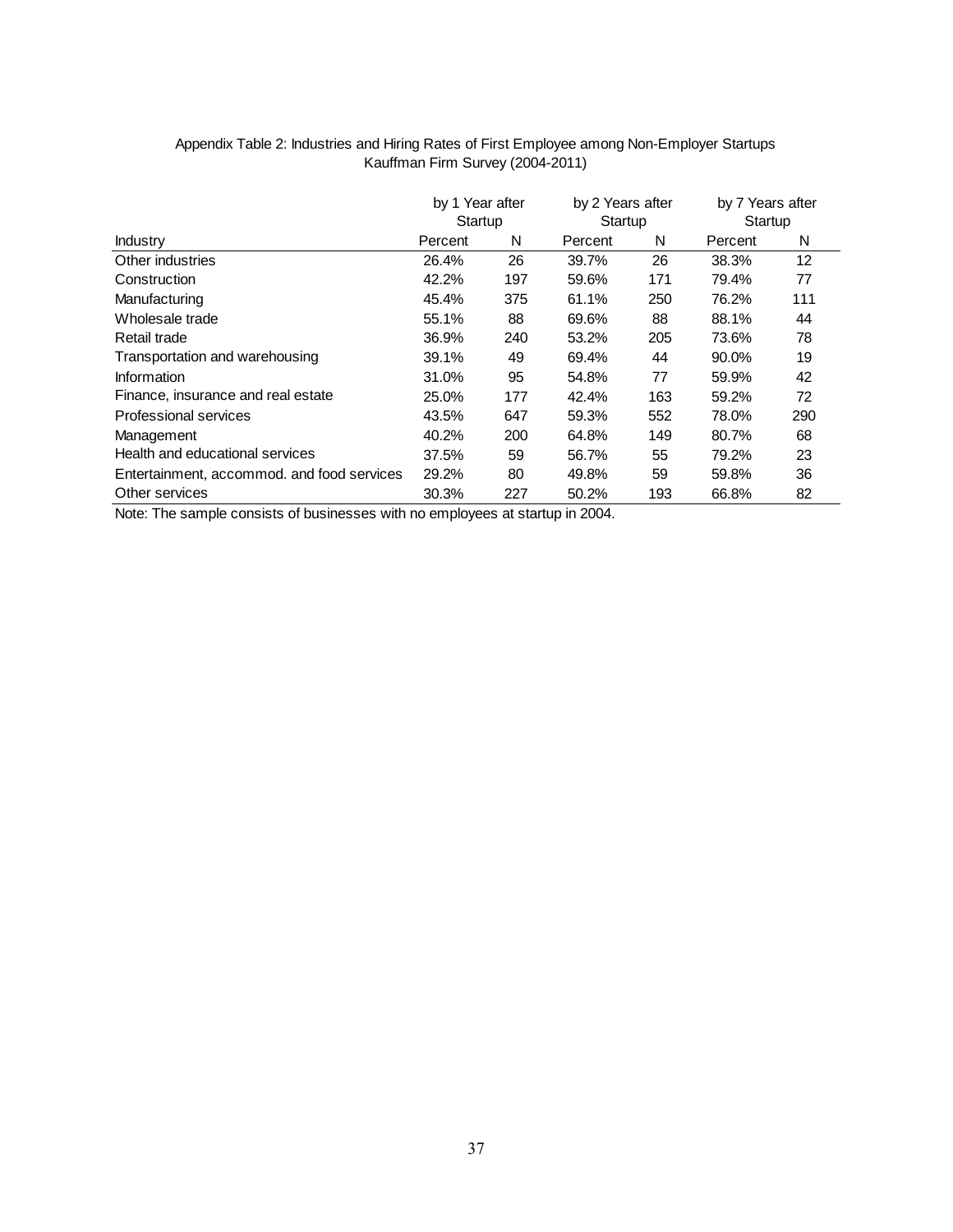Appendix Table 2: Industries and Hiring Rates of First Employee among Non-Employer Startups
Kauffman Firm Survey (2004-2011)

| | by 1 Year after Startup | | by 2 Years after Startup | | by 7 Years after Startup | |
|---|---|---|---|---|---|---|
| Industry | Percent | N | Percent | N | Percent | N |
| Other industries | 26.4% | 26 | 39.7% | 26 | 38.3% | 12 |
| Construction | 42.2% | 197 | 59.6% | 171 | 79.4% | 77 |
| Manufacturing | 45.4% | 375 | 61.1% | 250 | 76.2% | 111 |
| Wholesale trade | 55.1% | 88 | 69.6% | 88 | 88.1% | 44 |
| Retail trade | 36.9% | 240 | 53.2% | 205 | 73.6% | 78 |
| Transportation and warehousing | 39.1% | 49 | 69.4% | 44 | 90.0% | 19 |
| Information | 31.0% | 95 | 54.8% | 77 | 59.9% | 42 |
| Finance, insurance and real estate | 25.0% | 177 | 42.4% | 163 | 59.2% | 72 |
| Professional services | 43.5% | 647 | 59.3% | 552 | 78.0% | 290 |
| Management | 40.2% | 200 | 64.8% | 149 | 80.7% | 68 |
| Health and educational services | 37.5% | 59 | 56.7% | 55 | 79.2% | 23 |
| Entertainment, accommod. and food services | 29.2% | 80 | 49.8% | 59 | 59.8% | 36 |
| Other services | 30.3% | 227 | 50.2% | 193 | 66.8% | 82 |

Note: The sample consists of businesses with no employees at startup in 2004.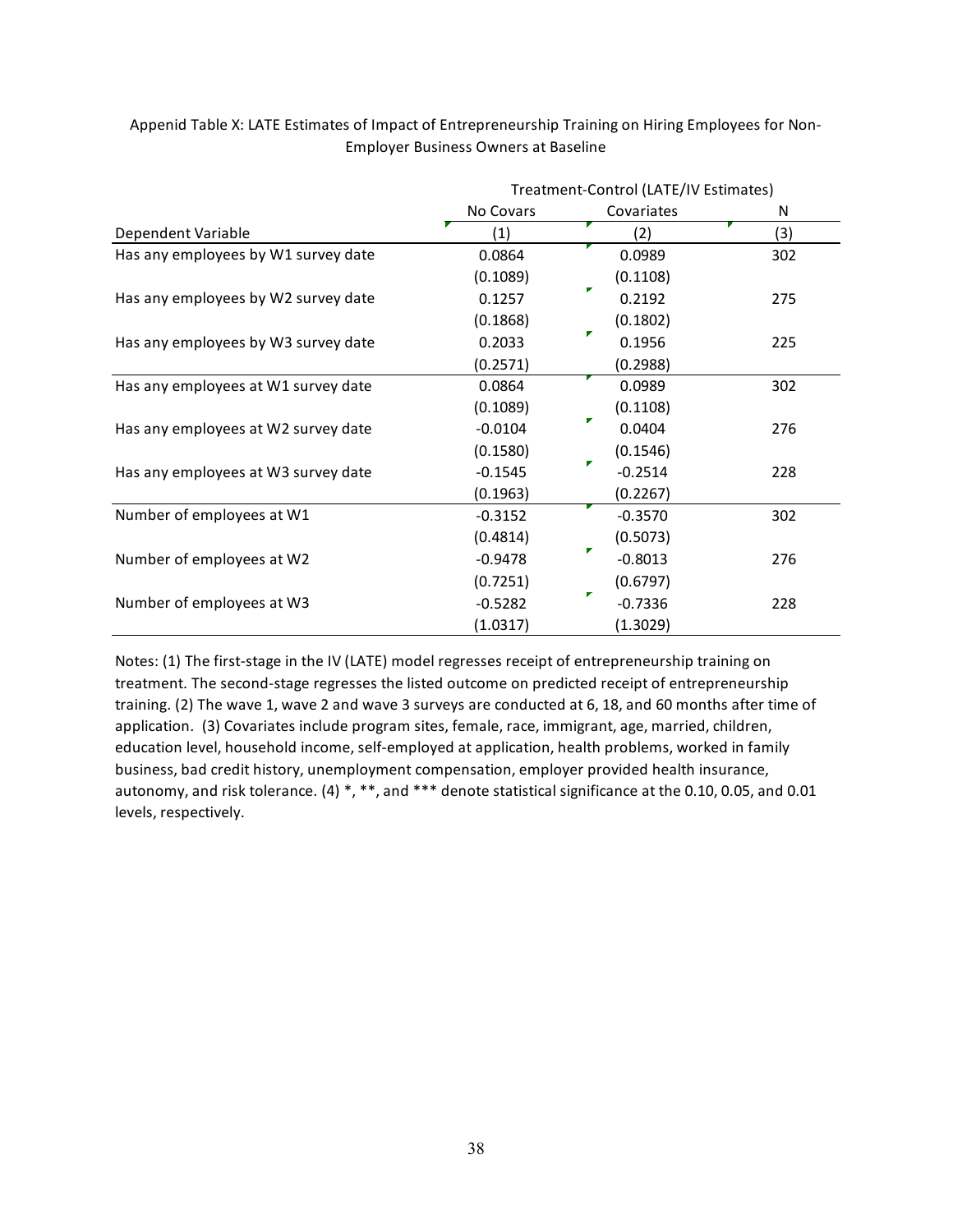Appenid Table X: LATE Estimates of Impact of Entrepreneurship Training on Hiring Employees for Non-Employer Business Owners at Baseline

| | Treatment-Control (LATE/IV Estimates) | | |
|---|---|---|---|
| | No Covars | Covariates | N |
| Dependent Variable | (1) | (2) | (3) |
| Has any employees by W1 survey date | 0.0864 | 0.0989 | 302 |
| | (0.1089) | (0.1108) | |
| Has any employees by W2 survey date | 0.1257 | 0.2192 | 275 |
| | (0.1868) | (0.1802) | |
| Has any employees by W3 survey date | 0.2033 | 0.1956 | 225 |
| | (0.2571) | (0.2988) | |
| Has any employees at W1 survey date | 0.0864 | 0.0989 | 302 |
| | (0.1089) | (0.1108) | |
| Has any employees at W2 survey date | -0.0104 | 0.0404 | 276 |
| | (0.1580) | (0.1546) | |
| Has any employees at W3 survey date | -0.1545 | -0.2514 | 228 |
| | (0.1963) | (0.2267) | |
| Number of employees at W1 | -0.3152 | -0.3570 | 302 |
| | (0.4814) | (0.5073) | |
| Number of employees at W2 | -0.9478 | -0.8013 | 276 |
| | (0.7251) | (0.6797) | |
| Number of employees at W3 | -0.5282 | -0.7336 | 228 |
| | (1.0317) | (1.3029) | |

Notes: (1) The first-stage in the IV (LATE) model regresses receipt of entrepreneurship training on treatment. The second-stage regresses the listed outcome on predicted receipt of entrepreneurship training. (2) The wave 1, wave 2 and wave 3 surveys are conducted at 6, 18, and 60 months after time of application. (3) Covariates include program sites, female, race, immigrant, age, married, children, education level, household income, self-employed at application, health problems, worked in family business, bad credit history, unemployment compensation, employer provided health insurance, autonomy, and risk tolerance. (4) *, **, and *** denote statistical significance at the 0.10, 0.05, and 0.01 levels, respectively.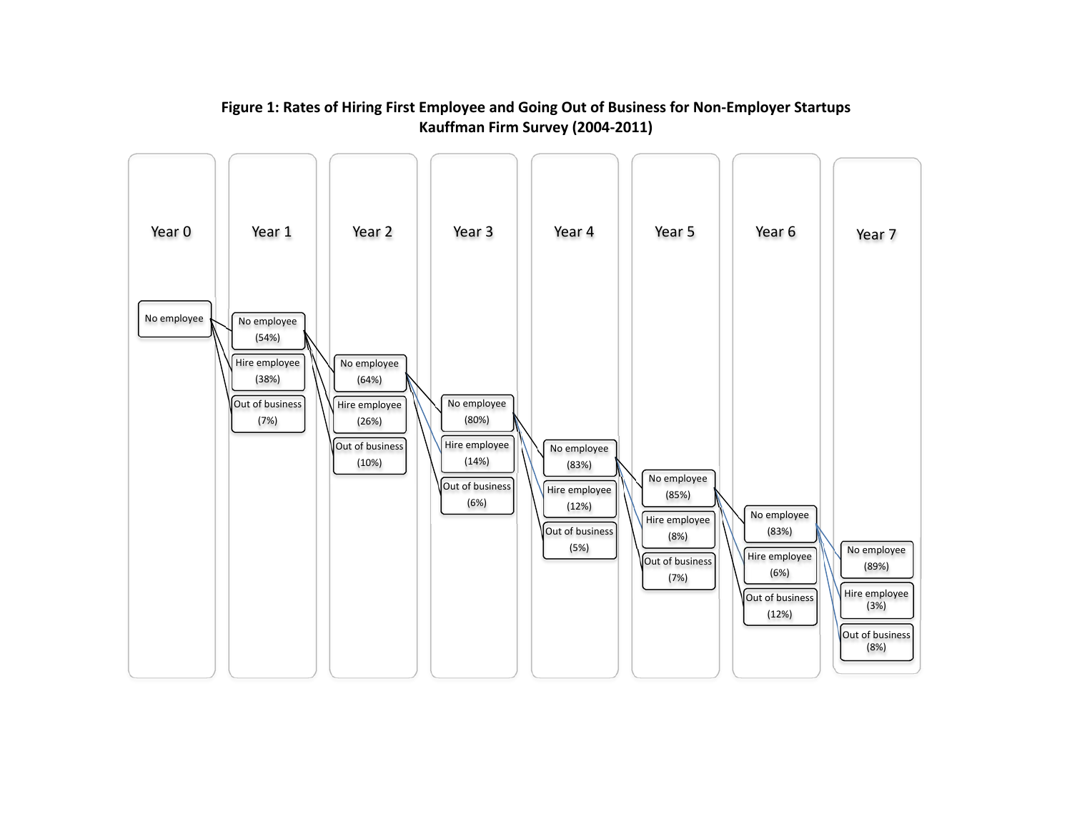**Figure 1: Rates of Hiring First Employee and Going Out of Business for Non-Employer Startups Kauffman Firm Survey (2004-2011)**

| Year 0 | Year 1 | Year 2 | Year 3 | Year 4 | Year 5 | Year 6 | Year 7 |
|---|---|---|---|---|---|---|---|
| No employee | No employee (54%) | No employee (64%) | No employee (80%) | No employee (83%) | No employee (85%) | No employee (83%) | No employee (89%) |
| | Hire employee (38%) | Hire employee (26%) | Hire employee (14%) | Hire employee (12%) | Hire employee (8%) | Hire employee (6%) | Hire employee (3%) |
| | Out of business (7%) | Out of business (10%) | Out of business (6%) | Out of business (5%) | Out of business (7%) | Out of business (12%) | Out of business (8%) |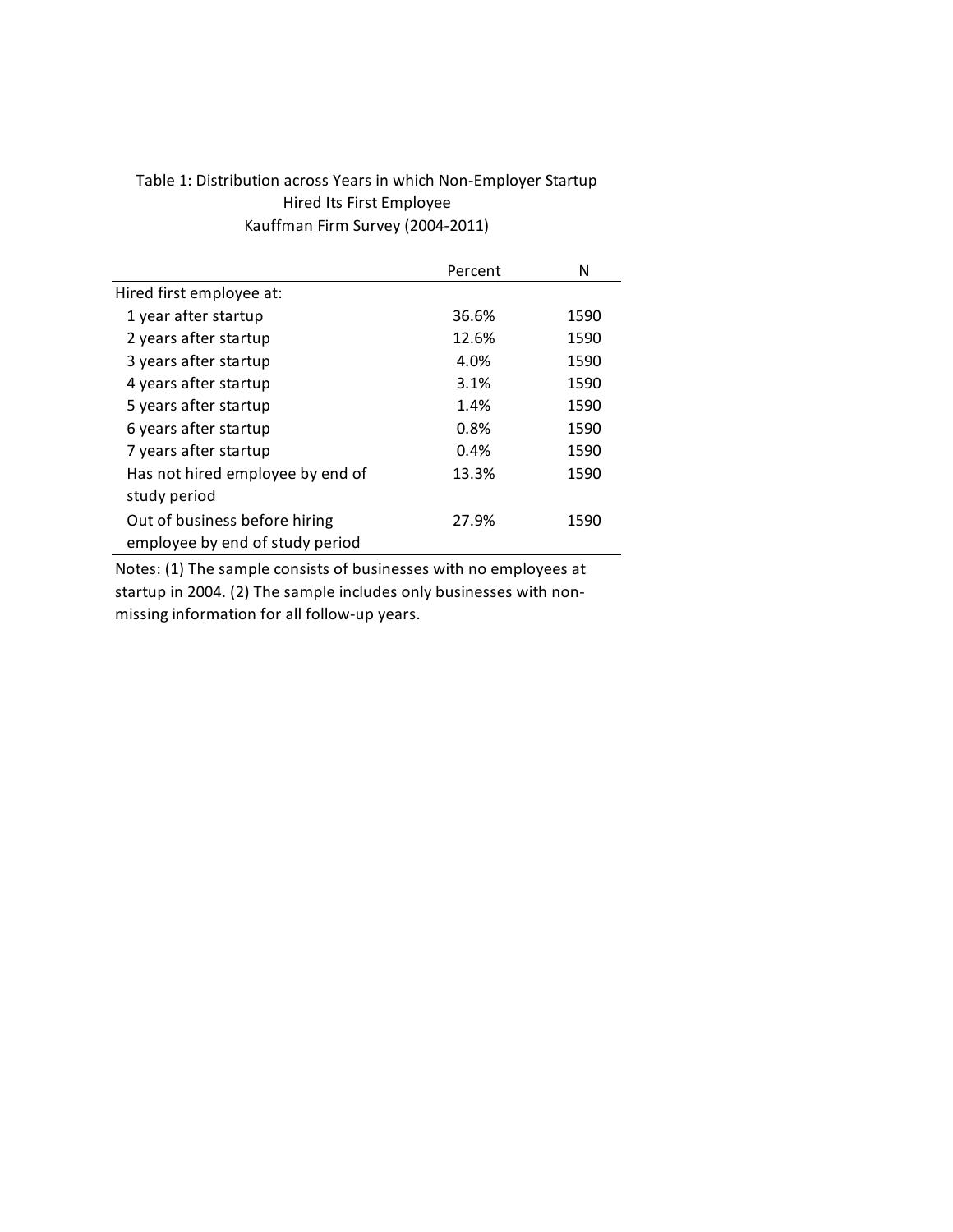Table 1: Distribution across Years in which Non-Employer Startup Hired Its First Employee
Kauffman Firm Survey (2004-2011)

| | Percent | N |
|---|---|---|
| Hired first employee at: | | |
| 1 year after startup | 36.6% | 1590 |
| 2 years after startup | 12.6% | 1590 |
| 3 years after startup | 4.0% | 1590 |
| 4 years after startup | 3.1% | 1590 |
| 5 years after startup | 1.4% | 1590 |
| 6 years after startup | 0.8% | 1590 |
| 7 years after startup | 0.4% | 1590 |
| Has not hired employee by end of study period | 13.3% | 1590 |
| Out of business before hiring employee by end of study period | 27.9% | 1590 |

Notes: (1) The sample consists of businesses with no employees at startup in 2004. (2) The sample includes only businesses with non-missing information for all follow-up years.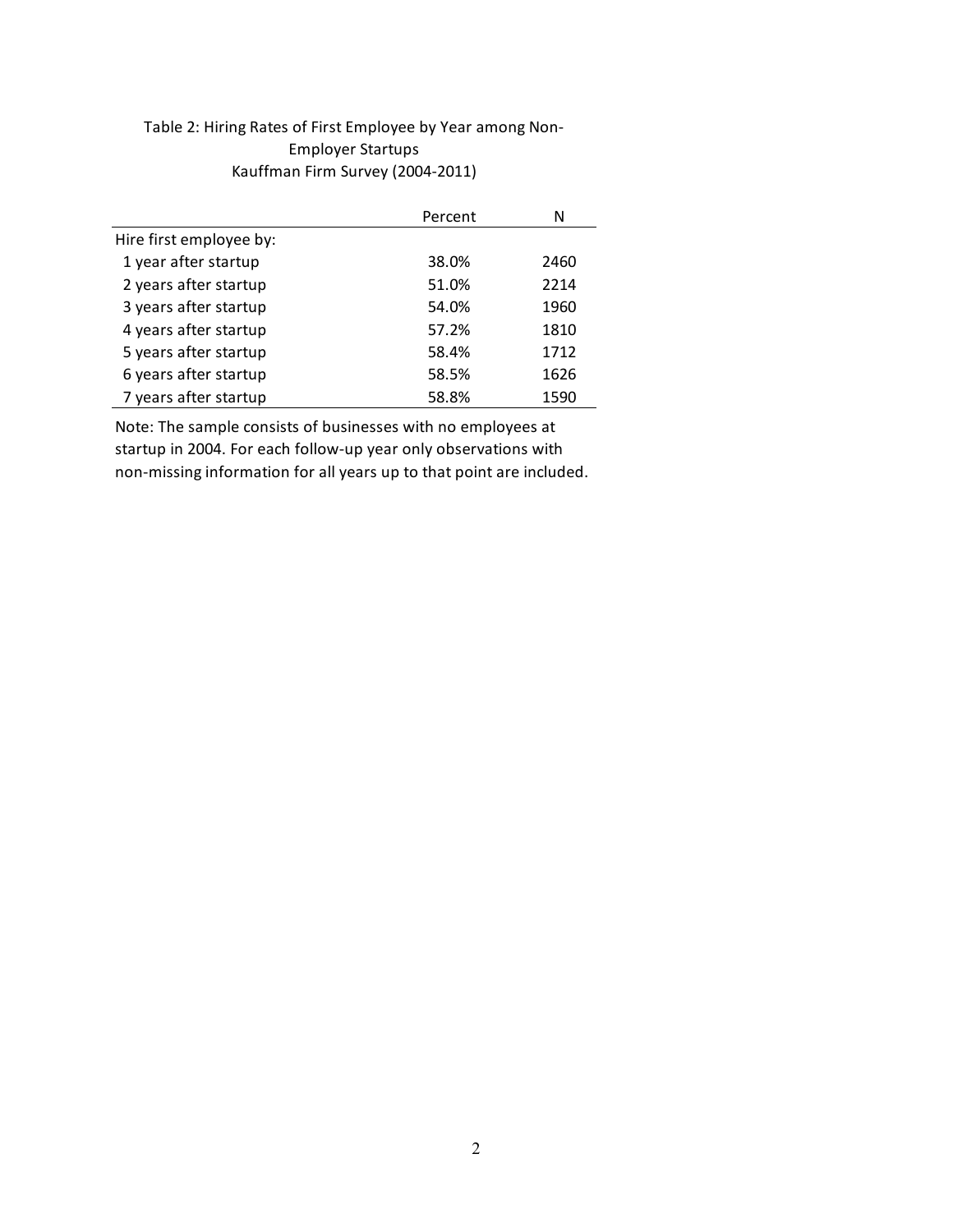Table 2: Hiring Rates of First Employee by Year among Non-Employer Startups
Kauffman Firm Survey (2004-2011)

| | Percent | N |
|---|---|---|
| Hire first employee by: | | |
| 1 year after startup | 38.0% | 2460 |
| 2 years after startup | 51.0% | 2214 |
| 3 years after startup | 54.0% | 1960 |
| 4 years after startup | 57.2% | 1810 |
| 5 years after startup | 58.4% | 1712 |
| 6 years after startup | 58.5% | 1626 |
| 7 years after startup | 58.8% | 1590 |

Note: The sample consists of businesses with no employees at startup in 2004. For each follow-up year only observations with non-missing information for all years up to that point are included.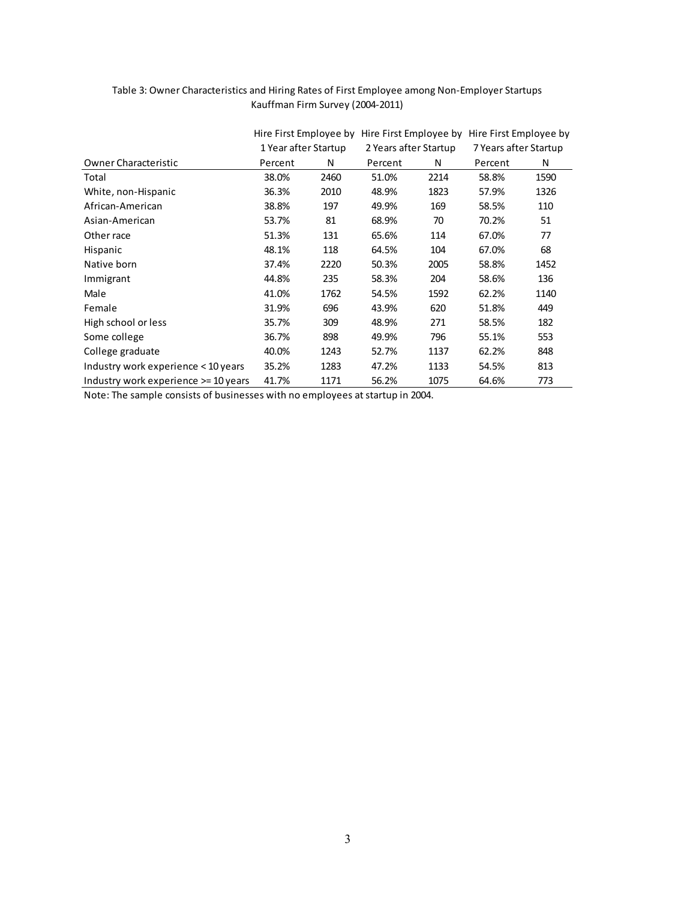Table 3: Owner Characteristics and Hiring Rates of First Employee among Non-Employer Startups
Kauffman Firm Survey (2004-2011)

| | Hire First Employee by 1 Year after Startup | | Hire First Employee by 2 Years after Startup | | Hire First Employee by 7 Years after Startup | |
|---|---|---|---|---|---|---|
| Owner Characteristic | Percent | N | Percent | N | Percent | N |
| Total | 38.0% | 2460 | 51.0% | 2214 | 58.8% | 1590 |
| White, non-Hispanic | 36.3% | 2010 | 48.9% | 1823 | 57.9% | 1326 |
| African-American | 38.8% | 197 | 49.9% | 169 | 58.5% | 110 |
| Asian-American | 53.7% | 81 | 68.9% | 70 | 70.2% | 51 |
| Other race | 51.3% | 131 | 65.6% | 114 | 67.0% | 77 |
| Hispanic | 48.1% | 118 | 64.5% | 104 | 67.0% | 68 |
| Native born | 37.4% | 2220 | 50.3% | 2005 | 58.8% | 1452 |
| Immigrant | 44.8% | 235 | 58.3% | 204 | 58.6% | 136 |
| Male | 41.0% | 1762 | 54.5% | 1592 | 62.2% | 1140 |
| Female | 31.9% | 696 | 43.9% | 620 | 51.8% | 449 |
| High school or less | 35.7% | 309 | 48.9% | 271 | 58.5% | 182 |
| Some college | 36.7% | 898 | 49.9% | 796 | 55.1% | 553 |
| College graduate | 40.0% | 1243 | 52.7% | 1137 | 62.2% | 848 |
| Industry work experience < 10 years | 35.2% | 1283 | 47.2% | 1133 | 54.5% | 813 |
| Industry work experience >= 10 years | 41.7% | 1171 | 56.2% | 1075 | 64.6% | 773 |

Note: The sample consists of businesses with no employees at startup in 2004.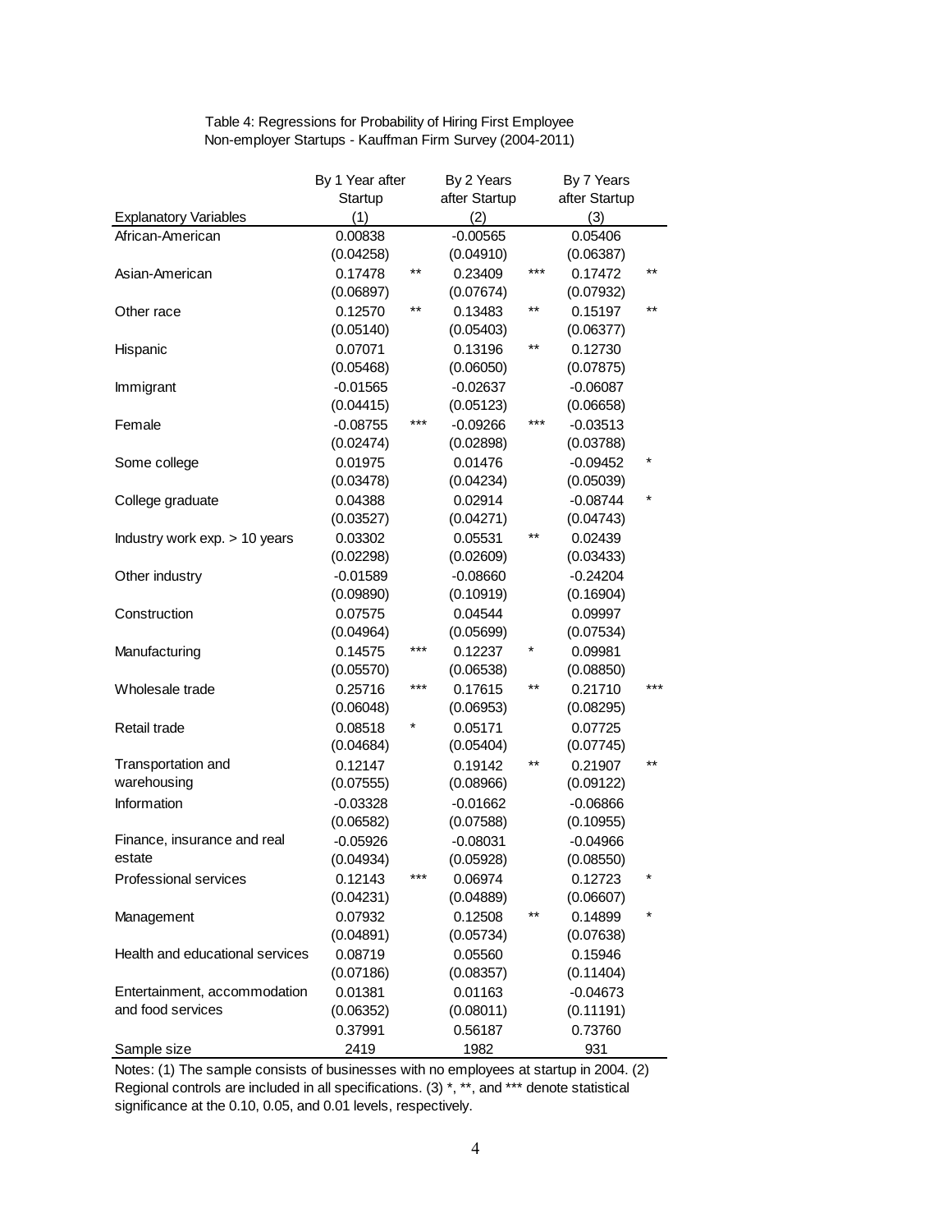Table 4: Regressions for Probability of Hiring First Employee
Non-employer Startups - Kauffman Firm Survey (2004-2011)

| Explanatory Variables | By 1 Year after Startup (1) | | By 2 Years after Startup (2) | | By 7 Years after Startup (3) | |
|---|---|---|---|---|---|---|
| African-American | 0.00838 | | -0.00565 | | 0.05406 | |
| | (0.04258) | | (0.04910) | | (0.06387) | |
| Asian-American | 0.17478 | ** | 0.23409 | *** | 0.17472 | ** |
| | (0.06897) | | (0.07674) | | (0.07932) | |
| Other race | 0.12570 | ** | 0.13483 | ** | 0.15197 | ** |
| | (0.05140) | | (0.05403) | | (0.06377) | |
| Hispanic | 0.07071 | | 0.13196 | ** | 0.12730 | |
| | (0.05468) | | (0.06050) | | (0.07875) | |
| Immigrant | -0.01565 | | -0.02637 | | -0.06087 | |
| | (0.04415) | | (0.05123) | | (0.06658) | |
| Female | -0.08755 | *** | -0.09266 | *** | -0.03513 | |
| | (0.02474) | | (0.02898) | | (0.03788) | |
| Some college | 0.01975 | | 0.01476 | | -0.09452 | * |
| | (0.03478) | | (0.04234) | | (0.05039) | |
| College graduate | 0.04388 | | 0.02914 | | -0.08744 | * |
| | (0.03527) | | (0.04271) | | (0.04743) | |
| Industry work exp. > 10 years | 0.03302 | | 0.05531 | ** | 0.02439 | |
| | (0.02298) | | (0.02609) | | (0.03433) | |
| Other industry | -0.01589 | | -0.08660 | | -0.24204 | |
| | (0.09890) | | (0.10919) | | (0.16904) | |
| Construction | 0.07575 | | 0.04544 | | 0.09997 | |
| | (0.04964) | | (0.05699) | | (0.07534) | |
| Manufacturing | 0.14575 | *** | 0.12237 | * | 0.09981 | |
| | (0.05570) | | (0.06538) | | (0.08850) | |
| Wholesale trade | 0.25716 | *** | 0.17615 | ** | 0.21710 | *** |
| | (0.06048) | | (0.06953) | | (0.08295) | |
| Retail trade | 0.08518 | * | 0.05171 | | 0.07725 | |
| | (0.04684) | | (0.05404) | | (0.07745) | |
| Transportation and warehousing | 0.12147 | | 0.19142 | ** | 0.21907 | ** |
| | (0.07555) | | (0.08966) | | (0.09122) | |
| Information | -0.03328 | | -0.01662 | | -0.06866 | |
| | (0.06582) | | (0.07588) | | (0.10955) | |
| Finance, insurance and real estate | -0.05926 | | -0.08031 | | -0.04966 | |
| | (0.04934) | | (0.05928) | | (0.08550) | |
| Professional services | 0.12143 | *** | 0.06974 | | 0.12723 | * |
| | (0.04231) | | (0.04889) | | (0.06607) | |
| Management | 0.07932 | | 0.12508 | ** | 0.14899 | * |
| | (0.04891) | | (0.05734) | | (0.07638) | |
| Health and educational services | 0.08719 | | 0.05560 | | 0.15946 | |
| | (0.07186) | | (0.08357) | | (0.11404) | |
| Entertainment, accommodation and food services | 0.01381 | | 0.01163 | | -0.04673 | |
| | (0.06352) | | (0.08011) | | (0.11191) | |
| | 0.37991 | | 0.56187 | | 0.73760 | |
| Sample size | 2419 | | 1982 | | 931 | |

Notes: (1) The sample consists of businesses with no employees at startup in 2004. (2) Regional controls are included in all specifications. (3) *, **, and *** denote statistical significance at the 0.10, 0.05, and 0.01 levels, respectively.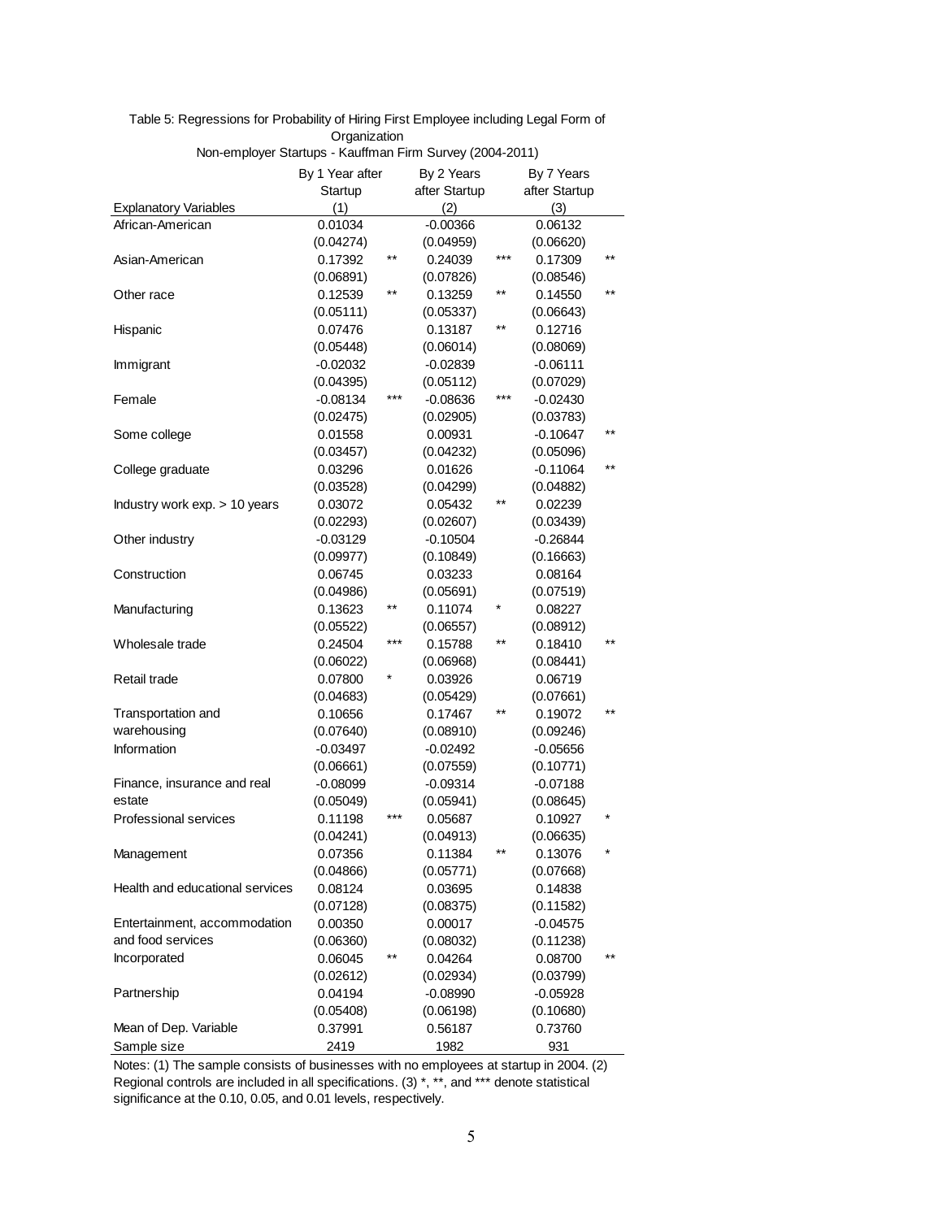Table 5: Regressions for Probability of Hiring First Employee including Legal Form of Organization

Non-employer Startups - Kauffman Firm Survey (2004-2011)

| Explanatory Variables | By 1 Year after Startup (1) | | By 2 Years after Startup (2) | | By 7 Years after Startup (3) | |
|---|---|---|---|---|---|---|
| African-American | 0.01034 | | -0.00366 | | 0.06132 | |
| | (0.04274) | | (0.04959) | | (0.06620) | |
| Asian-American | 0.17392 | ** | 0.24039 | *** | 0.17309 | ** |
| | (0.06891) | | (0.07826) | | (0.08546) | |
| Other race | 0.12539 | ** | 0.13259 | ** | 0.14550 | ** |
| | (0.05111) | | (0.05337) | | (0.06643) | |
| Hispanic | 0.07476 | | 0.13187 | ** | 0.12716 | |
| | (0.05448) | | (0.06014) | | (0.08069) | |
| Immigrant | -0.02032 | | -0.02839 | | -0.06111 | |
| | (0.04395) | | (0.05112) | | (0.07029) | |
| Female | -0.08134 | *** | -0.08636 | *** | -0.02430 | |
| | (0.02475) | | (0.02905) | | (0.03783) | |
| Some college | 0.01558 | | 0.00931 | | -0.10647 | ** |
| | (0.03457) | | (0.04232) | | (0.05096) | |
| College graduate | 0.03296 | | 0.01626 | | -0.11064 | ** |
| | (0.03528) | | (0.04299) | | (0.04882) | |
| Industry work exp. > 10 years | 0.03072 | | 0.05432 | ** | 0.02239 | |
| | (0.02293) | | (0.02607) | | (0.03439) | |
| Other industry | -0.03129 | | -0.10504 | | -0.26844 | |
| | (0.09977) | | (0.10849) | | (0.16663) | |
| Construction | 0.06745 | | 0.03233 | | 0.08164 | |
| | (0.04986) | | (0.05691) | | (0.07519) | |
| Manufacturing | 0.13623 | ** | 0.11074 | * | 0.08227 | |
| | (0.05522) | | (0.06557) | | (0.08912) | |
| Wholesale trade | 0.24504 | *** | 0.15788 | ** | 0.18410 | ** |
| | (0.06022) | | (0.06968) | | (0.08441) | |
| Retail trade | 0.07800 | * | 0.03926 | | 0.06719 | |
| | (0.04683) | | (0.05429) | | (0.07661) | |
| Transportation and warehousing | 0.10656 | | 0.17467 | ** | 0.19072 | ** |
| | (0.07640) | | (0.08910) | | (0.09246) | |
| Information | -0.03497 | | -0.02492 | | -0.05656 | |
| | (0.06661) | | (0.07559) | | (0.10771) | |
| Finance, insurance and real estate | -0.08099 | | -0.09314 | | -0.07188 | |
| | (0.05049) | | (0.05941) | | (0.08645) | |
| Professional services | 0.11198 | *** | 0.05687 | | 0.10927 | * |
| | (0.04241) | | (0.04913) | | (0.06635) | |
| Management | 0.07356 | | 0.11384 | ** | 0.13076 | * |
| | (0.04866) | | (0.05771) | | (0.07668) | |
| Health and educational services | 0.08124 | | 0.03695 | | 0.14838 | |
| | (0.07128) | | (0.08375) | | (0.11582) | |
| Entertainment, accommodation and food services | 0.00350 | | 0.00017 | | -0.04575 | |
| | (0.06360) | | (0.08032) | | (0.11238) | |
| Incorporated | 0.06045 | ** | 0.04264 | | 0.08700 | ** |
| | (0.02612) | | (0.02934) | | (0.03799) | |
| Partnership | 0.04194 | | -0.08990 | | -0.05928 | |
| | (0.05408) | | (0.06198) | | (0.10680) | |
| Mean of Dep. Variable | 0.37991 | | 0.56187 | | 0.73760 | |
| Sample size | 2419 | | 1982 | | 931 | |

Notes: (1) The sample consists of businesses with no employees at startup in 2004. (2) Regional controls are included in all specifications. (3) *, **, and *** denote statistical significance at the 0.10, 0.05, and 0.01 levels, respectively.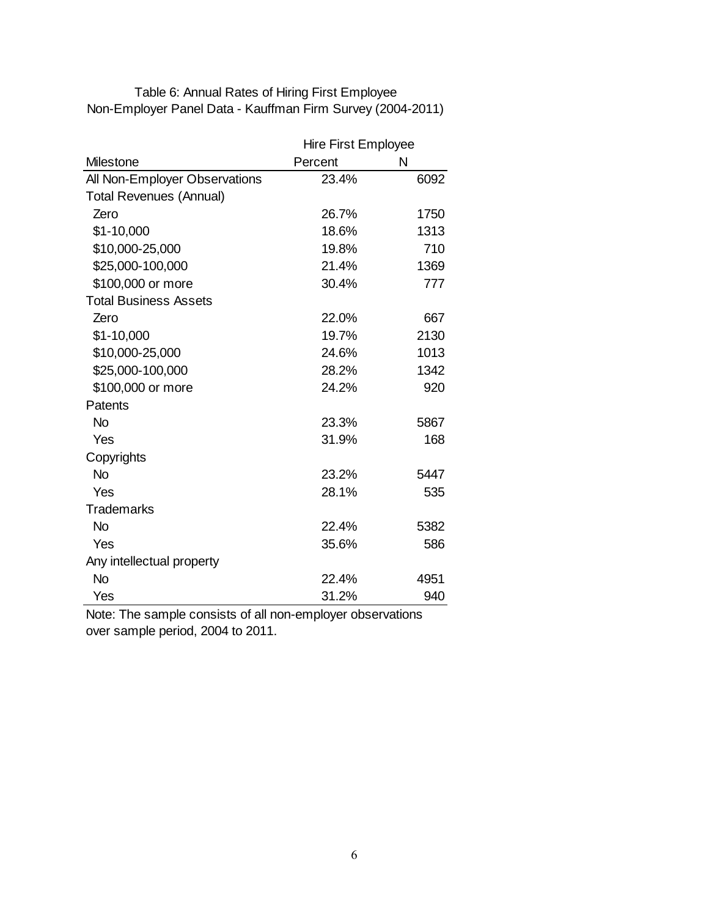Table 6: Annual Rates of Hiring First Employee
Non-Employer Panel Data - Kauffman Firm Survey (2004-2011)

| | Hire First Employee | |
|---|---|---|
| Milestone | Percent | N |
| All Non-Employer Observations | 23.4% | 6092 |
| Total Revenues (Annual) | | |
| Zero | 26.7% | 1750 |
| $1-10,000 | 18.6% | 1313 |
| $10,000-25,000 | 19.8% | 710 |
| $25,000-100,000 | 21.4% | 1369 |
| $100,000 or more | 30.4% | 777 |
| Total Business Assets | | |
| Zero | 22.0% | 667 |
| $1-10,000 | 19.7% | 2130 |
| $10,000-25,000 | 24.6% | 1013 |
| $25,000-100,000 | 28.2% | 1342 |
| $100,000 or more | 24.2% | 920 |
| Patents | | |
| No | 23.3% | 5867 |
| Yes | 31.9% | 168 |
| Copyrights | | |
| No | 23.2% | 5447 |
| Yes | 28.1% | 535 |
| Trademarks | | |
| No | 22.4% | 5382 |
| Yes | 35.6% | 586 |
| Any intellectual property | | |
| No | 22.4% | 4951 |
| Yes | 31.2% | 940 |

Note: The sample consists of all non-employer observations over sample period, 2004 to 2011.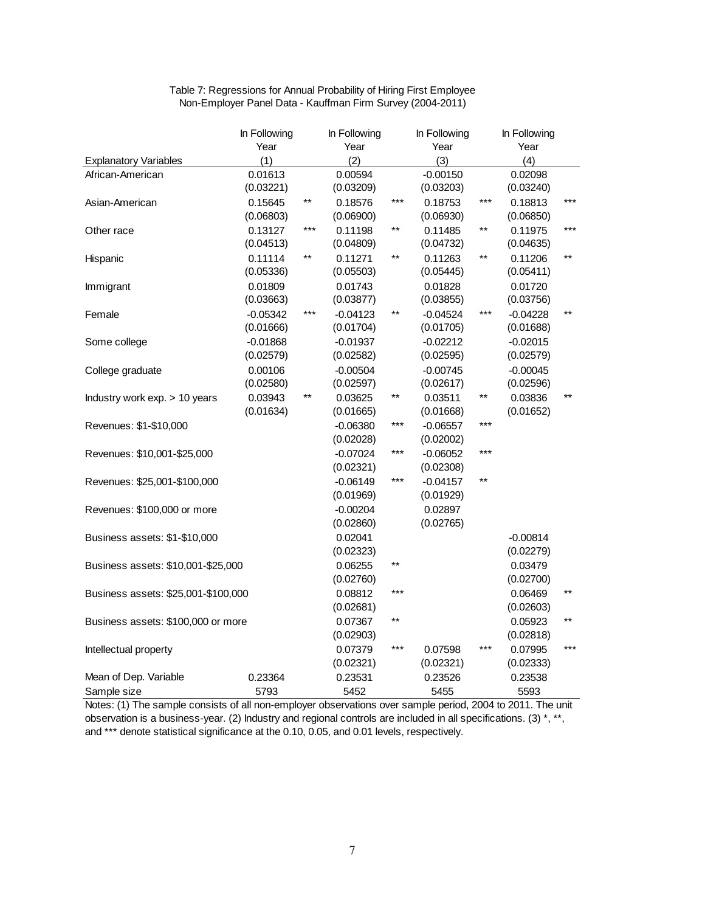Table 7: Regressions for Annual Probability of Hiring First Employee
Non-Employer Panel Data - Kauffman Firm Survey (2004-2011)

| Explanatory Variables | In Following Year (1) | | In Following Year (2) | | In Following Year (3) | | In Following Year (4) | |
|---|---|---|---|---|---|---|---|---|
| African-American | 0.01613 | | 0.00594 | | -0.00150 | | 0.02098 | |
| | (0.03221) | | (0.03209) | | (0.03203) | | (0.03240) | |
| Asian-American | 0.15645 | ** | 0.18576 | *** | 0.18753 | *** | 0.18813 | *** |
| | (0.06803) | | (0.06900) | | (0.06930) | | (0.06850) | |
| Other race | 0.13127 | *** | 0.11198 | ** | 0.11485 | ** | 0.11975 | *** |
| | (0.04513) | | (0.04809) | | (0.04732) | | (0.04635) | |
| Hispanic | 0.11114 | ** | 0.11271 | ** | 0.11263 | ** | 0.11206 | ** |
| | (0.05336) | | (0.05503) | | (0.05445) | | (0.05411) | |
| Immigrant | 0.01809 | | 0.01743 | | 0.01828 | | 0.01720 | |
| | (0.03663) | | (0.03877) | | (0.03855) | | (0.03756) | |
| Female | -0.05342 | *** | -0.04123 | ** | -0.04524 | *** | -0.04228 | ** |
| | (0.01666) | | (0.01704) | | (0.01705) | | (0.01688) | |
| Some college | -0.01868 | | -0.01937 | | -0.02212 | | -0.02015 | |
| | (0.02579) | | (0.02582) | | (0.02595) | | (0.02579) | |
| College graduate | 0.00106 | | -0.00504 | | -0.00745 | | -0.00045 | |
| | (0.02580) | | (0.02597) | | (0.02617) | | (0.02596) | |
| Industry work exp. > 10 years | 0.03943 | ** | 0.03625 | ** | 0.03511 | ** | 0.03836 | ** |
| | (0.01634) | | (0.01665) | | (0.01668) | | (0.01652) | |
| Revenues: $1-$10,000 | | | -0.06380 | *** | -0.06557 | *** | | |
| | | | (0.02028) | | (0.02002) | | | |
| Revenues: $10,001-$25,000 | | | -0.07024 | *** | -0.06052 | *** | | |
| | | | (0.02321) | | (0.02308) | | | |
| Revenues: $25,001-$100,000 | | | -0.06149 | *** | -0.04157 | ** | | |
| | | | (0.01969) | | (0.01929) | | | |
| Revenues: $100,000 or more | | | -0.00204 | | 0.02897 | | | |
| | | | (0.02860) | | (0.02765) | | | |
| Business assets: $1-$10,000 | | | 0.02041 | | | | -0.00814 | |
| | | | (0.02323) | | | | (0.02279) | |
| Business assets: $10,001-$25,000 | | | 0.06255 | ** | | | 0.03479 | |
| | | | (0.02760) | | | | (0.02700) | |
| Business assets: $25,001-$100,000 | | | 0.08812 | *** | | | 0.06469 | ** |
| | | | (0.02681) | | | | (0.02603) | |
| Business assets: $100,000 or more | | | 0.07367 | ** | | | 0.05923 | ** |
| | | | (0.02903) | | | | (0.02818) | |
| Intellectual property | | | 0.07379 | *** | 0.07598 | *** | 0.07995 | *** |
| | | | (0.02321) | | (0.02321) | | (0.02333) | |
| Mean of Dep. Variable | 0.23364 | | 0.23531 | | 0.23526 | | 0.23538 | |
| Sample size | 5793 | | 5452 | | 5455 | | 5593 | |

Notes: (1) The sample consists of all non-employer observations over sample period, 2004 to 2011. The unit observation is a business-year. (2) Industry and regional controls are included in all specifications. (3) *, **, and *** denote statistical significance at the 0.10, 0.05, and 0.01 levels, respectively.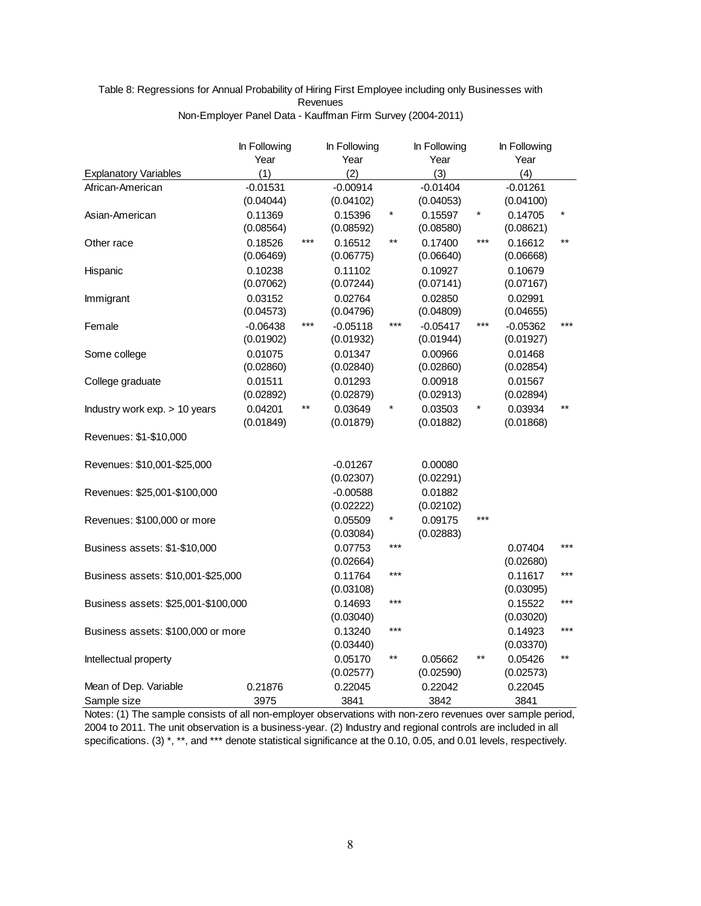Table 8: Regressions for Annual Probability of Hiring First Employee including only Businesses with Revenues
Non-Employer Panel Data - Kauffman Firm Survey (2004-2011)

| Explanatory Variables | In Following Year (1) | | In Following Year (2) | | In Following Year (3) | | In Following Year (4) | |
|---|---|---|---|---|---|---|---|---|
| African-American | -0.01531 | | -0.00914 | | -0.01404 | | -0.01261 | |
| | (0.04044) | | (0.04102) | | (0.04053) | | (0.04100) | |
| Asian-American | 0.11369 | | 0.15396 | * | 0.15597 | * | 0.14705 | * |
| | (0.08564) | | (0.08592) | | (0.08580) | | (0.08621) | |
| Other race | 0.18526 | *** | 0.16512 | ** | 0.17400 | *** | 0.16612 | ** |
| | (0.06469) | | (0.06775) | | (0.06640) | | (0.06668) | |
| Hispanic | 0.10238 | | 0.11102 | | 0.10927 | | 0.10679 | |
| | (0.07062) | | (0.07244) | | (0.07141) | | (0.07167) | |
| Immigrant | 0.03152 | | 0.02764 | | 0.02850 | | 0.02991 | |
| | (0.04573) | | (0.04796) | | (0.04809) | | (0.04655) | |
| Female | -0.06438 | *** | -0.05118 | *** | -0.05417 | *** | -0.05362 | *** |
| | (0.01902) | | (0.01932) | | (0.01944) | | (0.01927) | |
| Some college | 0.01075 | | 0.01347 | | 0.00966 | | 0.01468 | |
| | (0.02860) | | (0.02840) | | (0.02860) | | (0.02854) | |
| College graduate | 0.01511 | | 0.01293 | | 0.00918 | | 0.01567 | |
| | (0.02892) | | (0.02879) | | (0.02913) | | (0.02894) | |
| Industry work exp. > 10 years | 0.04201 | ** | 0.03649 | * | 0.03503 | * | 0.03934 | ** |
| | (0.01849) | | (0.01879) | | (0.01882) | | (0.01868) | |
| Revenues: \$1-\$10,000 | | | | | | | | |
| Revenues: \$10,001-\$25,000 | | | -0.01267 | | 0.00080 | | | |
| | | | (0.02307) | | (0.02291) | | | |
| Revenues: \$25,001-\$100,000 | | | -0.00588 | | 0.01882 | | | |
| | | | (0.02222) | | (0.02102) | | | |
| Revenues: \$100,000 or more | | | 0.05509 | * | 0.09175 | *** | | |
| | | | (0.03084) | | (0.02883) | | | |
| Business assets: \$1-\$10,000 | | | 0.07753 | *** | | | 0.07404 | *** |
| | | | (0.02664) | | | | (0.02680) | |
| Business assets: \$10,001-\$25,000 | | | 0.11764 | *** | | | 0.11617 | *** |
| | | | (0.03108) | | | | (0.03095) | |
| Business assets: \$25,001-\$100,000 | | | 0.14693 | *** | | | 0.15522 | *** |
| | | | (0.03040) | | | | (0.03020) | |
| Business assets: \$100,000 or more | | | 0.13240 | *** | | | 0.14923 | *** |
| | | | (0.03440) | | | | (0.03370) | |
| Intellectual property | | | 0.05170 | ** | 0.05662 | ** | 0.05426 | ** |
| | | | (0.02577) | | (0.02590) | | (0.02573) | |
| Mean of Dep. Variable | 0.21876 | | 0.22045 | | 0.22042 | | 0.22045 | |
| Sample size | 3975 | | 3841 | | 3842 | | 3841 | |

Notes: (1) The sample consists of all non-employer observations with non-zero revenues over sample period, 2004 to 2011. The unit observation is a business-year. (2) Industry and regional controls are included in all specifications. (3) *, **, and *** denote statistical significance at the 0.10, 0.05, and 0.01 levels, respectively.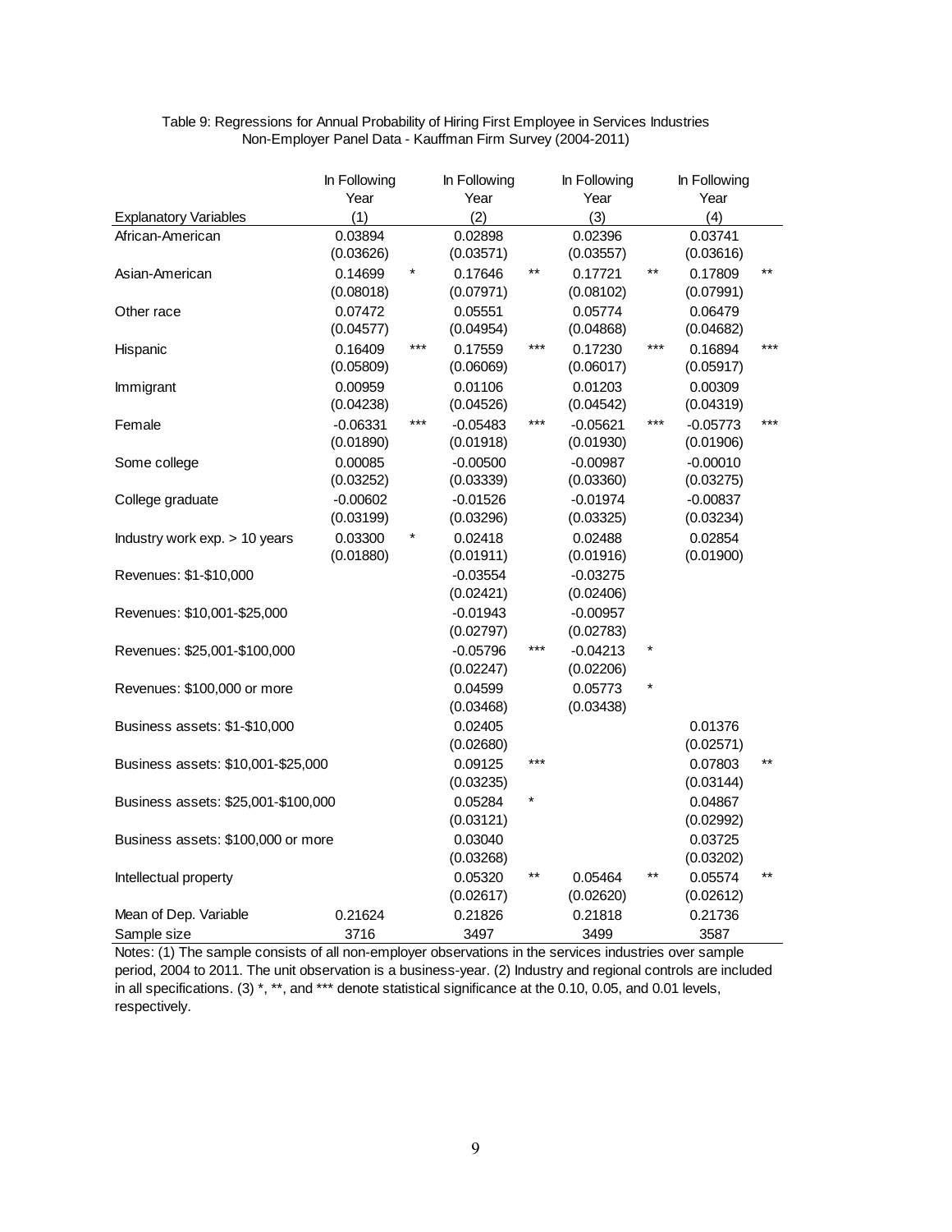Table 9: Regressions for Annual Probability of Hiring First Employee in Services Industries
Non-Employer Panel Data - Kauffman Firm Survey (2004-2011)

| Explanatory Variables | In Following Year (1) | | In Following Year (2) | | In Following Year (3) | | In Following Year (4) | |
|---|---|---|---|---|---|---|---|---|
| African-American | 0.03894 | | 0.02898 | | 0.02396 | | 0.03741 | |
| | (0.03626) | | (0.03571) | | (0.03557) | | (0.03616) | |
| Asian-American | 0.14699 | * | 0.17646 | ** | 0.17721 | ** | 0.17809 | ** |
| | (0.08018) | | (0.07971) | | (0.08102) | | (0.07991) | |
| Other race | 0.07472 | | 0.05551 | | 0.05774 | | 0.06479 | |
| | (0.04577) | | (0.04954) | | (0.04868) | | (0.04682) | |
| Hispanic | 0.16409 | *** | 0.17559 | *** | 0.17230 | *** | 0.16894 | *** |
| | (0.05809) | | (0.06069) | | (0.06017) | | (0.05917) | |
| Immigrant | 0.00959 | | 0.01106 | | 0.01203 | | 0.00309 | |
| | (0.04238) | | (0.04526) | | (0.04542) | | (0.04319) | |
| Female | -0.06331 | *** | -0.05483 | *** | -0.05621 | *** | -0.05773 | *** |
| | (0.01890) | | (0.01918) | | (0.01930) | | (0.01906) | |
| Some college | 0.00085 | | -0.00500 | | -0.00987 | | -0.00010 | |
| | (0.03252) | | (0.03339) | | (0.03360) | | (0.03275) | |
| College graduate | -0.00602 | | -0.01526 | | -0.01974 | | -0.00837 | |
| | (0.03199) | | (0.03296) | | (0.03325) | | (0.03234) | |
| Industry work exp. > 10 years | 0.03300 | * | 0.02418 | | 0.02488 | | 0.02854 | |
| | (0.01880) | | (0.01911) | | (0.01916) | | (0.01900) | |
| Revenues: $1-$10,000 | | | -0.03554 | | -0.03275 | | | |
| | | | (0.02421) | | (0.02406) | | | |
| Revenues: $10,001-$25,000 | | | -0.01943 | | -0.00957 | | | |
| | | | (0.02797) | | (0.02783) | | | |
| Revenues: $25,001-$100,000 | | | -0.05796 | *** | -0.04213 | * | | |
| | | | (0.02247) | | (0.02206) | | | |
| Revenues: $100,000 or more | | | 0.04599 | | 0.05773 | * | | |
| | | | (0.03468) | | (0.03438) | | | |
| Business assets: $1-$10,000 | | | 0.02405 | | | | 0.01376 | |
| | | | (0.02680) | | | | (0.02571) | |
| Business assets: $10,001-$25,000 | | | 0.09125 | *** | | | 0.07803 | ** |
| | | | (0.03235) | | | | (0.03144) | |
| Business assets: $25,001-$100,000 | | | 0.05284 | * | | | 0.04867 | |
| | | | (0.03121) | | | | (0.02992) | |
| Business assets: $100,000 or more | | | 0.03040 | | | | 0.03725 | |
| | | | (0.03268) | | | | (0.03202) | |
| Intellectual property | | | 0.05320 | ** | 0.05464 | ** | 0.05574 | ** |
| | | | (0.02617) | | (0.02620) | | (0.02612) | |
| Mean of Dep. Variable | 0.21624 | | 0.21826 | | 0.21818 | | 0.21736 | |
| Sample size | 3716 | | 3497 | | 3499 | | 3587 | |

Notes: (1) The sample consists of all non-employer observations in the services industries over sample period, 2004 to 2011. The unit observation is a business-year. (2) Industry and regional controls are included in all specifications. (3) *, **, and *** denote statistical significance at the 0.10, 0.05, and 0.01 levels, respectively.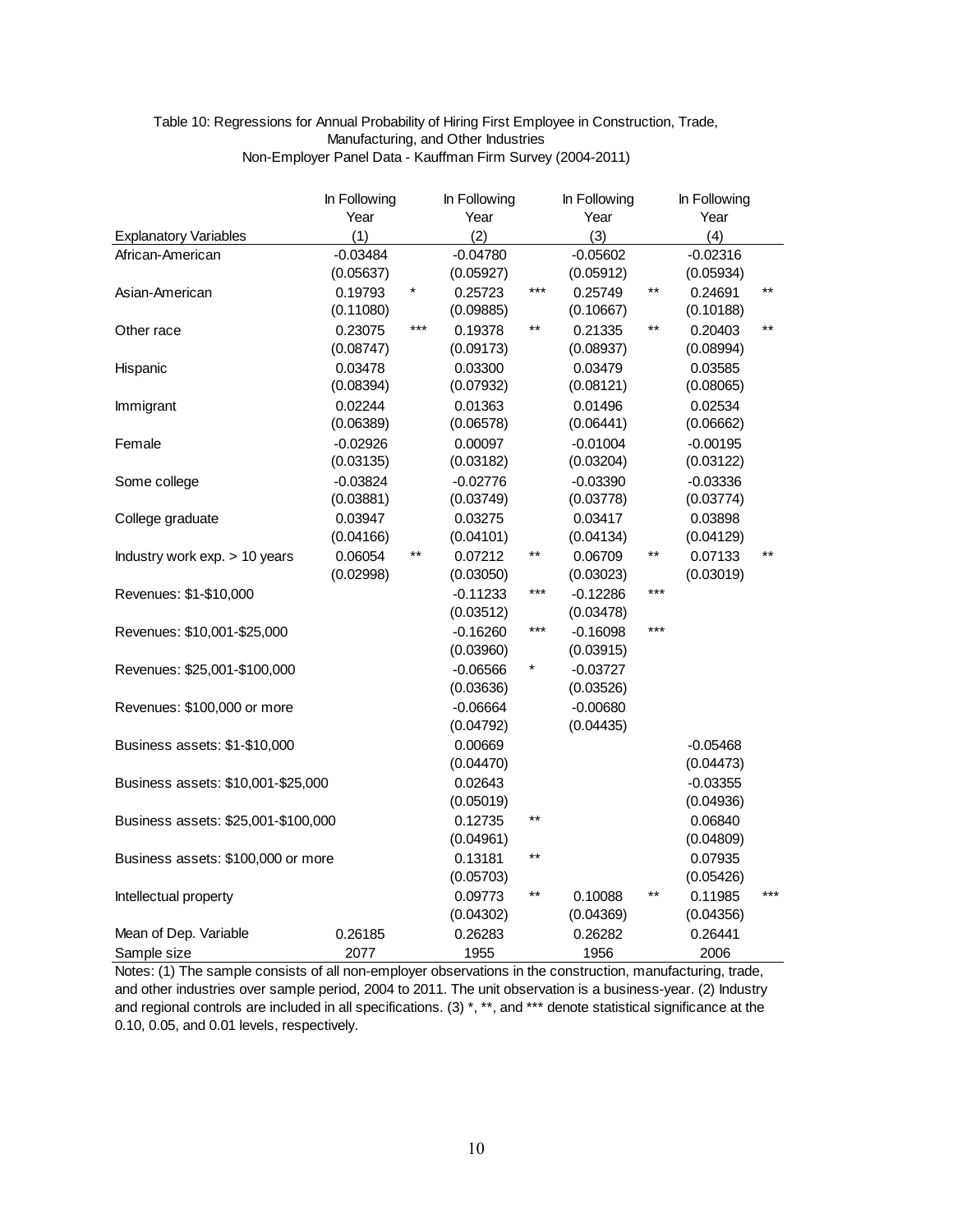Table 10: Regressions for Annual Probability of Hiring First Employee in Construction, Trade, Manufacturing, and Other Industries
Non-Employer Panel Data - Kauffman Firm Survey (2004-2011)

| Explanatory Variables | In Following Year (1) | | In Following Year (2) | | In Following Year (3) | | In Following Year (4) | |
|---|---|---|---|---|---|---|---|---|
| African-American | -0.03484 | | -0.04780 | | -0.05602 | | -0.02316 | |
| | (0.05637) | | (0.05927) | | (0.05912) | | (0.05934) | |
| Asian-American | 0.19793 | * | 0.25723 | *** | 0.25749 | ** | 0.24691 | ** |
| | (0.11080) | | (0.09885) | | (0.10667) | | (0.10188) | |
| Other race | 0.23075 | *** | 0.19378 | ** | 0.21335 | ** | 0.20403 | ** |
| | (0.08747) | | (0.09173) | | (0.08937) | | (0.08994) | |
| Hispanic | 0.03478 | | 0.03300 | | 0.03479 | | 0.03585 | |
| | (0.08394) | | (0.07932) | | (0.08121) | | (0.08065) | |
| Immigrant | 0.02244 | | 0.01363 | | 0.01496 | | 0.02534 | |
| | (0.06389) | | (0.06578) | | (0.06441) | | (0.06662) | |
| Female | -0.02926 | | 0.00097 | | -0.01004 | | -0.00195 | |
| | (0.03135) | | (0.03182) | | (0.03204) | | (0.03122) | |
| Some college | -0.03824 | | -0.02776 | | -0.03390 | | -0.03336 | |
| | (0.03881) | | (0.03749) | | (0.03778) | | (0.03774) | |
| College graduate | 0.03947 | | 0.03275 | | 0.03417 | | 0.03898 | |
| | (0.04166) | | (0.04101) | | (0.04134) | | (0.04129) | |
| Industry work exp. > 10 years | 0.06054 | ** | 0.07212 | ** | 0.06709 | ** | 0.07133 | ** |
| | (0.02998) | | (0.03050) | | (0.03023) | | (0.03019) | |
| Revenues: $1-$10,000 | | | -0.11233 | *** | -0.12286 | *** | | |
| | | | (0.03512) | | (0.03478) | | | |
| Revenues: $10,001-$25,000 | | | -0.16260 | *** | -0.16098 | *** | | |
| | | | (0.03960) | | (0.03915) | | | |
| Revenues: $25,001-$100,000 | | | -0.06566 | * | -0.03727 | | | |
| | | | (0.03636) | | (0.03526) | | | |
| Revenues: $100,000 or more | | | -0.06664 | | -0.00680 | | | |
| | | | (0.04792) | | (0.04435) | | | |
| Business assets: $1-$10,000 | | | 0.00669 | | | | -0.05468 | |
| | | | (0.04470) | | | | (0.04473) | |
| Business assets: $10,001-$25,000 | | | 0.02643 | | | | -0.03355 | |
| | | | (0.05019) | | | | (0.04936) | |
| Business assets: $25,001-$100,000 | | | 0.12735 | ** | | | 0.06840 | |
| | | | (0.04961) | | | | (0.04809) | |
| Business assets: $100,000 or more | | | 0.13181 | ** | | | 0.07935 | |
| | | | (0.05703) | | | | (0.05426) | |
| Intellectual property | | | 0.09773 | ** | 0.10088 | ** | 0.11985 | *** |
| | | | (0.04302) | | (0.04369) | | (0.04356) | |
| Mean of Dep. Variable | 0.26185 | | 0.26283 | | 0.26282 | | 0.26441 | |
| Sample size | 2077 | | 1955 | | 1956 | | 2006 | |

Notes: (1) The sample consists of all non-employer observations in the construction, manufacturing, trade, and other industries over sample period, 2004 to 2011. The unit observation is a business-year. (2) Industry and regional controls are included in all specifications. (3) *, **, and *** denote statistical significance at the 0.10, 0.05, and 0.01 levels, respectively.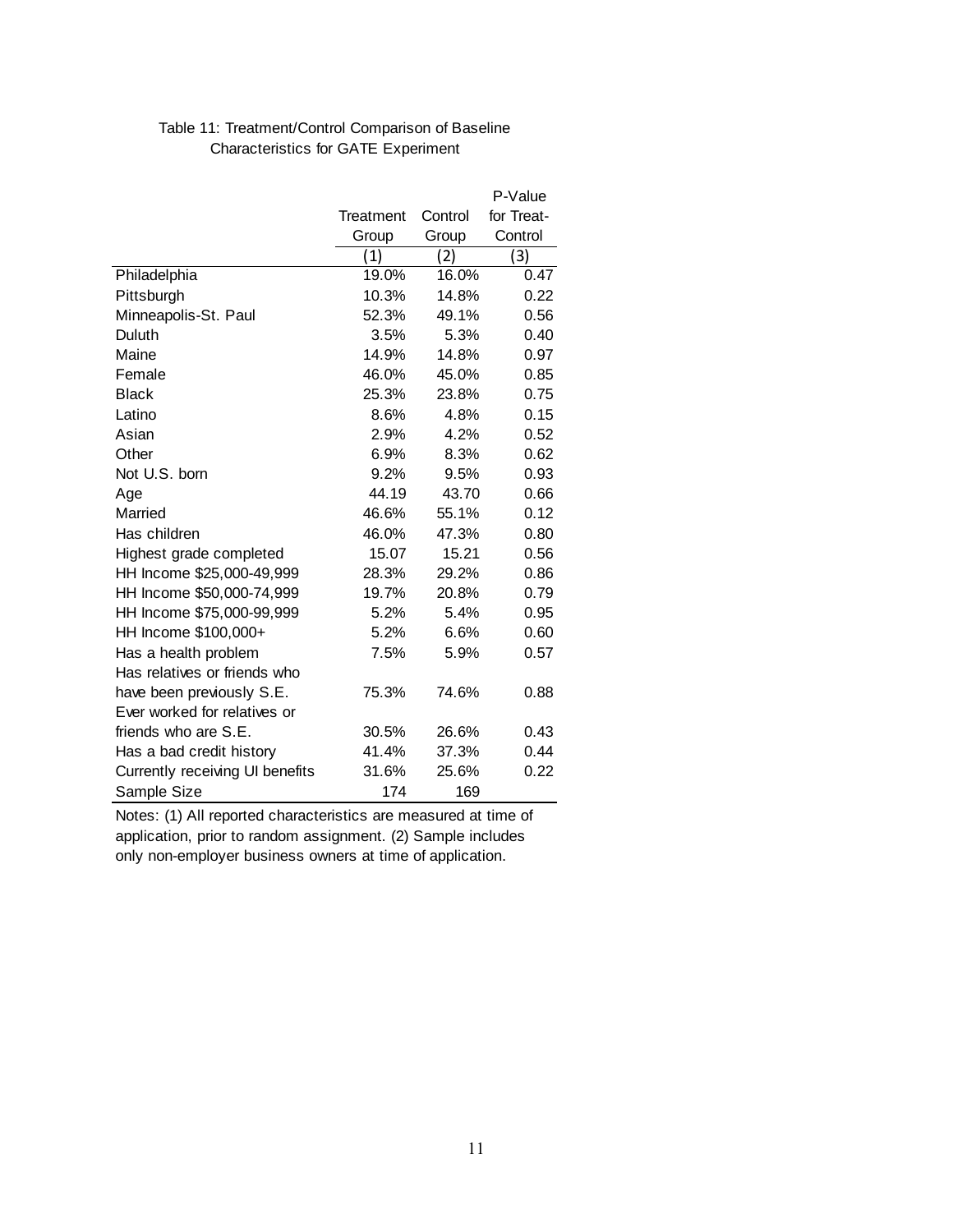Table 11: Treatment/Control Comparison of Baseline Characteristics for GATE Experiment

| | Treatment Group | Control Group | P-Value for Treat-Control |
|---|---|---|---|
| | (1) | (2) | (3) |
| Philadelphia | 19.0% | 16.0% | 0.47 |
| Pittsburgh | 10.3% | 14.8% | 0.22 |
| Minneapolis-St. Paul | 52.3% | 49.1% | 0.56 |
| Duluth | 3.5% | 5.3% | 0.40 |
| Maine | 14.9% | 14.8% | 0.97 |
| Female | 46.0% | 45.0% | 0.85 |
| Black | 25.3% | 23.8% | 0.75 |
| Latino | 8.6% | 4.8% | 0.15 |
| Asian | 2.9% | 4.2% | 0.52 |
| Other | 6.9% | 8.3% | 0.62 |
| Not U.S. born | 9.2% | 9.5% | 0.93 |
| Age | 44.19 | 43.70 | 0.66 |
| Married | 46.6% | 55.1% | 0.12 |
| Has children | 46.0% | 47.3% | 0.80 |
| Highest grade completed | 15.07 | 15.21 | 0.56 |
| HH Income $25,000-49,999 | 28.3% | 29.2% | 0.86 |
| HH Income $50,000-74,999 | 19.7% | 20.8% | 0.79 |
| HH Income $75,000-99,999 | 5.2% | 5.4% | 0.95 |
| HH Income $100,000+ | 5.2% | 6.6% | 0.60 |
| Has a health problem | 7.5% | 5.9% | 0.57 |
| Has relatives or friends who have been previously S.E. | 75.3% | 74.6% | 0.88 |
| Ever worked for relatives or friends who are S.E. | 30.5% | 26.6% | 0.43 |
| Has a bad credit history | 41.4% | 37.3% | 0.44 |
| Currently receiving UI benefits | 31.6% | 25.6% | 0.22 |
| Sample Size | 174 | 169 | |

Notes: (1) All reported characteristics are measured at time of application, prior to random assignment. (2) Sample includes only non-employer business owners at time of application.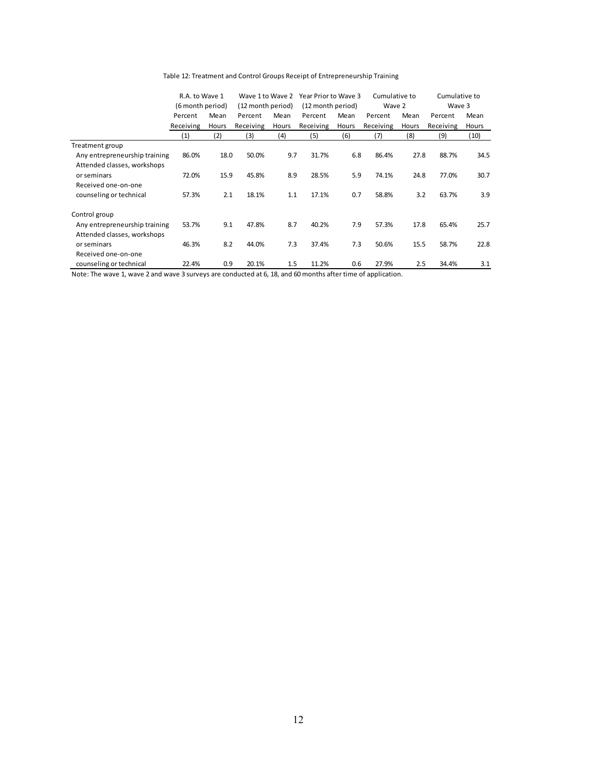Table 12: Treatment and Control Groups Receipt of Entrepreneurship Training

| | R.A. to Wave 1 (6 month period) | | Wave 1 to Wave 2 (12 month period) | | Year Prior to Wave 3 (12 month period) | | Cumulative to Wave 2 | | Cumulative to Wave 3 | |
|---|---|---|---|---|---|---|---|---|---|---|
| | Percent Receiving | Mean Hours | Percent Receiving | Mean Hours | Percent Receiving | Mean Hours | Percent Receiving | Mean Hours | Percent Receiving | Mean Hours |
| | (1) | (2) | (3) | (4) | (5) | (6) | (7) | (8) | (9) | (10) |
| Treatment group | | | | | | | | | | |
| Any entrepreneurship training | 86.0% | 18.0 | 50.0% | 9.7 | 31.7% | 6.8 | 86.4% | 27.8 | 88.7% | 34.5 |
| Attended classes, workshops or seminars | 72.0% | 15.9 | 45.8% | 8.9 | 28.5% | 5.9 | 74.1% | 24.8 | 77.0% | 30.7 |
| Received one-on-one counseling or technical | 57.3% | 2.1 | 18.1% | 1.1 | 17.1% | 0.7 | 58.8% | 3.2 | 63.7% | 3.9 |
| Control group | | | | | | | | | | |
| Any entrepreneurship training | 53.7% | 9.1 | 47.8% | 8.7 | 40.2% | 7.9 | 57.3% | 17.8 | 65.4% | 25.7 |
| Attended classes, workshops or seminars | 46.3% | 8.2 | 44.0% | 7.3 | 37.4% | 7.3 | 50.6% | 15.5 | 58.7% | 22.8 |
| Received one-on-one counseling or technical | 22.4% | 0.9 | 20.1% | 1.5 | 11.2% | 0.6 | 27.9% | 2.5 | 34.4% | 3.1 |

Note: The wave 1, wave 2 and wave 3 surveys are conducted at 6, 18, and 60 months after time of application.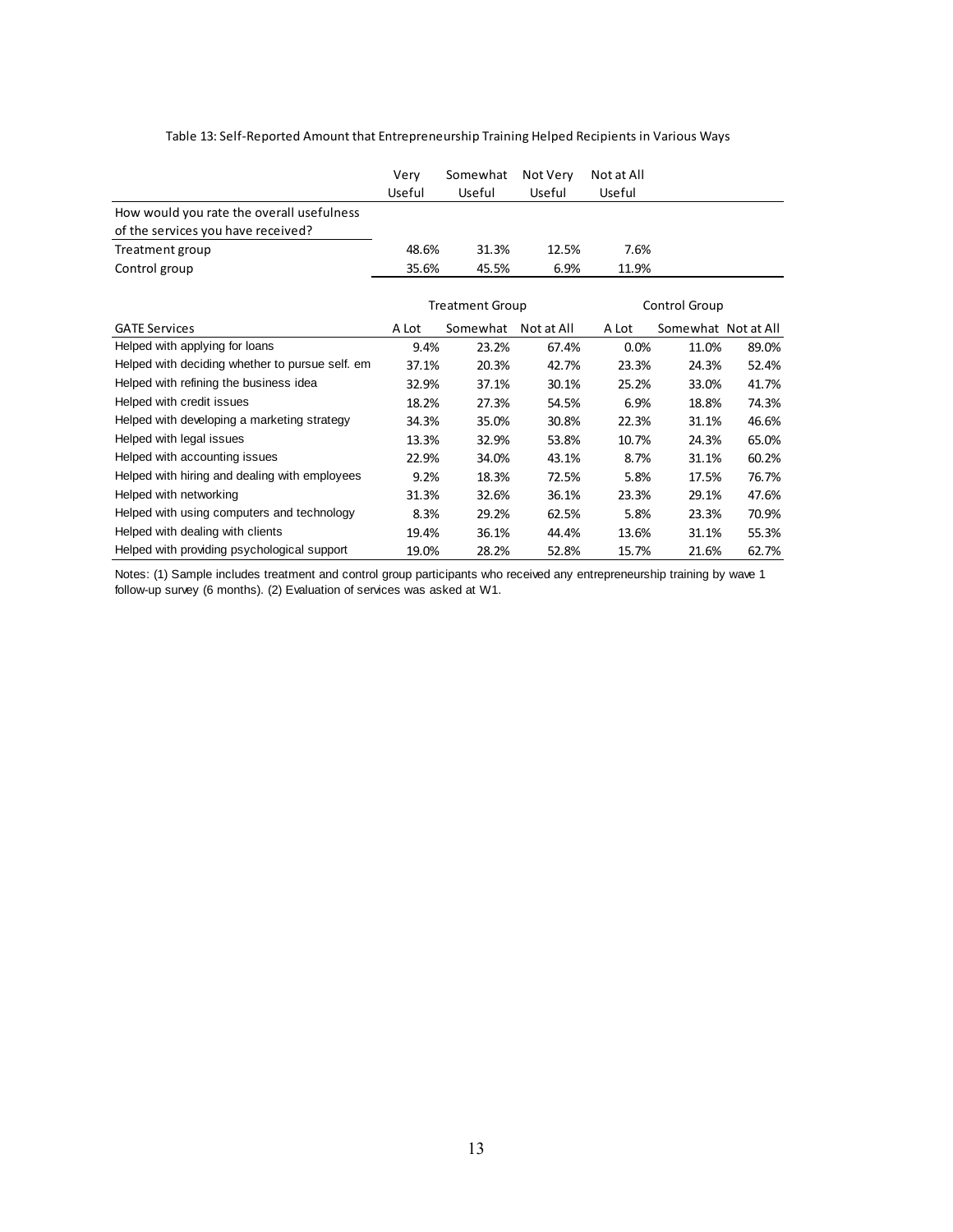Table 13: Self-Reported Amount that Entrepreneurship Training Helped Recipients in Various Ways

| | Very Useful | Somewhat Useful | Not Very Useful | Not at All Useful |
|---|---|---|---|---|
| How would you rate the overall usefulness of the services you have received? | | | | |
| Treatment group | 48.6% | 31.3% | 12.5% | 7.6% |
| Control group | 35.6% | 45.5% | 6.9% | 11.9% |

| | Treatment Group | | | Control Group | | |
|---|---|---|---|---|---|---|
| GATE Services | A Lot | Somewhat | Not at All | A Lot | Somewhat | Not at All |
| Helped with applying for loans | 9.4% | 23.2% | 67.4% | 0.0% | 11.0% | 89.0% |
| Helped with deciding whether to pursue self. em | 37.1% | 20.3% | 42.7% | 23.3% | 24.3% | 52.4% |
| Helped with refining the business idea | 32.9% | 37.1% | 30.1% | 25.2% | 33.0% | 41.7% |
| Helped with credit issues | 18.2% | 27.3% | 54.5% | 6.9% | 18.8% | 74.3% |
| Helped with developing a marketing strategy | 34.3% | 35.0% | 30.8% | 22.3% | 31.1% | 46.6% |
| Helped with legal issues | 13.3% | 32.9% | 53.8% | 10.7% | 24.3% | 65.0% |
| Helped with accounting issues | 22.9% | 34.0% | 43.1% | 8.7% | 31.1% | 60.2% |
| Helped with hiring and dealing with employees | 9.2% | 18.3% | 72.5% | 5.8% | 17.5% | 76.7% |
| Helped with networking | 31.3% | 32.6% | 36.1% | 23.3% | 29.1% | 47.6% |
| Helped with using computers and technology | 8.3% | 29.2% | 62.5% | 5.8% | 23.3% | 70.9% |
| Helped with dealing with clients | 19.4% | 36.1% | 44.4% | 13.6% | 31.1% | 55.3% |
| Helped with providing psychological support | 19.0% | 28.2% | 52.8% | 15.7% | 21.6% | 62.7% |

Notes: (1) Sample includes treatment and control group participants who received any entrepreneurship training by wave 1 follow-up survey (6 months). (2) Evaluation of services was asked at W1.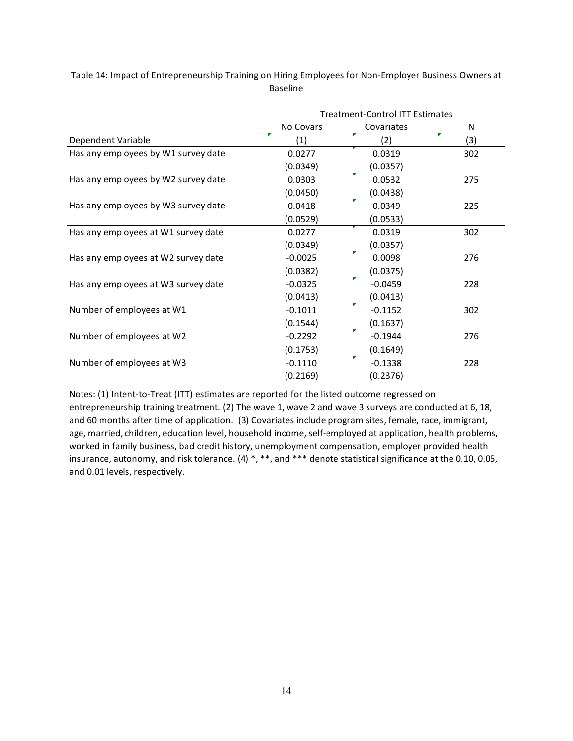Table 14: Impact of Entrepreneurship Training on Hiring Employees for Non-Employer Business Owners at Baseline

| | Treatment-Control ITT Estimates | | |
|---|---|---|---|
| | No Covars | Covariates | N |
| Dependent Variable | (1) | (2) | (3) |
| Has any employees by W1 survey date | 0.0277 | 0.0319 | 302 |
| | (0.0349) | (0.0357) | |
| Has any employees by W2 survey date | 0.0303 | 0.0532 | 275 |
| | (0.0450) | (0.0438) | |
| Has any employees by W3 survey date | 0.0418 | 0.0349 | 225 |
| | (0.0529) | (0.0533) | |
| Has any employees at W1 survey date | 0.0277 | 0.0319 | 302 |
| | (0.0349) | (0.0357) | |
| Has any employees at W2 survey date | -0.0025 | 0.0098 | 276 |
| | (0.0382) | (0.0375) | |
| Has any employees at W3 survey date | -0.0325 | -0.0459 | 228 |
| | (0.0413) | (0.0413) | |
| Number of employees at W1 | -0.1011 | -0.1152 | 302 |
| | (0.1544) | (0.1637) | |
| Number of employees at W2 | -0.2292 | -0.1944 | 276 |
| | (0.1753) | (0.1649) | |
| Number of employees at W3 | -0.1110 | -0.1338 | 228 |
| | (0.2169) | (0.2376) | |

Notes: (1) Intent-to-Treat (ITT) estimates are reported for the listed outcome regressed on entrepreneurship training treatment. (2) The wave 1, wave 2 and wave 3 surveys are conducted at 6, 18, and 60 months after time of application. (3) Covariates include program sites, female, race, immigrant, age, married, children, education level, household income, self-employed at application, health problems, worked in family business, bad credit history, unemployment compensation, employer provided health insurance, autonomy, and risk tolerance. (4) *, **, and *** denote statistical significance at the 0.10, 0.05, and 0.01 levels, respectively.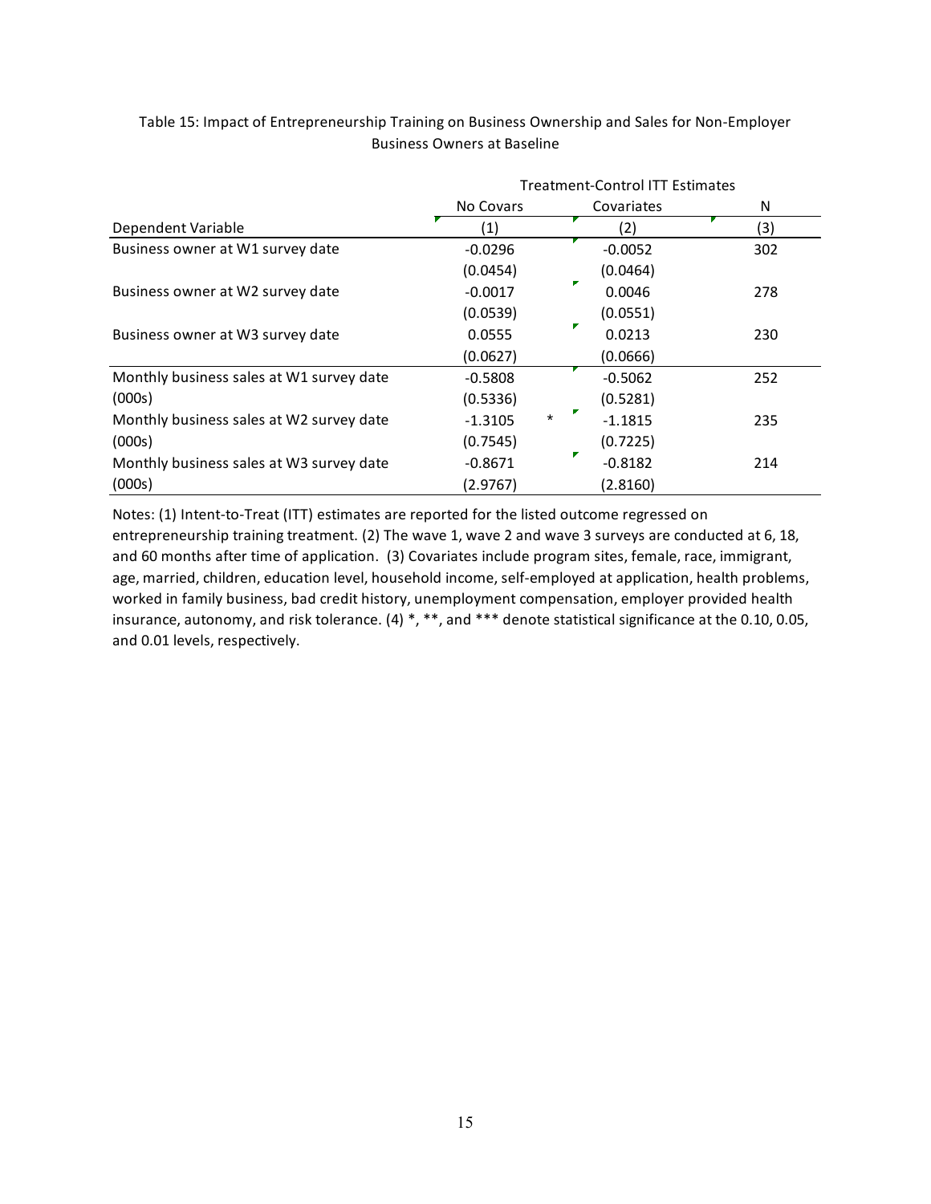Table 15: Impact of Entrepreneurship Training on Business Ownership and Sales for Non-Employer Business Owners at Baseline

| | Treatment-Control ITT Estimates | | |
|---|---|---|---|
| | No Covars | Covariates | N |
| Dependent Variable | (1) | (2) | (3) |
| Business owner at W1 survey date | -0.0296 | -0.0052 | 302 |
| | (0.0454) | (0.0464) | |
| Business owner at W2 survey date | -0.0017 | 0.0046 | 278 |
| | (0.0539) | (0.0551) | |
| Business owner at W3 survey date | 0.0555 | 0.0213 | 230 |
| | (0.0627) | (0.0666) | |
| Monthly business sales at W1 survey date (000s) | -0.5808 | -0.5062 | 252 |
| | (0.5336) | (0.5281) | |
| Monthly business sales at W2 survey date (000s) | -1.3105 * | -1.1815 | 235 |
| | (0.7545) | (0.7225) | |
| Monthly business sales at W3 survey date (000s) | -0.8671 | -0.8182 | 214 |
| | (2.9767) | (2.8160) | |

Notes: (1) Intent-to-Treat (ITT) estimates are reported for the listed outcome regressed on entrepreneurship training treatment. (2) The wave 1, wave 2 and wave 3 surveys are conducted at 6, 18, and 60 months after time of application. (3) Covariates include program sites, female, race, immigrant, age, married, children, education level, household income, self-employed at application, health problems, worked in family business, bad credit history, unemployment compensation, employer provided health insurance, autonomy, and risk tolerance. (4) *, **, and *** denote statistical significance at the 0.10, 0.05, and 0.01 levels, respectively.